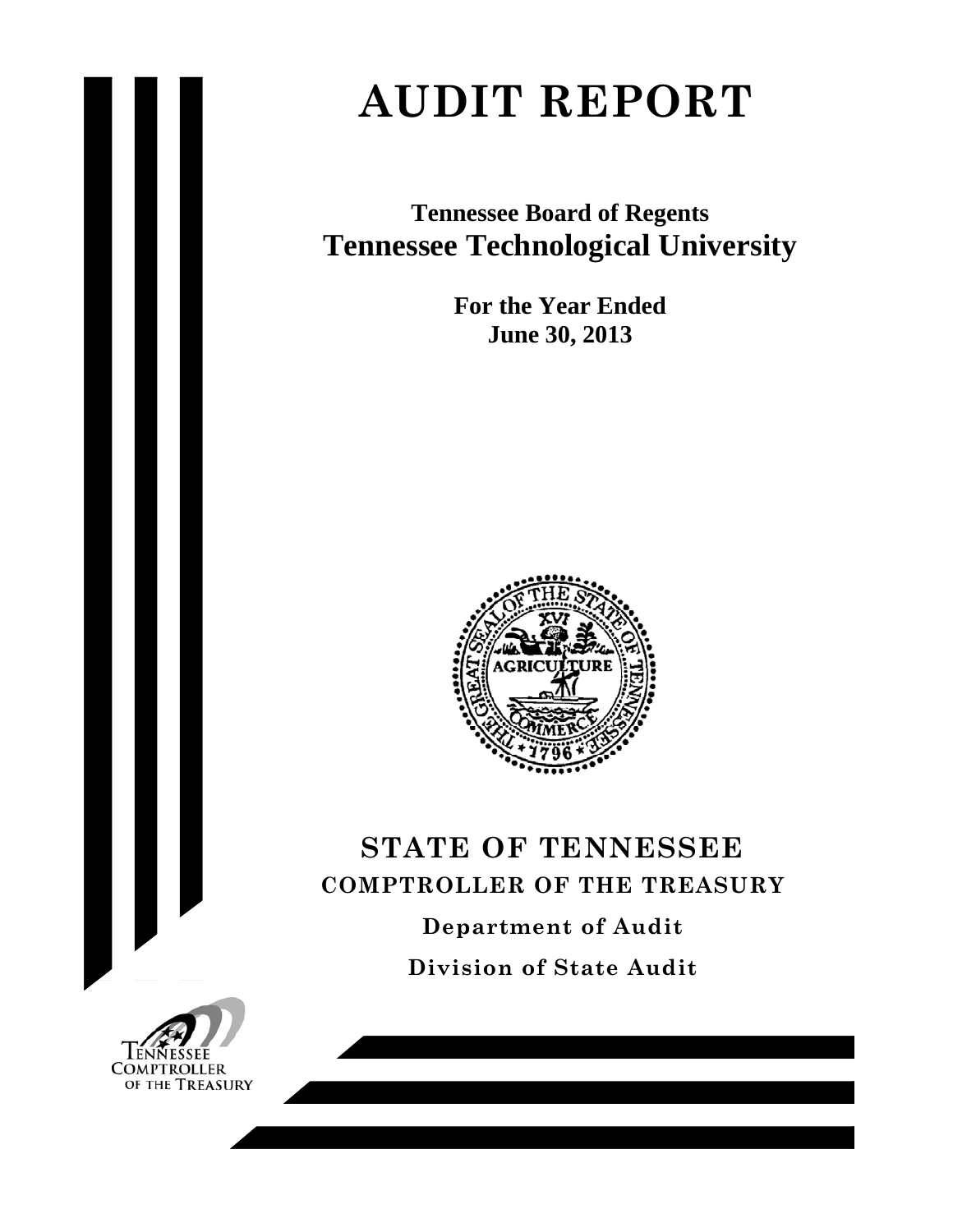# AUDIT REPORT

## Tennessee Board of Regents
## Tennessee Technological University

**For the Year Ended**
**June 30, 2013**

## STATE OF TENNESSEE
### COMPTROLLER OF THE TREASURY

**Department of Audit**

**Division of State Audit**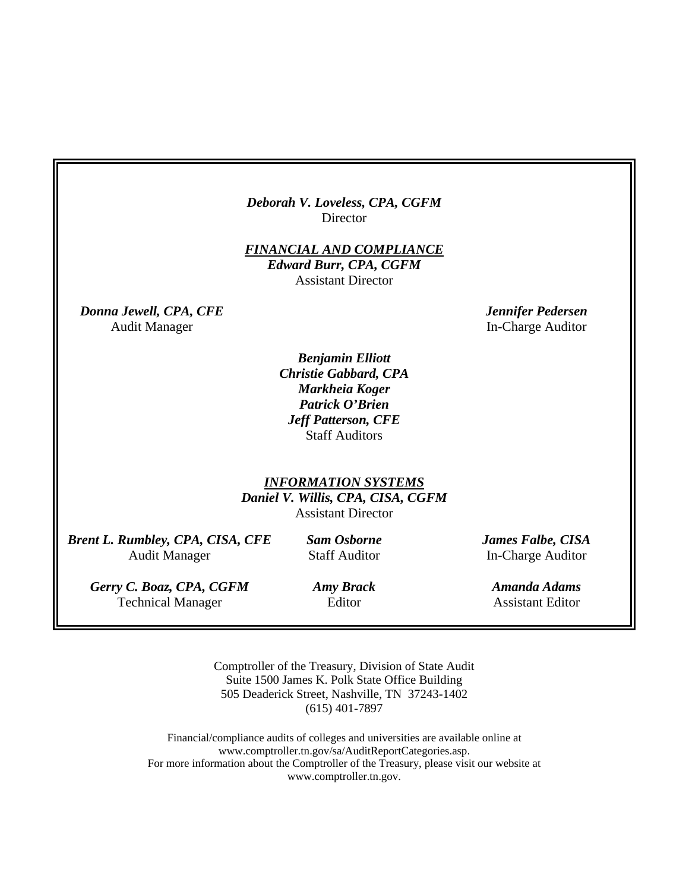***Deborah V. Loveless, CPA, CGFM***
Director

***FINANCIAL AND COMPLIANCE***
***Edward Burr, CPA, CGFM***
Assistant Director

***Donna Jewell, CPA, CFE***
Audit Manager

***Jennifer Pedersen***
In-Charge Auditor

***Benjamin Elliott***
***Christie Gabbard, CPA***
***Markheia Koger***
***Patrick O'Brien***
***Jeff Patterson, CFE***
Staff Auditors

***INFORMATION SYSTEMS***
***Daniel V. Willis, CPA, CISA, CGFM***
Assistant Director

***Brent L. Rumbley, CPA, CISA, CFE***
Audit Manager

***Sam Osborne***
Staff Auditor

***James Falbe, CISA***
In-Charge Auditor

***Gerry C. Boaz, CPA, CGFM***
Technical Manager

***Amy Brack***
Editor

***Amanda Adams***
Assistant Editor

Comptroller of the Treasury, Division of State Audit
Suite 1500 James K. Polk State Office Building
505 Deaderick Street, Nashville, TN 37243-1402
(615) 401-7897

Financial/compliance audits of colleges and universities are available online at
www.comptroller.tn.gov/sa/AuditReportCategories.asp.
For more information about the Comptroller of the Treasury, please visit our website at
www.comptroller.tn.gov.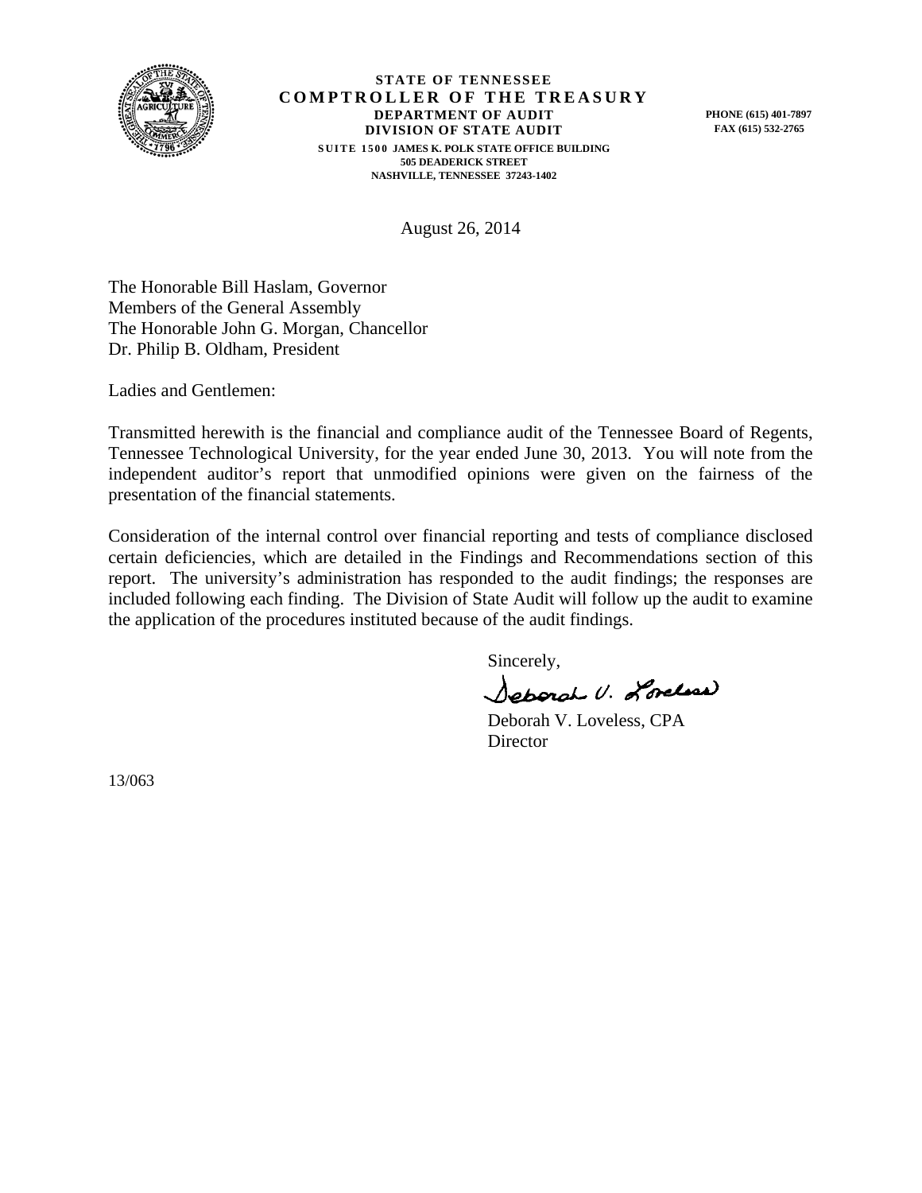**STATE OF TENNESSEE**
**COMPTROLLER OF THE TREASURY**
**DEPARTMENT OF AUDIT**
**DIVISION OF STATE AUDIT**
**SUITE 1500 JAMES K. POLK STATE OFFICE BUILDING**
**505 DEADERICK STREET**
**NASHVILLE, TENNESSEE 37243-1402**

**PHONE (615) 401-7897**
**FAX (615) 532-2765**

August 26, 2014

The Honorable Bill Haslam, Governor
Members of the General Assembly
The Honorable John G. Morgan, Chancellor
Dr. Philip B. Oldham, President

Ladies and Gentlemen:

Transmitted herewith is the financial and compliance audit of the Tennessee Board of Regents, Tennessee Technological University, for the year ended June 30, 2013. You will note from the independent auditor's report that unmodified opinions were given on the fairness of the presentation of the financial statements.

Consideration of the internal control over financial reporting and tests of compliance disclosed certain deficiencies, which are detailed in the Findings and Recommendations section of this report. The university's administration has responded to the audit findings; the responses are included following each finding. The Division of State Audit will follow up the audit to examine the application of the procedures instituted because of the audit findings.

Sincerely,

Deborah V. Loveless

Deborah V. Loveless, CPA
Director

13/063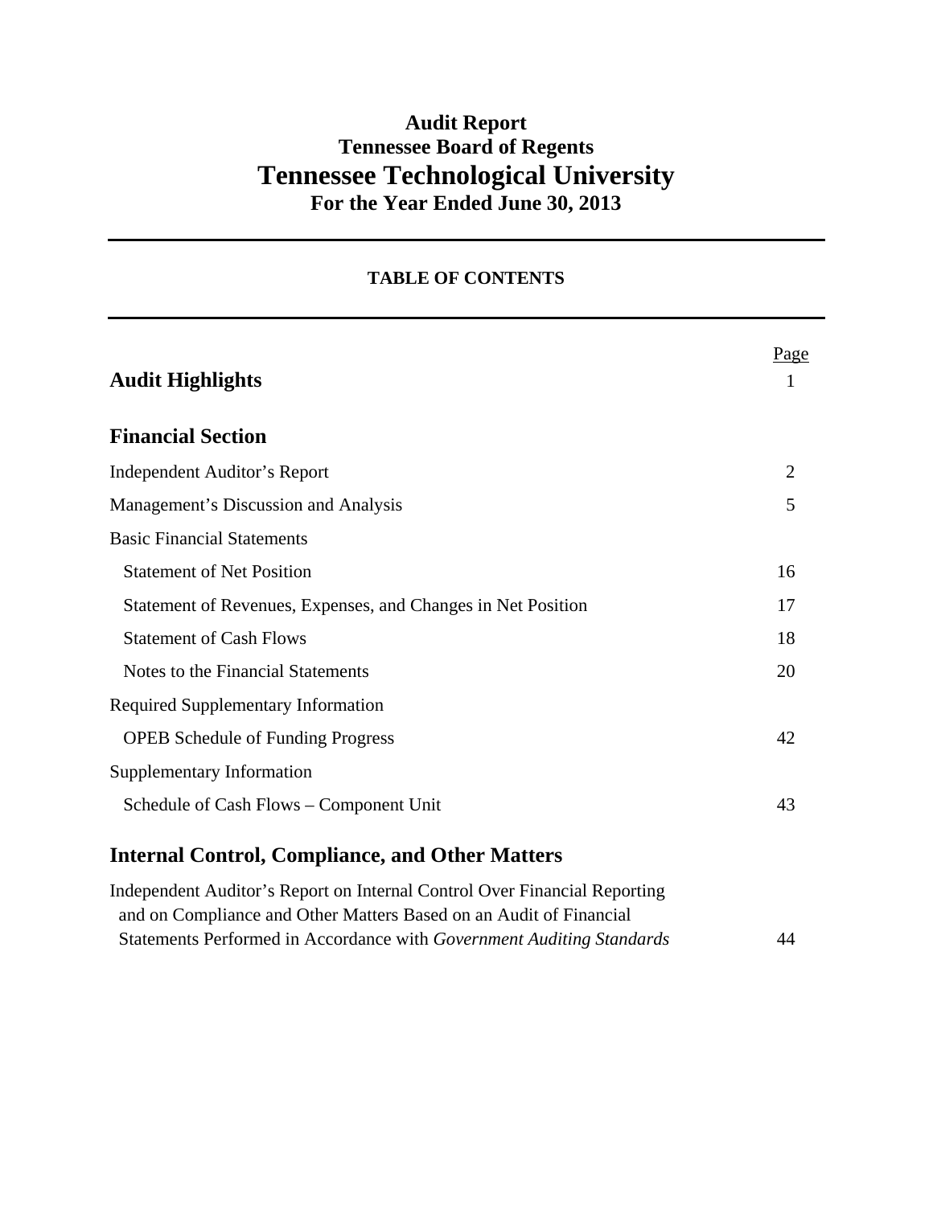# Audit Report
## Tennessee Board of Regents
# Tennessee Technological University
## For the Year Ended June 30, 2013

---

**TABLE OF CONTENTS**

---

| | Page |
|---|---|
| **Audit Highlights** | 1 |
| **Financial Section** | |
| Independent Auditor's Report | 2 |
| Management's Discussion and Analysis | 5 |
| Basic Financial Statements | |
| Statement of Net Position | 16 |
| Statement of Revenues, Expenses, and Changes in Net Position | 17 |
| Statement of Cash Flows | 18 |
| Notes to the Financial Statements | 20 |
| Required Supplementary Information | |
| OPEB Schedule of Funding Progress | 42 |
| Supplementary Information | |
| Schedule of Cash Flows – Component Unit | 43 |
| **Internal Control, Compliance, and Other Matters** | |
| Independent Auditor's Report on Internal Control Over Financial Reporting and on Compliance and Other Matters Based on an Audit of Financial Statements Performed in Accordance with *Government Auditing Standards* | 44 |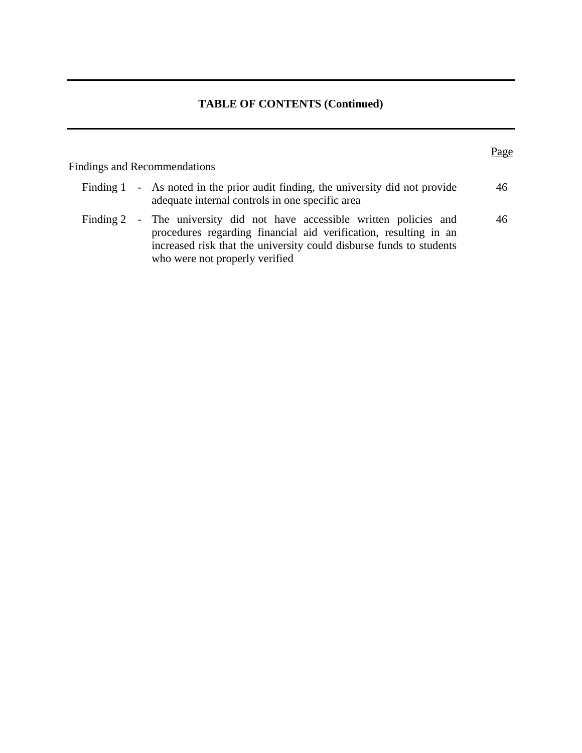## TABLE OF CONTENTS (Continued)

| | | Page |
|---|---|---|
| **Findings and Recommendations** | | |
| Finding 1 | - As noted in the prior audit finding, the university did not provide adequate internal controls in one specific area | 46 |
| Finding 2 | - The university did not have accessible written policies and procedures regarding financial aid verification, resulting in an increased risk that the university could disburse funds to students who were not properly verified | 46 |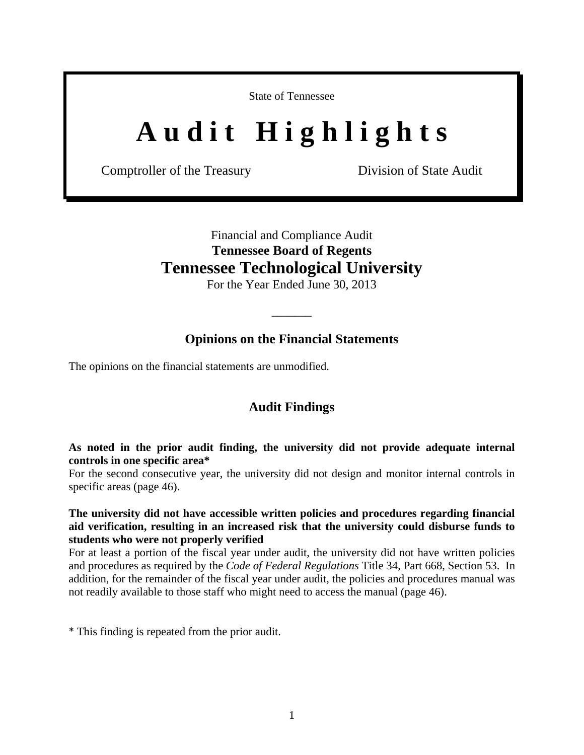State of Tennessee

# A u d i t  H i g h l i g h t s

Comptroller of the Treasury                    Division of State Audit

Financial and Compliance Audit

**Tennessee Board of Regents**

## Tennessee Technological University

For the Year Ended June 30, 2013

\_\_\_\_\_\_\_

### Opinions on the Financial Statements

The opinions on the financial statements are unmodified.

### Audit Findings

**As noted in the prior audit finding, the university did not provide adequate internal controls in one specific area***

For the second consecutive year, the university did not design and monitor internal controls in specific areas (page 46).

**The university did not have accessible written policies and procedures regarding financial aid verification, resulting in an increased risk that the university could disburse funds to students who were not properly verified**

For at least a portion of the fiscal year under audit, the university did not have written policies and procedures as required by the *Code of Federal Regulations* Title 34, Part 668, Section 53. In addition, for the remainder of the fiscal year under audit, the policies and procedures manual was not readily available to those staff who might need to access the manual (page 46).

* This finding is repeated from the prior audit.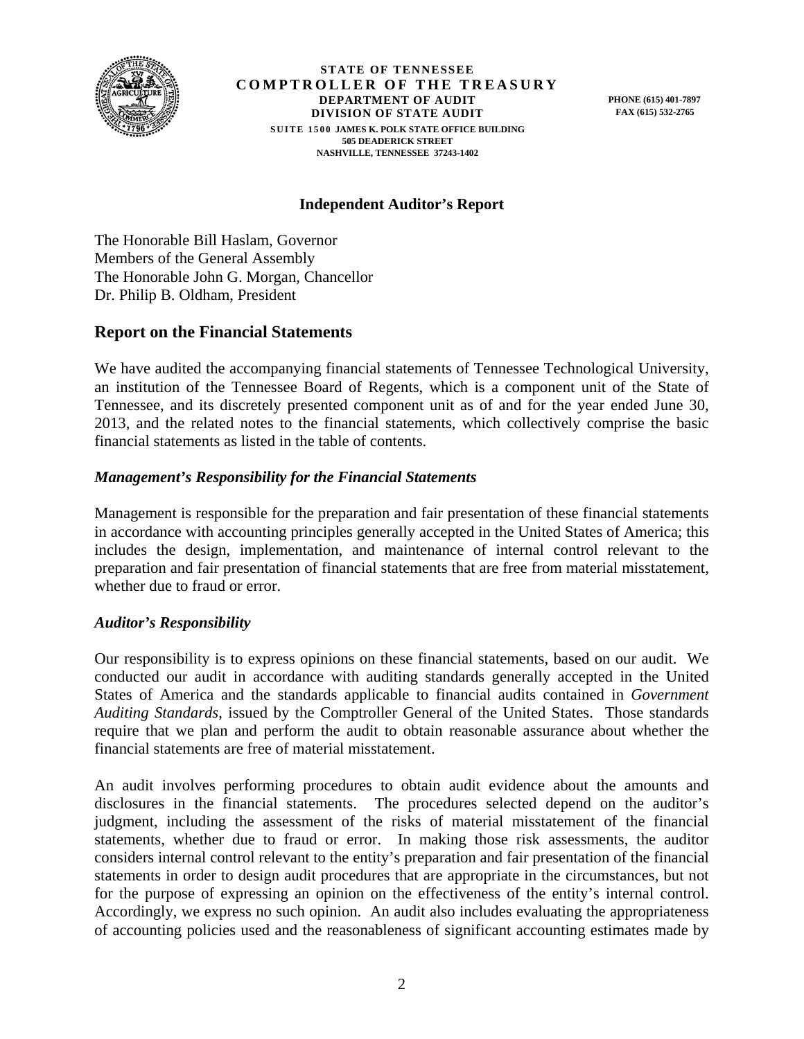STATE OF TENNESSEE
**COMPTROLLER OF THE TREASURY**
DEPARTMENT OF AUDIT
DIVISION OF STATE AUDIT
SUITE 1500 JAMES K. POLK STATE OFFICE BUILDING
505 DEADERICK STREET
NASHVILLE, TENNESSEE 37243-1402

PHONE (615) 401-7897
FAX (615) 532-2765

## Independent Auditor's Report

The Honorable Bill Haslam, Governor
Members of the General Assembly
The Honorable John G. Morgan, Chancellor
Dr. Philip B. Oldham, President

## Report on the Financial Statements

We have audited the accompanying financial statements of Tennessee Technological University, an institution of the Tennessee Board of Regents, which is a component unit of the State of Tennessee, and its discretely presented component unit as of and for the year ended June 30, 2013, and the related notes to the financial statements, which collectively comprise the basic financial statements as listed in the table of contents.

### *Management's Responsibility for the Financial Statements*

Management is responsible for the preparation and fair presentation of these financial statements in accordance with accounting principles generally accepted in the United States of America; this includes the design, implementation, and maintenance of internal control relevant to the preparation and fair presentation of financial statements that are free from material misstatement, whether due to fraud or error.

### *Auditor's Responsibility*

Our responsibility is to express opinions on these financial statements, based on our audit. We conducted our audit in accordance with auditing standards generally accepted in the United States of America and the standards applicable to financial audits contained in *Government Auditing Standards*, issued by the Comptroller General of the United States. Those standards require that we plan and perform the audit to obtain reasonable assurance about whether the financial statements are free of material misstatement.

An audit involves performing procedures to obtain audit evidence about the amounts and disclosures in the financial statements. The procedures selected depend on the auditor's judgment, including the assessment of the risks of material misstatement of the financial statements, whether due to fraud or error. In making those risk assessments, the auditor considers internal control relevant to the entity's preparation and fair presentation of the financial statements in order to design audit procedures that are appropriate in the circumstances, but not for the purpose of expressing an opinion on the effectiveness of the entity's internal control. Accordingly, we express no such opinion. An audit also includes evaluating the appropriateness of accounting policies used and the reasonableness of significant accounting estimates made by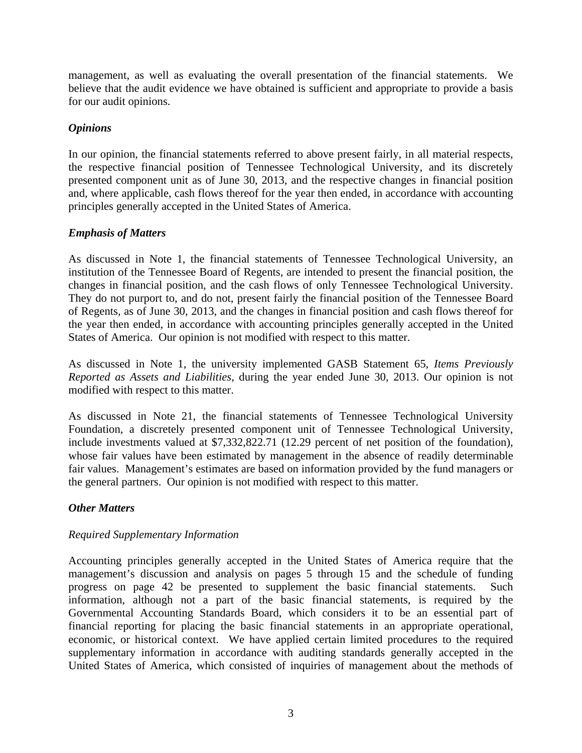management, as well as evaluating the overall presentation of the financial statements. We believe that the audit evidence we have obtained is sufficient and appropriate to provide a basis for our audit opinions.

### *Opinions*

In our opinion, the financial statements referred to above present fairly, in all material respects, the respective financial position of Tennessee Technological University, and its discretely presented component unit as of June 30, 2013, and the respective changes in financial position and, where applicable, cash flows thereof for the year then ended, in accordance with accounting principles generally accepted in the United States of America.

### *Emphasis of Matters*

As discussed in Note 1, the financial statements of Tennessee Technological University, an institution of the Tennessee Board of Regents, are intended to present the financial position, the changes in financial position, and the cash flows of only Tennessee Technological University. They do not purport to, and do not, present fairly the financial position of the Tennessee Board of Regents, as of June 30, 2013, and the changes in financial position and cash flows thereof for the year then ended, in accordance with accounting principles generally accepted in the United States of America. Our opinion is not modified with respect to this matter.

As discussed in Note 1, the university implemented GASB Statement 65, *Items Previously Reported as Assets and Liabilities*, during the year ended June 30, 2013. Our opinion is not modified with respect to this matter.

As discussed in Note 21, the financial statements of Tennessee Technological University Foundation, a discretely presented component unit of Tennessee Technological University, include investments valued at $7,332,822.71 (12.29 percent of net position of the foundation), whose fair values have been estimated by management in the absence of readily determinable fair values. Management's estimates are based on information provided by the fund managers or the general partners. Our opinion is not modified with respect to this matter.

### *Other Matters*

*Required Supplementary Information*

Accounting principles generally accepted in the United States of America require that the management's discussion and analysis on pages 5 through 15 and the schedule of funding progress on page 42 be presented to supplement the basic financial statements. Such information, although not a part of the basic financial statements, is required by the Governmental Accounting Standards Board, which considers it to be an essential part of financial reporting for placing the basic financial statements in an appropriate operational, economic, or historical context. We have applied certain limited procedures to the required supplementary information in accordance with auditing standards generally accepted in the United States of America, which consisted of inquiries of management about the methods of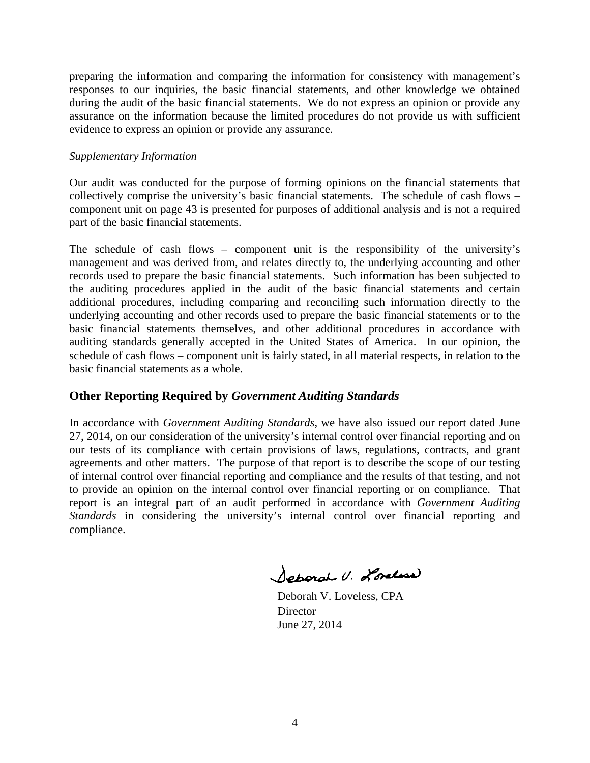preparing the information and comparing the information for consistency with management's responses to our inquiries, the basic financial statements, and other knowledge we obtained during the audit of the basic financial statements. We do not express an opinion or provide any assurance on the information because the limited procedures do not provide us with sufficient evidence to express an opinion or provide any assurance.

*Supplementary Information*

Our audit was conducted for the purpose of forming opinions on the financial statements that collectively comprise the university's basic financial statements. The schedule of cash flows – component unit on page 43 is presented for purposes of additional analysis and is not a required part of the basic financial statements.

The schedule of cash flows – component unit is the responsibility of the university's management and was derived from, and relates directly to, the underlying accounting and other records used to prepare the basic financial statements. Such information has been subjected to the auditing procedures applied in the audit of the basic financial statements and certain additional procedures, including comparing and reconciling such information directly to the underlying accounting and other records used to prepare the basic financial statements or to the basic financial statements themselves, and other additional procedures in accordance with auditing standards generally accepted in the United States of America. In our opinion, the schedule of cash flows – component unit is fairly stated, in all material respects, in relation to the basic financial statements as a whole.

## Other Reporting Required by *Government Auditing Standards*

In accordance with *Government Auditing Standards*, we have also issued our report dated June 27, 2014, on our consideration of the university's internal control over financial reporting and on our tests of its compliance with certain provisions of laws, regulations, contracts, and grant agreements and other matters. The purpose of that report is to describe the scope of our testing of internal control over financial reporting and compliance and the results of that testing, and not to provide an opinion on the internal control over financial reporting or on compliance. That report is an integral part of an audit performed in accordance with *Government Auditing Standards* in considering the university's internal control over financial reporting and compliance.

Deborah V. Loveless, CPA
Director
June 27, 2014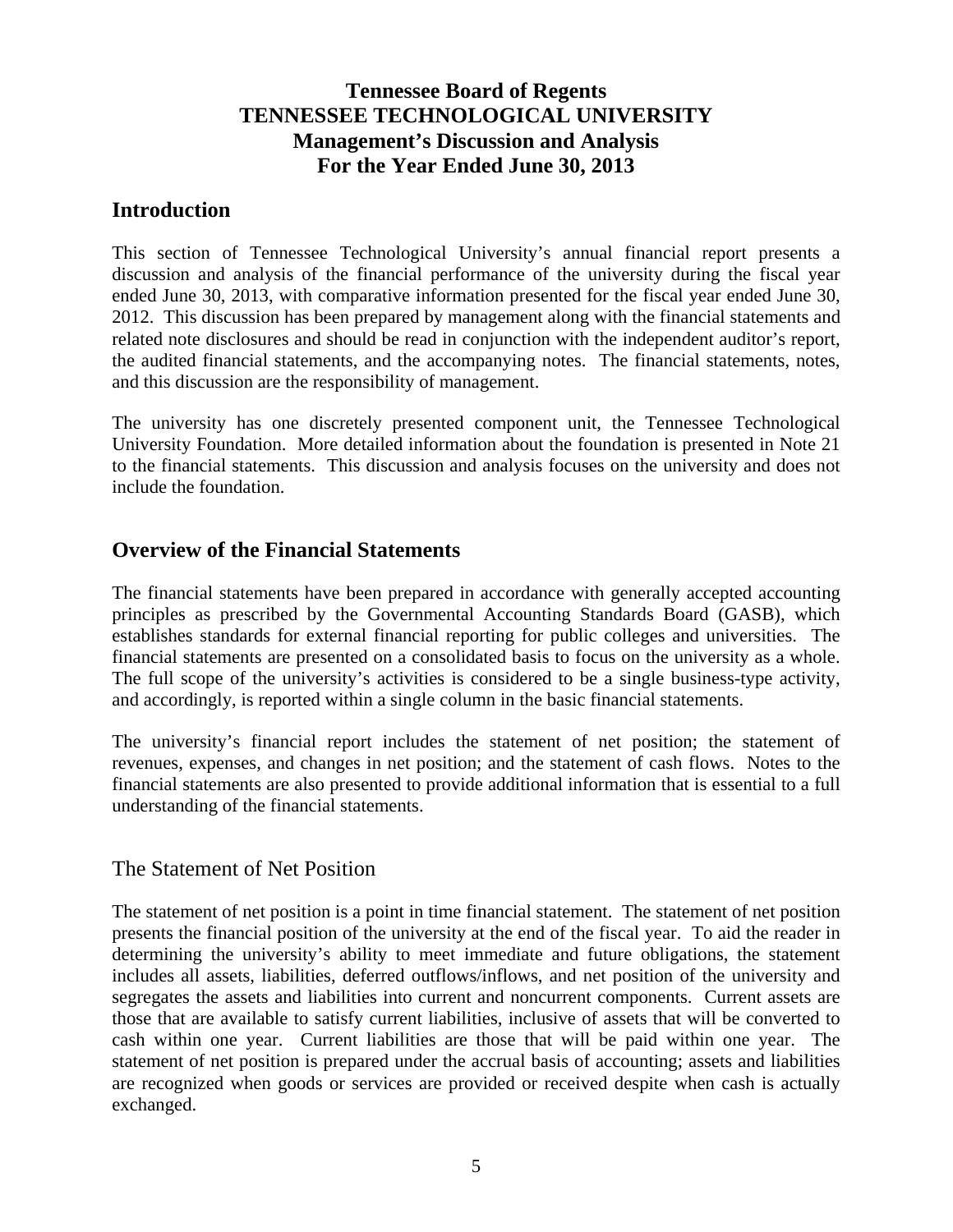# Tennessee Board of Regents
# TENNESSEE TECHNOLOGICAL UNIVERSITY
# Management's Discussion and Analysis
# For the Year Ended June 30, 2013

## Introduction

This section of Tennessee Technological University's annual financial report presents a discussion and analysis of the financial performance of the university during the fiscal year ended June 30, 2013, with comparative information presented for the fiscal year ended June 30, 2012. This discussion has been prepared by management along with the financial statements and related note disclosures and should be read in conjunction with the independent auditor's report, the audited financial statements, and the accompanying notes. The financial statements, notes, and this discussion are the responsibility of management.

The university has one discretely presented component unit, the Tennessee Technological University Foundation. More detailed information about the foundation is presented in Note 21 to the financial statements. This discussion and analysis focuses on the university and does not include the foundation.

## Overview of the Financial Statements

The financial statements have been prepared in accordance with generally accepted accounting principles as prescribed by the Governmental Accounting Standards Board (GASB), which establishes standards for external financial reporting for public colleges and universities. The financial statements are presented on a consolidated basis to focus on the university as a whole. The full scope of the university's activities is considered to be a single business-type activity, and accordingly, is reported within a single column in the basic financial statements.

The university's financial report includes the statement of net position; the statement of revenues, expenses, and changes in net position; and the statement of cash flows. Notes to the financial statements are also presented to provide additional information that is essential to a full understanding of the financial statements.

### The Statement of Net Position

The statement of net position is a point in time financial statement. The statement of net position presents the financial position of the university at the end of the fiscal year. To aid the reader in determining the university's ability to meet immediate and future obligations, the statement includes all assets, liabilities, deferred outflows/inflows, and net position of the university and segregates the assets and liabilities into current and noncurrent components. Current assets are those that are available to satisfy current liabilities, inclusive of assets that will be converted to cash within one year. Current liabilities are those that will be paid within one year. The statement of net position is prepared under the accrual basis of accounting; assets and liabilities are recognized when goods or services are provided or received despite when cash is actually exchanged.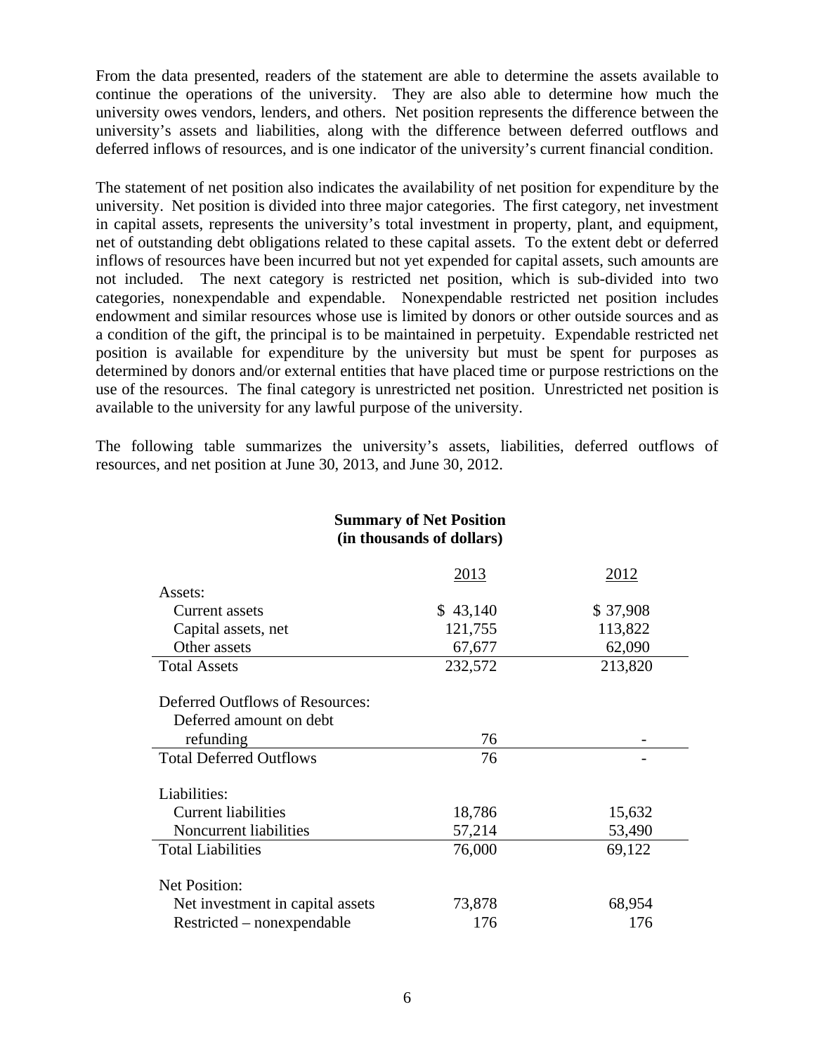From the data presented, readers of the statement are able to determine the assets available to continue the operations of the university. They are also able to determine how much the university owes vendors, lenders, and others. Net position represents the difference between the university's assets and liabilities, along with the difference between deferred outflows and deferred inflows of resources, and is one indicator of the university's current financial condition.

The statement of net position also indicates the availability of net position for expenditure by the university. Net position is divided into three major categories. The first category, net investment in capital assets, represents the university's total investment in property, plant, and equipment, net of outstanding debt obligations related to these capital assets. To the extent debt or deferred inflows of resources have been incurred but not yet expended for capital assets, such amounts are not included. The next category is restricted net position, which is sub-divided into two categories, nonexpendable and expendable. Nonexpendable restricted net position includes endowment and similar resources whose use is limited by donors or other outside sources and as a condition of the gift, the principal is to be maintained in perpetuity. Expendable restricted net position is available for expenditure by the university but must be spent for purposes as determined by donors and/or external entities that have placed time or purpose restrictions on the use of the resources. The final category is unrestricted net position. Unrestricted net position is available to the university for any lawful purpose of the university.

The following table summarizes the university's assets, liabilities, deferred outflows of resources, and net position at June 30, 2013, and June 30, 2012.

**Summary of Net Position**
**(in thousands of dollars)**

| | 2013 | 2012 |
|---|---|---|
| Assets: | | |
| Current assets | $ 43,140 | $ 37,908 |
| Capital assets, net | 121,755 | 113,822 |
| Other assets | 67,677 | 62,090 |
| Total Assets | 232,572 | 213,820 |
| | | |
| Deferred Outflows of Resources: | | |
| Deferred amount on debt refunding | 76 | - |
| Total Deferred Outflows | 76 | - |
| | | |
| Liabilities: | | |
| Current liabilities | 18,786 | 15,632 |
| Noncurrent liabilities | 57,214 | 53,490 |
| Total Liabilities | 76,000 | 69,122 |
| | | |
| Net Position: | | |
| Net investment in capital assets | 73,878 | 68,954 |
| Restricted – nonexpendable | 176 | 176 |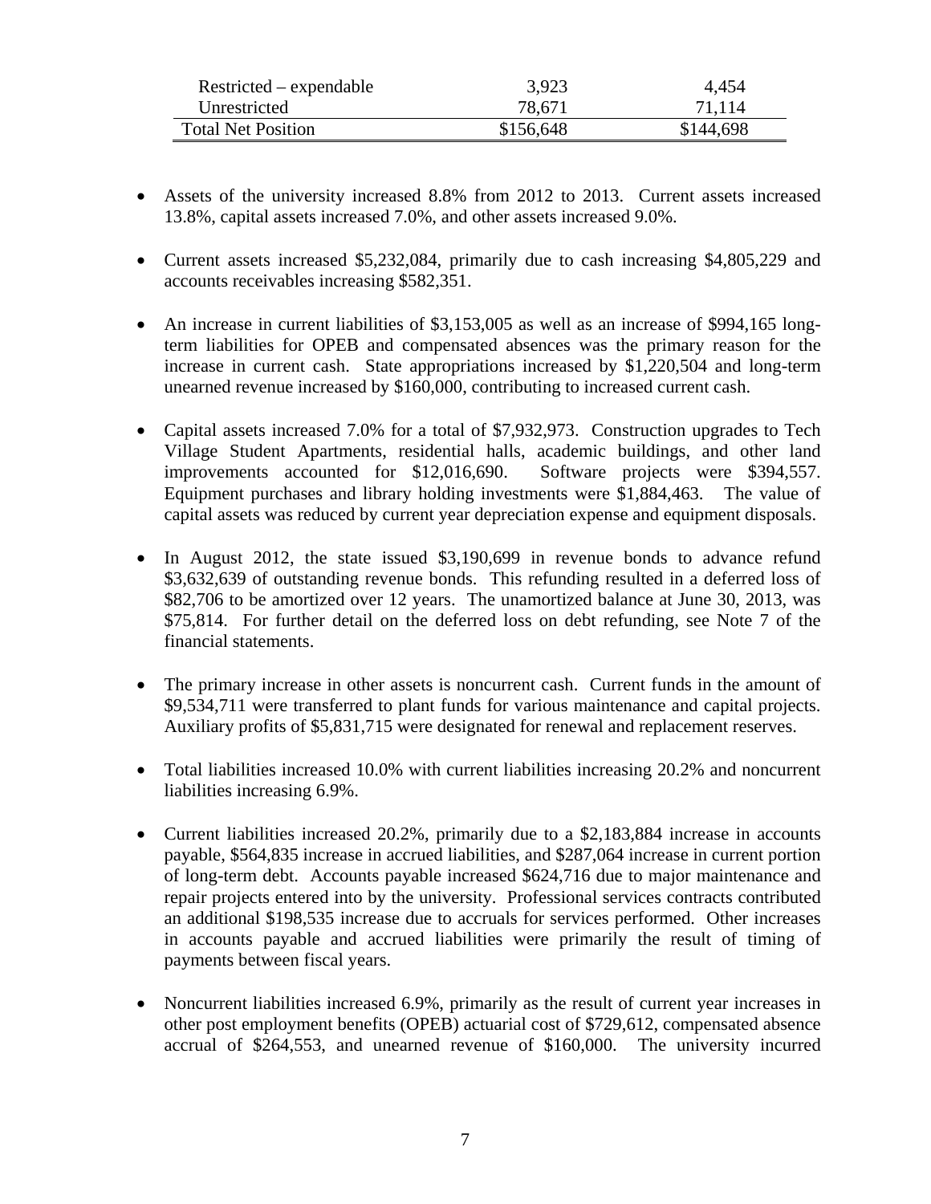| | | |
|---|---|---|
| Restricted – expendable | 3,923 | 4,454 |
| Unrestricted | 78,671 | 71,114 |
| Total Net Position | $156,648 | $144,698 |

- Assets of the university increased 8.8% from 2012 to 2013. Current assets increased 13.8%, capital assets increased 7.0%, and other assets increased 9.0%.

- Current assets increased $5,232,084, primarily due to cash increasing $4,805,229 and accounts receivables increasing $582,351.

- An increase in current liabilities of $3,153,005 as well as an increase of $994,165 long-term liabilities for OPEB and compensated absences was the primary reason for the increase in current cash. State appropriations increased by $1,220,504 and long-term unearned revenue increased by $160,000, contributing to increased current cash.

- Capital assets increased 7.0% for a total of $7,932,973. Construction upgrades to Tech Village Student Apartments, residential halls, academic buildings, and other land improvements accounted for $12,016,690. Software projects were $394,557. Equipment purchases and library holding investments were $1,884,463. The value of capital assets was reduced by current year depreciation expense and equipment disposals.

- In August 2012, the state issued $3,190,699 in revenue bonds to advance refund $3,632,639 of outstanding revenue bonds. This refunding resulted in a deferred loss of $82,706 to be amortized over 12 years. The unamortized balance at June 30, 2013, was $75,814. For further detail on the deferred loss on debt refunding, see Note 7 of the financial statements.

- The primary increase in other assets is noncurrent cash. Current funds in the amount of $9,534,711 were transferred to plant funds for various maintenance and capital projects. Auxiliary profits of $5,831,715 were designated for renewal and replacement reserves.

- Total liabilities increased 10.0% with current liabilities increasing 20.2% and noncurrent liabilities increasing 6.9%.

- Current liabilities increased 20.2%, primarily due to a $2,183,884 increase in accounts payable, $564,835 increase in accrued liabilities, and $287,064 increase in current portion of long-term debt. Accounts payable increased $624,716 due to major maintenance and repair projects entered into by the university. Professional services contracts contributed an additional $198,535 increase due to accruals for services performed. Other increases in accounts payable and accrued liabilities were primarily the result of timing of payments between fiscal years.

- Noncurrent liabilities increased 6.9%, primarily as the result of current year increases in other post employment benefits (OPEB) actuarial cost of $729,612, compensated absence accrual of $264,553, and unearned revenue of $160,000. The university incurred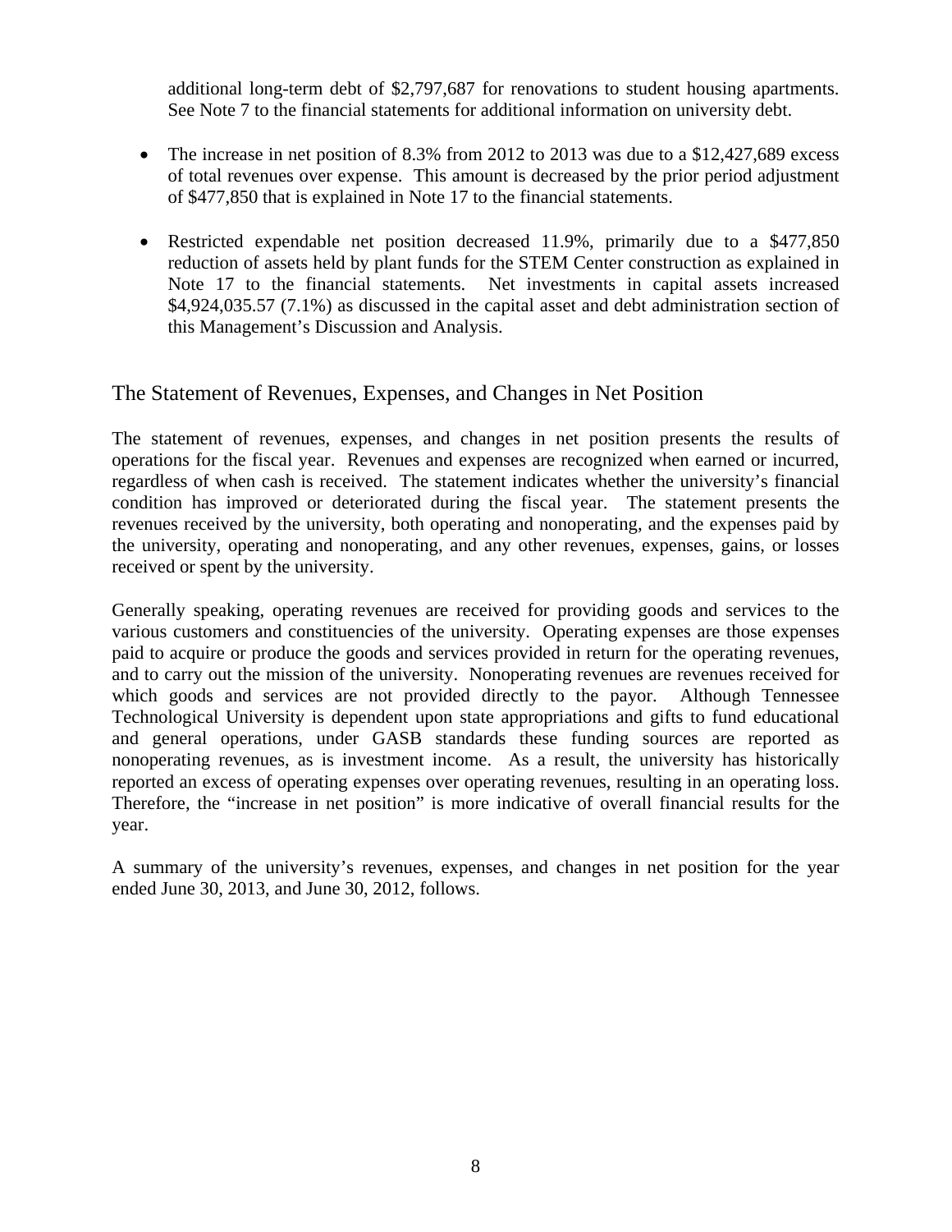additional long-term debt of $2,797,687 for renovations to student housing apartments. See Note 7 to the financial statements for additional information on university debt.

- The increase in net position of 8.3% from 2012 to 2013 was due to a $12,427,689 excess of total revenues over expense. This amount is decreased by the prior period adjustment of $477,850 that is explained in Note 17 to the financial statements.

- Restricted expendable net position decreased 11.9%, primarily due to a $477,850 reduction of assets held by plant funds for the STEM Center construction as explained in Note 17 to the financial statements. Net investments in capital assets increased $4,924,035.57 (7.1%) as discussed in the capital asset and debt administration section of this Management's Discussion and Analysis.

## The Statement of Revenues, Expenses, and Changes in Net Position

The statement of revenues, expenses, and changes in net position presents the results of operations for the fiscal year. Revenues and expenses are recognized when earned or incurred, regardless of when cash is received. The statement indicates whether the university's financial condition has improved or deteriorated during the fiscal year. The statement presents the revenues received by the university, both operating and nonoperating, and the expenses paid by the university, operating and nonoperating, and any other revenues, expenses, gains, or losses received or spent by the university.

Generally speaking, operating revenues are received for providing goods and services to the various customers and constituencies of the university. Operating expenses are those expenses paid to acquire or produce the goods and services provided in return for the operating revenues, and to carry out the mission of the university. Nonoperating revenues are revenues received for which goods and services are not provided directly to the payor. Although Tennessee Technological University is dependent upon state appropriations and gifts to fund educational and general operations, under GASB standards these funding sources are reported as nonoperating revenues, as is investment income. As a result, the university has historically reported an excess of operating expenses over operating revenues, resulting in an operating loss. Therefore, the "increase in net position" is more indicative of overall financial results for the year.

A summary of the university's revenues, expenses, and changes in net position for the year ended June 30, 2013, and June 30, 2012, follows.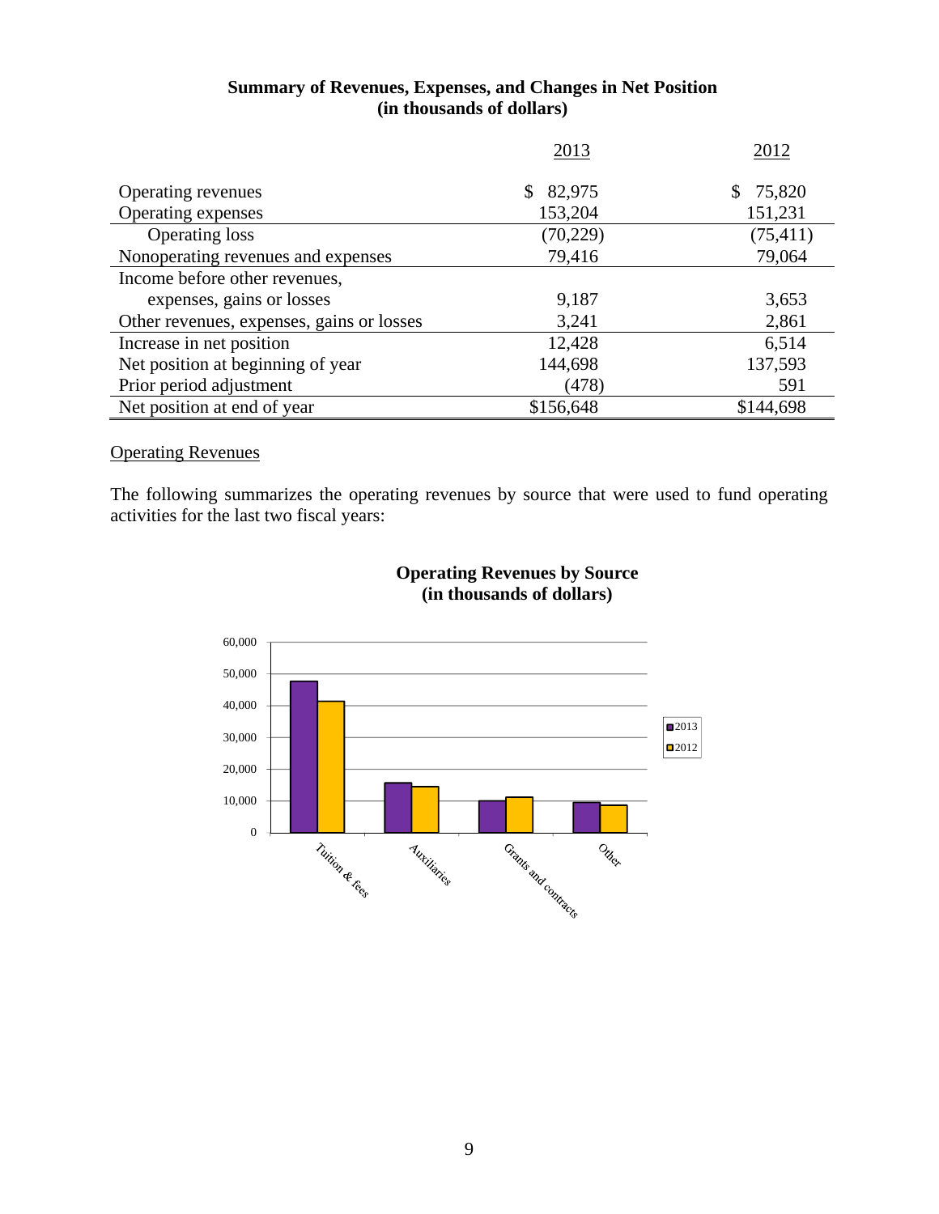### Summary of Revenues, Expenses, and Changes in Net Position
### (in thousands of dollars)

| | 2013 | 2012 |
|---|---|---|
| Operating revenues | $ 82,975 | $ 75,820 |
| Operating expenses | 153,204 | 151,231 |
| Operating loss | (70,229) | (75,411) |
| Nonoperating revenues and expenses | 79,416 | 79,064 |
| Income before other revenues, expenses, gains or losses | 9,187 | 3,653 |
| Other revenues, expenses, gains or losses | 3,241 | 2,861 |
| Increase in net position | 12,428 | 6,514 |
| Net position at beginning of year | 144,698 | 137,593 |
| Prior period adjustment | (478) | 591 |
| Net position at end of year | $156,648 | $144,698 |

Operating Revenues

The following summarizes the operating revenues by source that were used to fund operating activities for the last two fiscal years:

**Operating Revenues by Source**
**(in thousands of dollars)**

| | 2013 | 2012 |
|---|---|---|
| Tuition & fees | ~47,500 | ~41,500 |
| Auxiliaries | ~15,500 | ~14,500 |
| Grants and contracts | ~10,000 | ~11,000 |
| Other | ~9,500 | ~8,500 |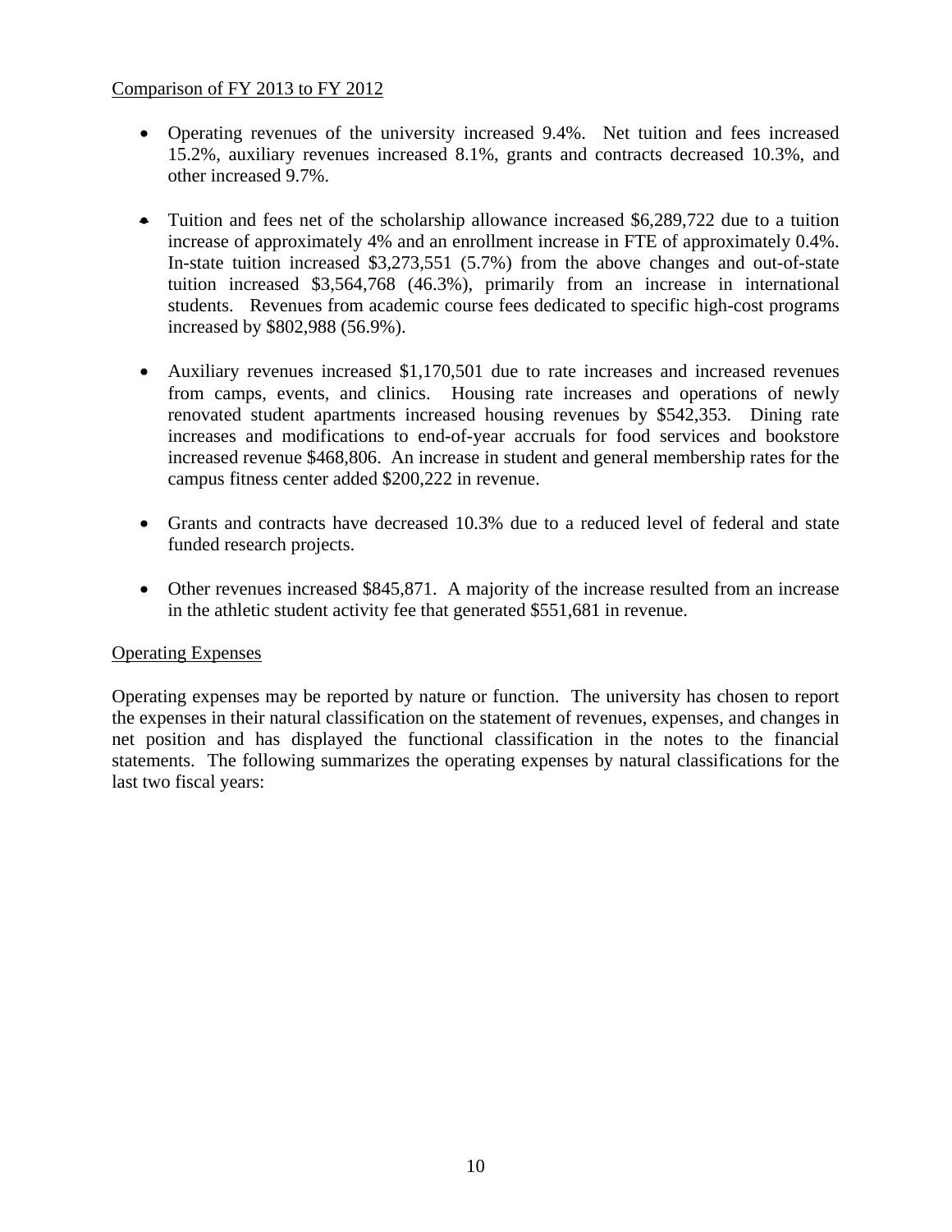Comparison of FY 2013 to FY 2012

- Operating revenues of the university increased 9.4%. Net tuition and fees increased 15.2%, auxiliary revenues increased 8.1%, grants and contracts decreased 10.3%, and other increased 9.7%.

- Tuition and fees net of the scholarship allowance increased $6,289,722 due to a tuition increase of approximately 4% and an enrollment increase in FTE of approximately 0.4%. In-state tuition increased $3,273,551 (5.7%) from the above changes and out-of-state tuition increased $3,564,768 (46.3%), primarily from an increase in international students. Revenues from academic course fees dedicated to specific high-cost programs increased by $802,988 (56.9%).

- Auxiliary revenues increased $1,170,501 due to rate increases and increased revenues from camps, events, and clinics. Housing rate increases and operations of newly renovated student apartments increased housing revenues by $542,353. Dining rate increases and modifications to end-of-year accruals for food services and bookstore increased revenue $468,806. An increase in student and general membership rates for the campus fitness center added $200,222 in revenue.

- Grants and contracts have decreased 10.3% due to a reduced level of federal and state funded research projects.

- Other revenues increased $845,871. A majority of the increase resulted from an increase in the athletic student activity fee that generated $551,681 in revenue.

Operating Expenses

Operating expenses may be reported by nature or function. The university has chosen to report the expenses in their natural classification on the statement of revenues, expenses, and changes in net position and has displayed the functional classification in the notes to the financial statements. The following summarizes the operating expenses by natural classifications for the last two fiscal years: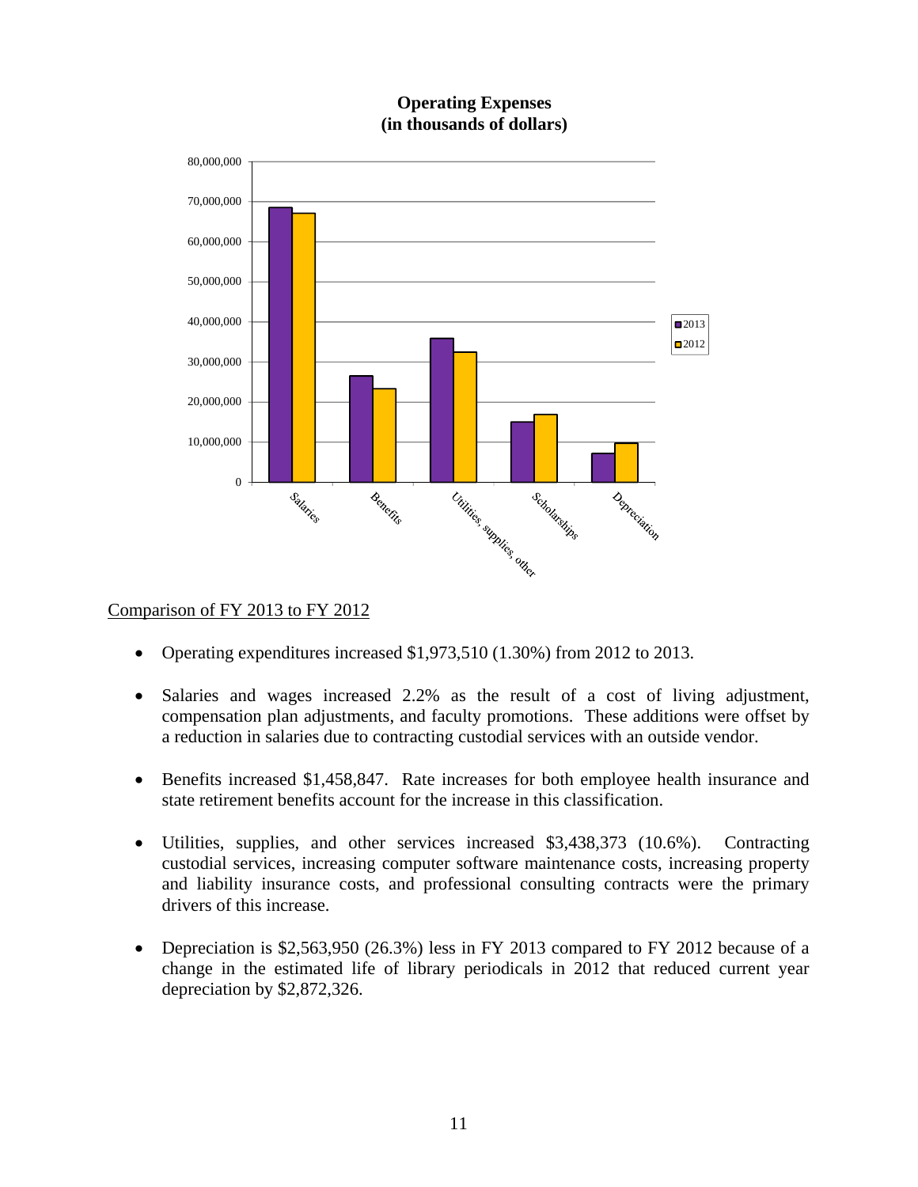**Operating Expenses**
**(in thousands of dollars)**

Comparison of FY 2013 to FY 2012

- Operating expenditures increased $1,973,510 (1.30%) from 2012 to 2013.
- Salaries and wages increased 2.2% as the result of a cost of living adjustment, compensation plan adjustments, and faculty promotions. These additions were offset by a reduction in salaries due to contracting custodial services with an outside vendor.
- Benefits increased $1,458,847. Rate increases for both employee health insurance and state retirement benefits account for the increase in this classification.
- Utilities, supplies, and other services increased $3,438,373 (10.6%). Contracting custodial services, increasing computer software maintenance costs, increasing property and liability insurance costs, and professional consulting contracts were the primary drivers of this increase.
- Depreciation is $2,563,950 (26.3%) less in FY 2013 compared to FY 2012 because of a change in the estimated life of library periodicals in 2012 that reduced current year depreciation by $2,872,326.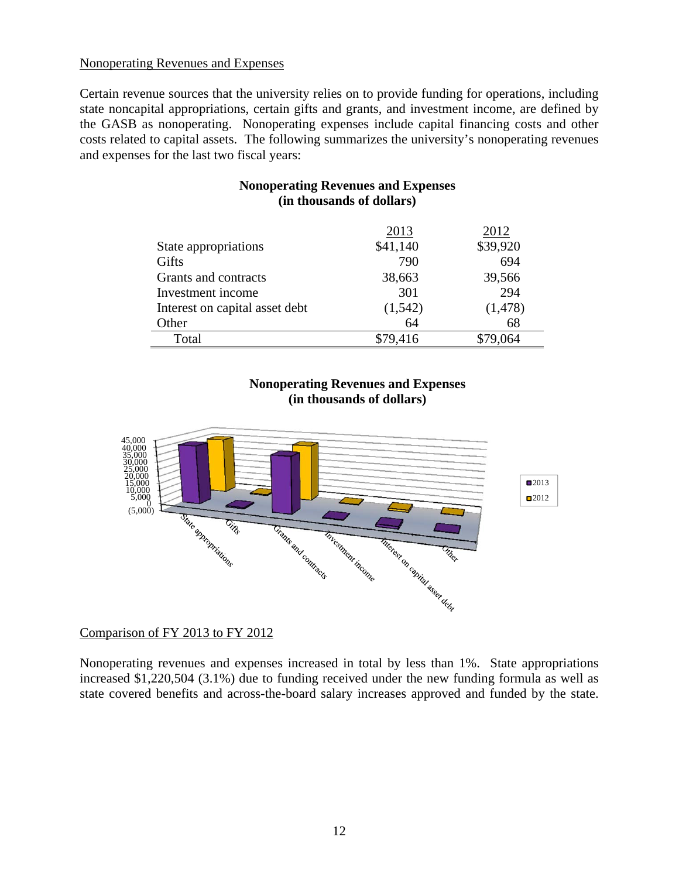## Nonoperating Revenues and Expenses

Certain revenue sources that the university relies on to provide funding for operations, including state noncapital appropriations, certain gifts and grants, and investment income, are defined by the GASB as nonoperating. Nonoperating expenses include capital financing costs and other costs related to capital assets. The following summarizes the university's nonoperating revenues and expenses for the last two fiscal years:

**Nonoperating Revenues and Expenses (in thousands of dollars)**

| | 2013 | 2012 |
|---|---|---|
| State appropriations | $41,140 | $39,920 |
| Gifts | 790 | 694 |
| Grants and contracts | 38,663 | 39,566 |
| Investment income | 301 | 294 |
| Interest on capital asset debt | (1,542) | (1,478) |
| Other | 64 | 68 |
| Total | $79,416 | $79,064 |

**Nonoperating Revenues and Expenses (in thousands of dollars)**

## Comparison of FY 2013 to FY 2012

Nonoperating revenues and expenses increased in total by less than 1%. State appropriations increased $1,220,504 (3.1%) due to funding received under the new funding formula as well as state covered benefits and across-the-board salary increases approved and funded by the state.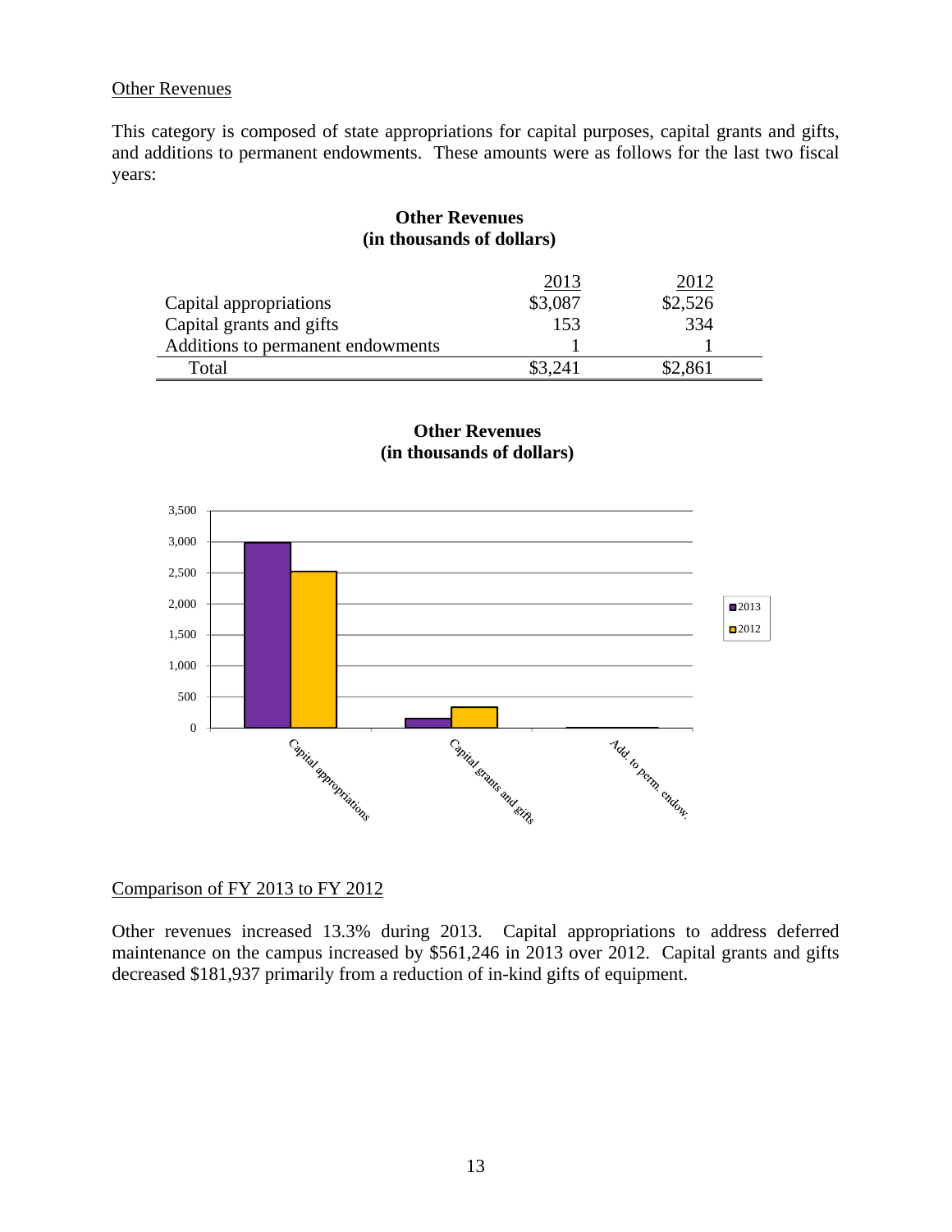Other Revenues

This category is composed of state appropriations for capital purposes, capital grants and gifts, and additions to permanent endowments. These amounts were as follows for the last two fiscal years:

**Other Revenues**
**(in thousands of dollars)**

| | 2013 | 2012 |
|---|---|---|
| Capital appropriations | $3,087 | $2,526 |
| Capital grants and gifts | 153 | 334 |
| Additions to permanent endowments | 1 | 1 |
| Total | $3,241 | $2,861 |

**Other Revenues**
**(in thousands of dollars)**

Comparison of FY 2013 to FY 2012

Other revenues increased 13.3% during 2013. Capital appropriations to address deferred maintenance on the campus increased by $561,246 in 2013 over 2012. Capital grants and gifts decreased $181,937 primarily from a reduction of in-kind gifts of equipment.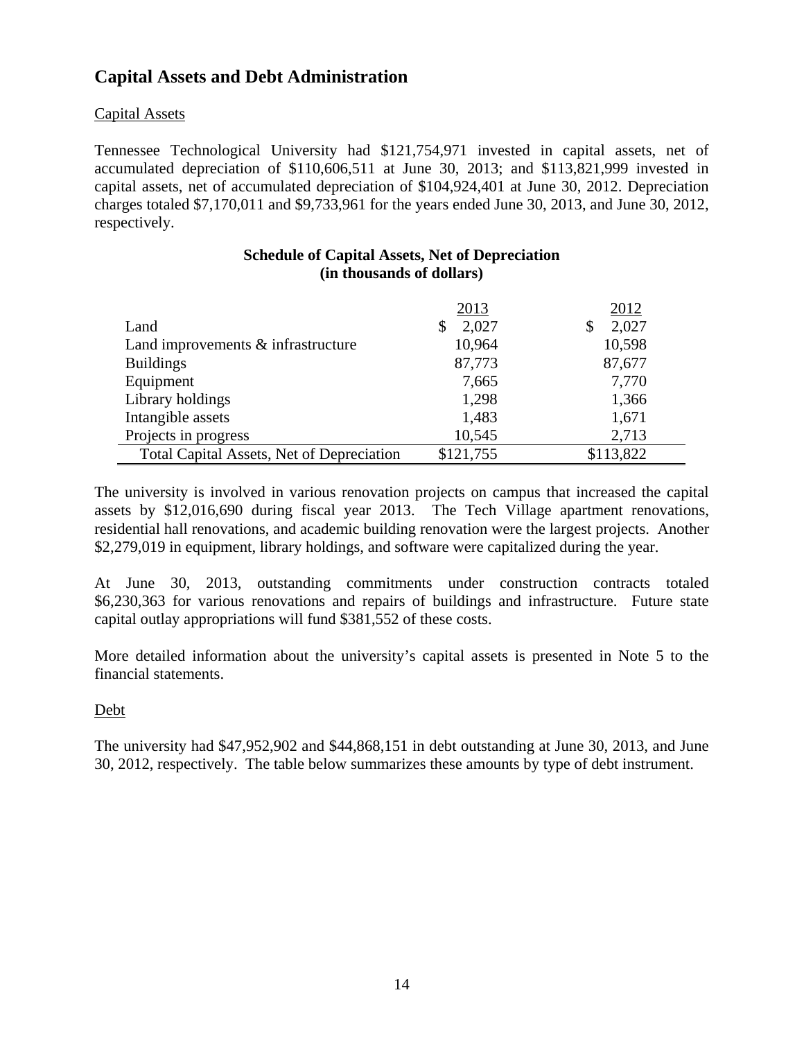## Capital Assets and Debt Administration

Capital Assets

Tennessee Technological University had $121,754,971 invested in capital assets, net of accumulated depreciation of $110,606,511 at June 30, 2013; and $113,821,999 invested in capital assets, net of accumulated depreciation of $104,924,401 at June 30, 2012. Depreciation charges totaled $7,170,011 and $9,733,961 for the years ended June 30, 2013, and June 30, 2012, respectively.

**Schedule of Capital Assets, Net of Depreciation**
**(in thousands of dollars)**

| | 2013 | 2012 |
|---|---|---|
| Land | $ 2,027 | $ 2,027 |
| Land improvements & infrastructure | 10,964 | 10,598 |
| Buildings | 87,773 | 87,677 |
| Equipment | 7,665 | 7,770 |
| Library holdings | 1,298 | 1,366 |
| Intangible assets | 1,483 | 1,671 |
| Projects in progress | 10,545 | 2,713 |
| Total Capital Assets, Net of Depreciation | $121,755 | $113,822 |

The university is involved in various renovation projects on campus that increased the capital assets by $12,016,690 during fiscal year 2013. The Tech Village apartment renovations, residential hall renovations, and academic building renovation were the largest projects. Another $2,279,019 in equipment, library holdings, and software were capitalized during the year.

At June 30, 2013, outstanding commitments under construction contracts totaled $6,230,363 for various renovations and repairs of buildings and infrastructure. Future state capital outlay appropriations will fund $381,552 of these costs.

More detailed information about the university's capital assets is presented in Note 5 to the financial statements.

Debt

The university had $47,952,902 and $44,868,151 in debt outstanding at June 30, 2013, and June 30, 2012, respectively. The table below summarizes these amounts by type of debt instrument.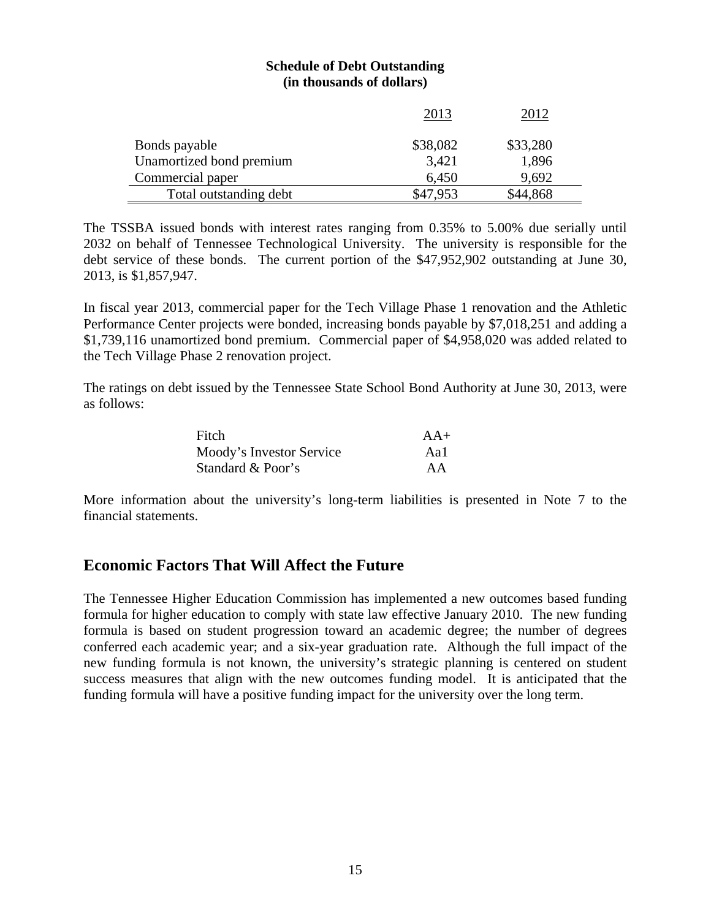**Schedule of Debt Outstanding**
**(in thousands of dollars)**

| | 2013 | 2012 |
|---|---|---|
| Bonds payable | $38,082 | $33,280 |
| Unamortized bond premium | 3,421 | 1,896 |
| Commercial paper | 6,450 | 9,692 |
| Total outstanding debt | $47,953 | $44,868 |

The TSSBA issued bonds with interest rates ranging from 0.35% to 5.00% due serially until 2032 on behalf of Tennessee Technological University. The university is responsible for the debt service of these bonds. The current portion of the $47,952,902 outstanding at June 30, 2013, is $1,857,947.

In fiscal year 2013, commercial paper for the Tech Village Phase 1 renovation and the Athletic Performance Center projects were bonded, increasing bonds payable by $7,018,251 and adding a $1,739,116 unamortized bond premium. Commercial paper of $4,958,020 was added related to the Tech Village Phase 2 renovation project.

The ratings on debt issued by the Tennessee State School Bond Authority at June 30, 2013, were as follows:

| | |
|---|---|
| Fitch | AA+ |
| Moody's Investor Service | Aa1 |
| Standard & Poor's | AA |

More information about the university's long-term liabilities is presented in Note 7 to the financial statements.

## Economic Factors That Will Affect the Future

The Tennessee Higher Education Commission has implemented a new outcomes based funding formula for higher education to comply with state law effective January 2010. The new funding formula is based on student progression toward an academic degree; the number of degrees conferred each academic year; and a six-year graduation rate. Although the full impact of the new funding formula is not known, the university's strategic planning is centered on student success measures that align with the new outcomes funding model. It is anticipated that the funding formula will have a positive funding impact for the university over the long term.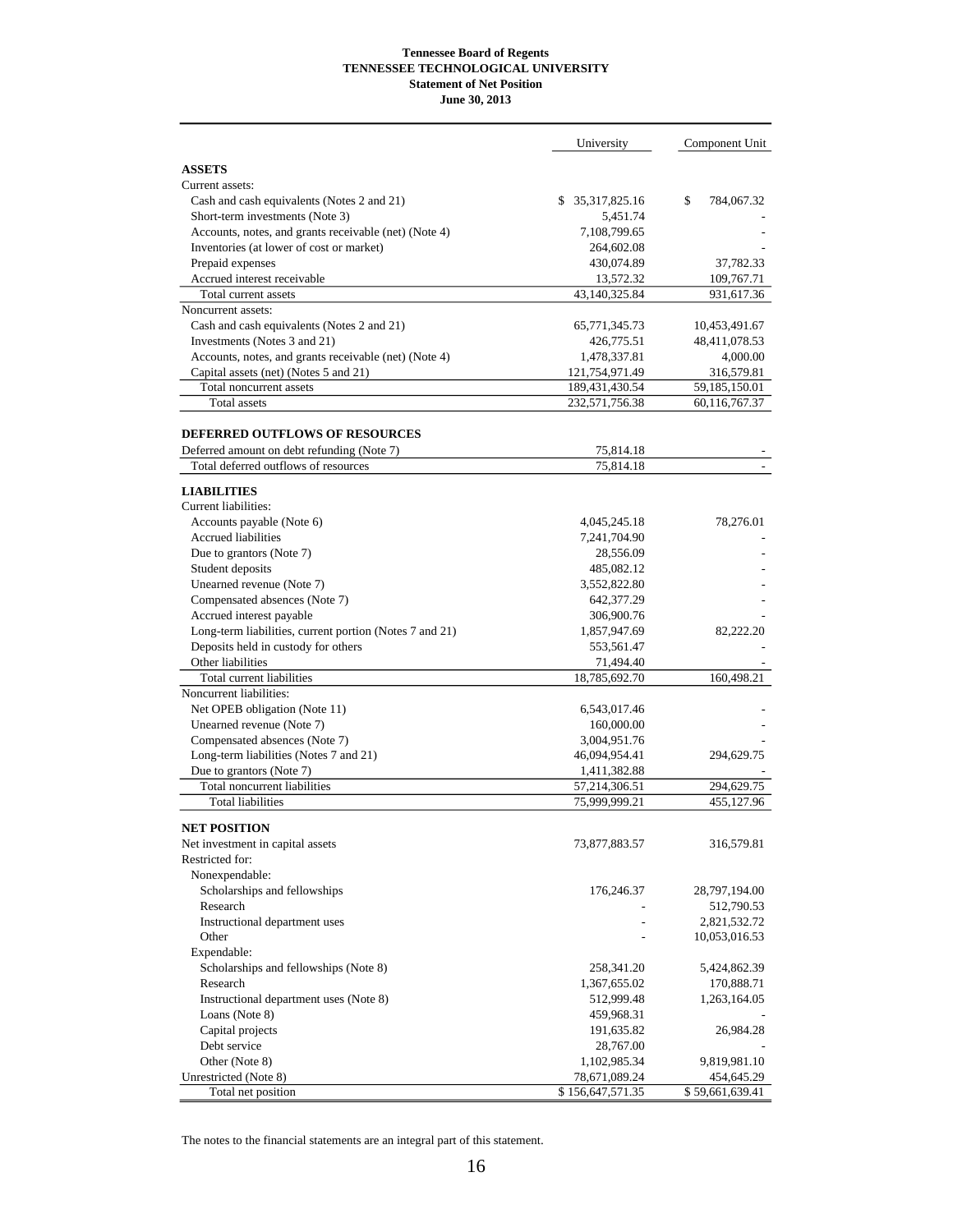**Tennessee Board of Regents**
**TENNESSEE TECHNOLOGICAL UNIVERSITY**
**Statement of Net Position**
**June 30, 2013**

| | University | Component Unit |
|---|---|---|
| **ASSETS** | | |
| Current assets: | | |
| Cash and cash equivalents (Notes 2 and 21) | $ 35,317,825.16 | $ 784,067.32 |
| Short-term investments (Note 3) | 5,451.74 | - |
| Accounts, notes, and grants receivable (net) (Note 4) | 7,108,799.65 | - |
| Inventories (at lower of cost or market) | 264,602.08 | - |
| Prepaid expenses | 430,074.89 | 37,782.33 |
| Accrued interest receivable | 13,572.32 | 109,767.71 |
| Total current assets | 43,140,325.84 | 931,617.36 |
| Noncurrent assets: | | |
| Cash and cash equivalents (Notes 2 and 21) | 65,771,345.73 | 10,453,491.67 |
| Investments (Notes 3 and 21) | 426,775.51 | 48,411,078.53 |
| Accounts, notes, and grants receivable (net) (Note 4) | 1,478,337.81 | 4,000.00 |
| Capital assets (net) (Notes 5 and 21) | 121,754,971.49 | 316,579.81 |
| Total noncurrent assets | 189,431,430.54 | 59,185,150.01 |
| Total assets | 232,571,756.38 | 60,116,767.37 |
| **DEFERRED OUTFLOWS OF RESOURCES** | | |
| Deferred amount on debt refunding (Note 7) | 75,814.18 | - |
| Total deferred outflows of resources | 75,814.18 | - |
| **LIABILITIES** | | |
| Current liabilities: | | |
| Accounts payable (Note 6) | 4,045,245.18 | 78,276.01 |
| Accrued liabilities | 7,241,704.90 | - |
| Due to grantors (Note 7) | 28,556.09 | - |
| Student deposits | 485,082.12 | - |
| Unearned revenue (Note 7) | 3,552,822.80 | - |
| Compensated absences (Note 7) | 642,377.29 | - |
| Accrued interest payable | 306,900.76 | - |
| Long-term liabilities, current portion (Notes 7 and 21) | 1,857,947.69 | 82,222.20 |
| Deposits held in custody for others | 553,561.47 | - |
| Other liabilities | 71,494.40 | - |
| Total current liabilities | 18,785,692.70 | 160,498.21 |
| Noncurrent liabilities: | | |
| Net OPEB obligation (Note 11) | 6,543,017.46 | - |
| Unearned revenue (Note 7) | 160,000.00 | - |
| Compensated absences (Note 7) | 3,004,951.76 | - |
| Long-term liabilities (Notes 7 and 21) | 46,094,954.41 | 294,629.75 |
| Due to grantors (Note 7) | 1,411,382.88 | - |
| Total noncurrent liabilities | 57,214,306.51 | 294,629.75 |
| Total liabilities | 75,999,999.21 | 455,127.96 |
| **NET POSITION** | | |
| Net investment in capital assets | 73,877,883.57 | 316,579.81 |
| Restricted for: | | |
| Nonexpendable: | | |
| Scholarships and fellowships | 176,246.37 | 28,797,194.00 |
| Research | - | 512,790.53 |
| Instructional department uses | - | 2,821,532.72 |
| Other | - | 10,053,016.53 |
| Expendable: | | |
| Scholarships and fellowships (Note 8) | 258,341.20 | 5,424,862.39 |
| Research | 1,367,655.02 | 170,888.71 |
| Instructional department uses (Note 8) | 512,999.48 | 1,263,164.05 |
| Loans (Note 8) | 459,968.31 | - |
| Capital projects | 191,635.82 | 26,984.28 |
| Debt service | 28,767.00 | - |
| Other (Note 8) | 1,102,985.34 | 9,819,981.10 |
| Unrestricted (Note 8) | 78,671,089.24 | 454,645.29 |
| Total net position | $ 156,647,571.35 | $ 59,661,639.41 |

The notes to the financial statements are an integral part of this statement.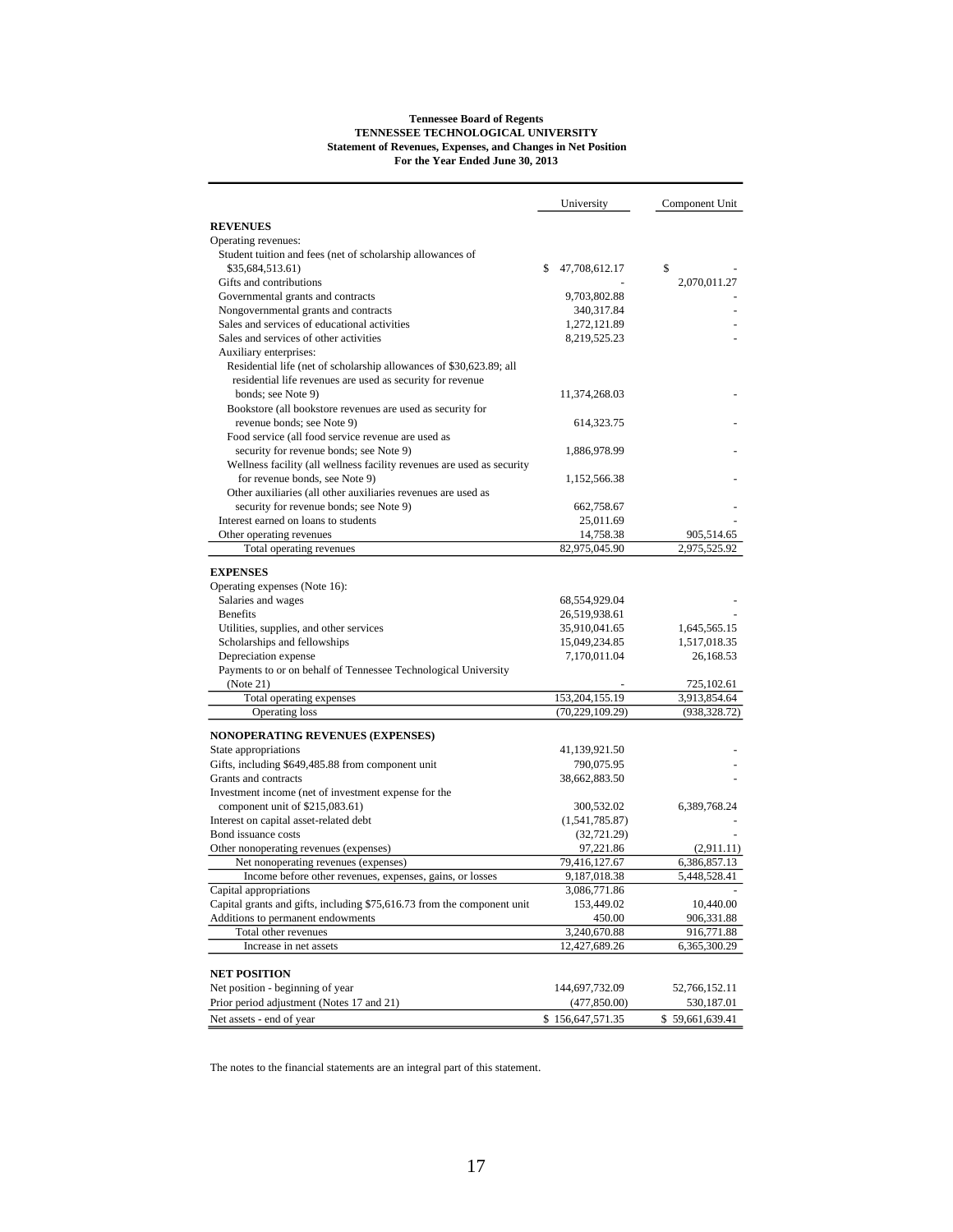**Tennessee Board of Regents**
**TENNESSEE TECHNOLOGICAL UNIVERSITY**
**Statement of Revenues, Expenses, and Changes in Net Position**
**For the Year Ended June 30, 2013**

| | University | Component Unit |
|---|---|---|
| **REVENUES** | | |
| Operating revenues: | | |
| Student tuition and fees (net of scholarship allowances of $35,684,513.61) | $ 47,708,612.17 | $ - |
| Gifts and contributions | - | 2,070,011.27 |
| Governmental grants and contracts | 9,703,802.88 | - |
| Nongovernmental grants and contracts | 340,317.84 | - |
| Sales and services of educational activities | 1,272,121.89 | - |
| Sales and services of other activities | 8,219,525.23 | - |
| Auxiliary enterprises: | | |
| Residential life (net of scholarship allowances of $30,623.89; all residential life revenues are used as security for revenue bonds; see Note 9) | 11,374,268.03 | - |
| Bookstore (all bookstore revenues are used as security for revenue bonds; see Note 9) | 614,323.75 | - |
| Food service (all food service revenue are used as security for revenue bonds; see Note 9) | 1,886,978.99 | - |
| Wellness facility (all wellness facility revenues are used as security for revenue bonds, see Note 9) | 1,152,566.38 | - |
| Other auxiliaries (all other auxiliaries revenues are used as security for revenue bonds; see Note 9) | 662,758.67 | - |
| Interest earned on loans to students | 25,011.69 | - |
| Other operating revenues | 14,758.38 | 905,514.65 |
| Total operating revenues | 82,975,045.90 | 2,975,525.92 |
| **EXPENSES** | | |
| Operating expenses (Note 16): | | |
| Salaries and wages | 68,554,929.04 | - |
| Benefits | 26,519,938.61 | - |
| Utilities, supplies, and other services | 35,910,041.65 | 1,645,565.15 |
| Scholarships and fellowships | 15,049,234.85 | 1,517,018.35 |
| Depreciation expense | 7,170,011.04 | 26,168.53 |
| Payments to or on behalf of Tennessee Technological University (Note 21) | - | 725,102.61 |
| Total operating expenses | 153,204,155.19 | 3,913,854.64 |
| Operating loss | (70,229,109.29) | (938,328.72) |
| **NONOPERATING REVENUES (EXPENSES)** | | |
| State appropriations | 41,139,921.50 | - |
| Gifts, including $649,485.88 from component unit | 790,075.95 | - |
| Grants and contracts | 38,662,883.50 | - |
| Investment income (net of investment expense for the component unit of $215,083.61) | 300,532.02 | 6,389,768.24 |
| Interest on capital asset-related debt | (1,541,785.87) | - |
| Bond issuance costs | (32,721.29) | - |
| Other nonoperating revenues (expenses) | 97,221.86 | (2,911.11) |
| Net nonoperating revenues (expenses) | 79,416,127.67 | 6,386,857.13 |
| Income before other revenues, expenses, gains, or losses | 9,187,018.38 | 5,448,528.41 |
| Capital appropriations | 3,086,771.86 | - |
| Capital grants and gifts, including $75,616.73 from the component unit | 153,449.02 | 10,440.00 |
| Additions to permanent endowments | 450.00 | 906,331.88 |
| Total other revenues | 3,240,670.88 | 916,771.88 |
| Increase in net assets | 12,427,689.26 | 6,365,300.29 |
| **NET POSITION** | | |
| Net position - beginning of year | 144,697,732.09 | 52,766,152.11 |
| Prior period adjustment (Notes 17 and 21) | (477,850.00) | 530,187.01 |
| Net assets - end of year | $ 156,647,571.35 | $ 59,661,639.41 |

The notes to the financial statements are an integral part of this statement.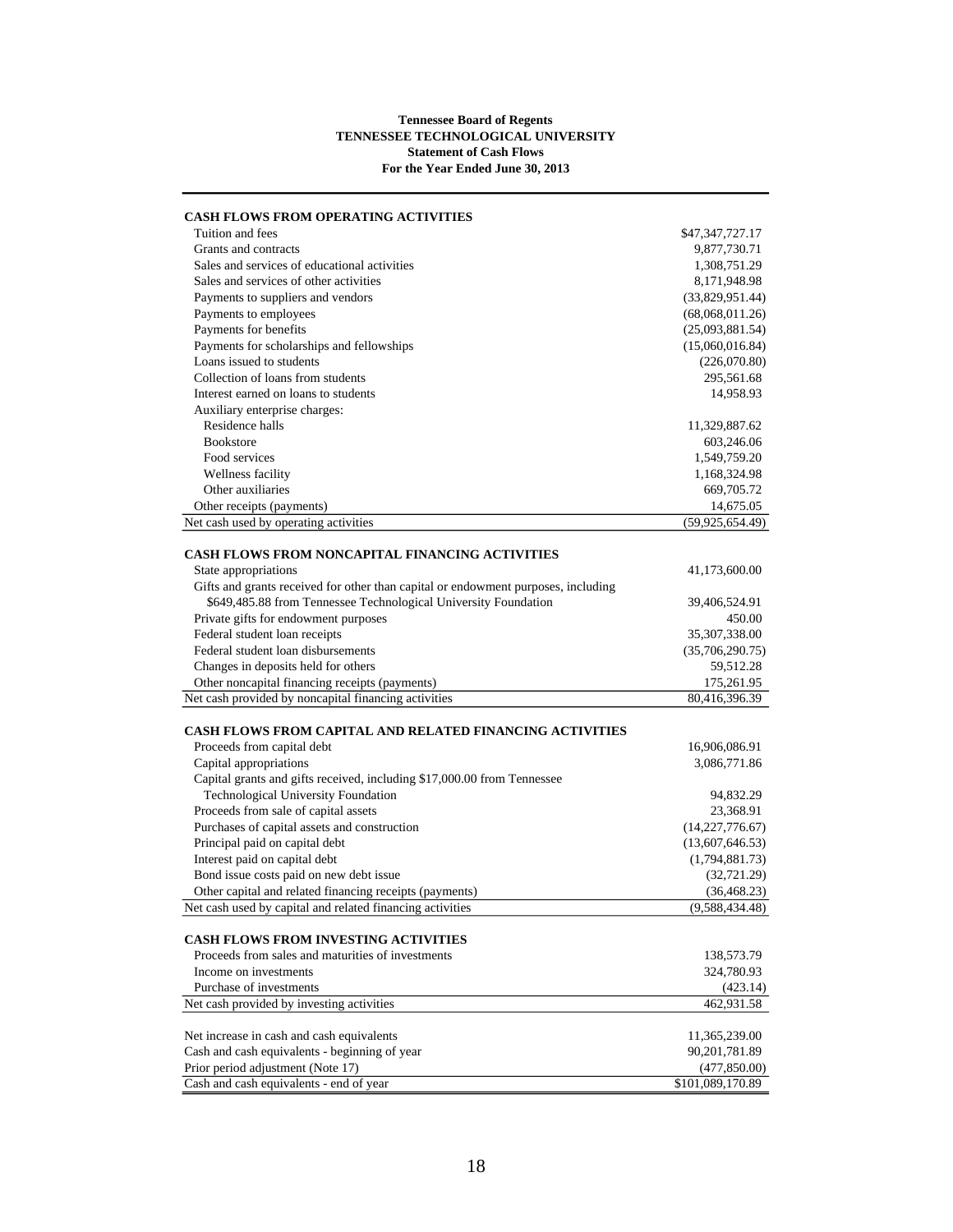**Tennessee Board of Regents**
**TENNESSEE TECHNOLOGICAL UNIVERSITY**
**Statement of Cash Flows**
**For the Year Ended June 30, 2013**

| | |
|---|---|
| **CASH FLOWS FROM OPERATING ACTIVITIES** | |
| Tuition and fees | $47,347,727.17 |
| Grants and contracts | 9,877,730.71 |
| Sales and services of educational activities | 1,308,751.29 |
| Sales and services of other activities | 8,171,948.98 |
| Payments to suppliers and vendors | (33,829,951.44) |
| Payments to employees | (68,068,011.26) |
| Payments for benefits | (25,093,881.54) |
| Payments for scholarships and fellowships | (15,060,016.84) |
| Loans issued to students | (226,070.80) |
| Collection of loans from students | 295,561.68 |
| Interest earned on loans to students | 14,958.93 |
| Auxiliary enterprise charges: | |
| Residence halls | 11,329,887.62 |
| Bookstore | 603,246.06 |
| Food services | 1,549,759.20 |
| Wellness facility | 1,168,324.98 |
| Other auxiliaries | 669,705.72 |
| Other receipts (payments) | 14,675.05 |
| Net cash used by operating activities | (59,925,654.49) |
| | |
| **CASH FLOWS FROM NONCAPITAL FINANCING ACTIVITIES** | |
| State appropriations | 41,173,600.00 |
| Gifts and grants received for other than capital or endowment purposes, including $649,485.88 from Tennessee Technological University Foundation | 39,406,524.91 |
| Private gifts for endowment purposes | 450.00 |
| Federal student loan receipts | 35,307,338.00 |
| Federal student loan disbursements | (35,706,290.75) |
| Changes in deposits held for others | 59,512.28 |
| Other noncapital financing receipts (payments) | 175,261.95 |
| Net cash provided by noncapital financing activities | 80,416,396.39 |
| | |
| **CASH FLOWS FROM CAPITAL AND RELATED FINANCING ACTIVITIES** | |
| Proceeds from capital debt | 16,906,086.91 |
| Capital appropriations | 3,086,771.86 |
| Capital grants and gifts received, including $17,000.00 from Tennessee Technological University Foundation | 94,832.29 |
| Proceeds from sale of capital assets | 23,368.91 |
| Purchases of capital assets and construction | (14,227,776.67) |
| Principal paid on capital debt | (13,607,646.53) |
| Interest paid on capital debt | (1,794,881.73) |
| Bond issue costs paid on new debt issue | (32,721.29) |
| Other capital and related financing receipts (payments) | (36,468.23) |
| Net cash used by capital and related financing activities | (9,588,434.48) |
| | |
| **CASH FLOWS FROM INVESTING ACTIVITIES** | |
| Proceeds from sales and maturities of investments | 138,573.79 |
| Income on investments | 324,780.93 |
| Purchase of investments | (423.14) |
| Net cash provided by investing activities | 462,931.58 |
| | |
| Net increase in cash and cash equivalents | 11,365,239.00 |
| Cash and cash equivalents - beginning of year | 90,201,781.89 |
| Prior period adjustment (Note 17) | (477,850.00) |
| Cash and cash equivalents - end of year | $101,089,170.89 |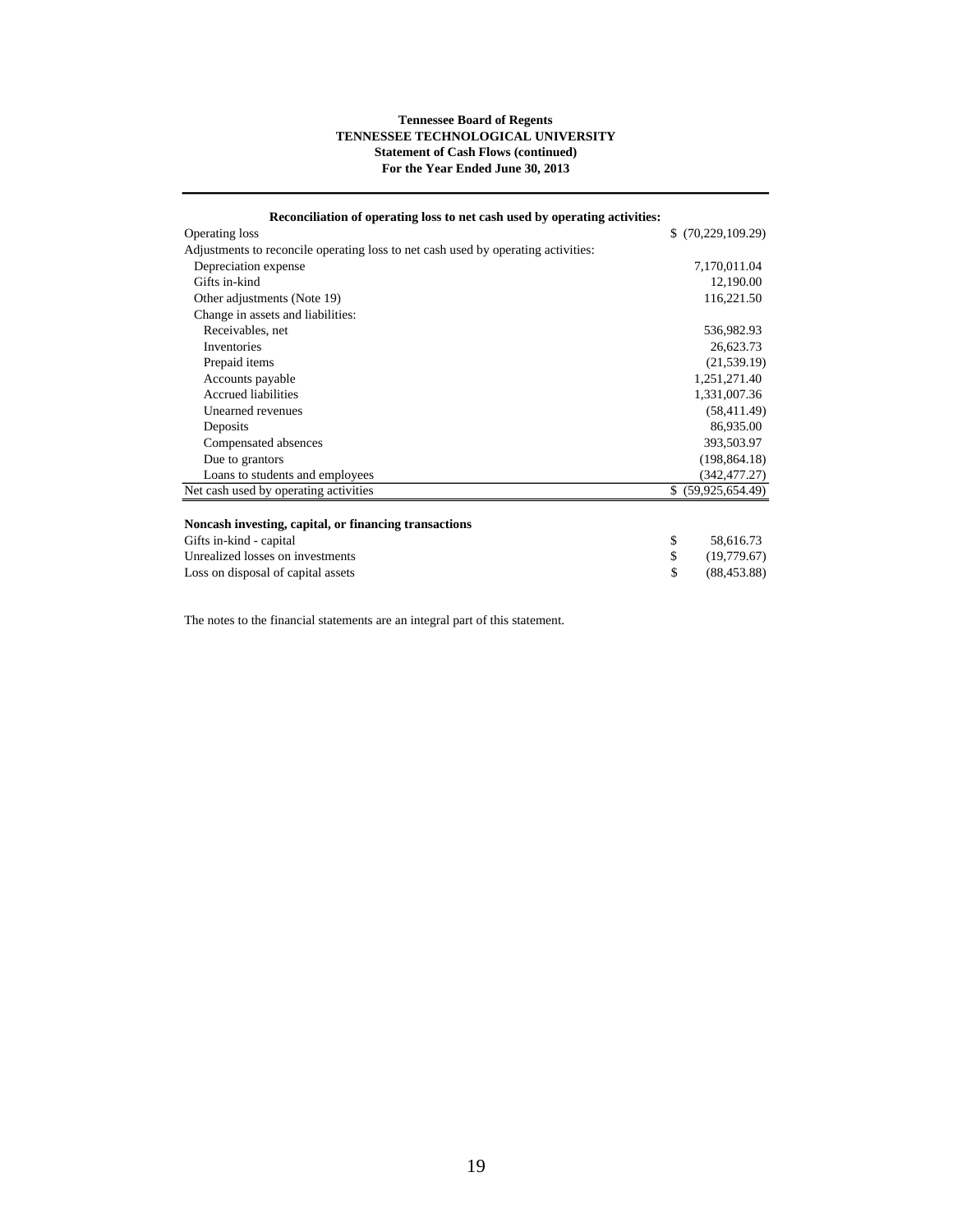**Tennessee Board of Regents**
**TENNESSEE TECHNOLOGICAL UNIVERSITY**
**Statement of Cash Flows (continued)**
**For the Year Ended June 30, 2013**

| **Reconciliation of operating loss to net cash used by operating activities:** | |
|---|---|
| Operating loss | $ (70,229,109.29) |
| Adjustments to reconcile operating loss to net cash used by operating activities: | |
| Depreciation expense | 7,170,011.04 |
| Gifts in-kind | 12,190.00 |
| Other adjustments (Note 19) | 116,221.50 |
| Change in assets and liabilities: | |
| Receivables, net | 536,982.93 |
| Inventories | 26,623.73 |
| Prepaid items | (21,539.19) |
| Accounts payable | 1,251,271.40 |
| Accrued liabilities | 1,331,007.36 |
| Unearned revenues | (58,411.49) |
| Deposits | 86,935.00 |
| Compensated absences | 393,503.97 |
| Due to grantors | (198,864.18) |
| Loans to students and employees | (342,477.27) |
| Net cash used by operating activities | $ (59,925,654.49) |

| **Noncash investing, capital, or financing transactions** | | |
|---|---|---|
| Gifts in-kind - capital | $ | 58,616.73 |
| Unrealized losses on investments | $ | (19,779.67) |
| Loss on disposal of capital assets | $ | (88,453.88) |

The notes to the financial statements are an integral part of this statement.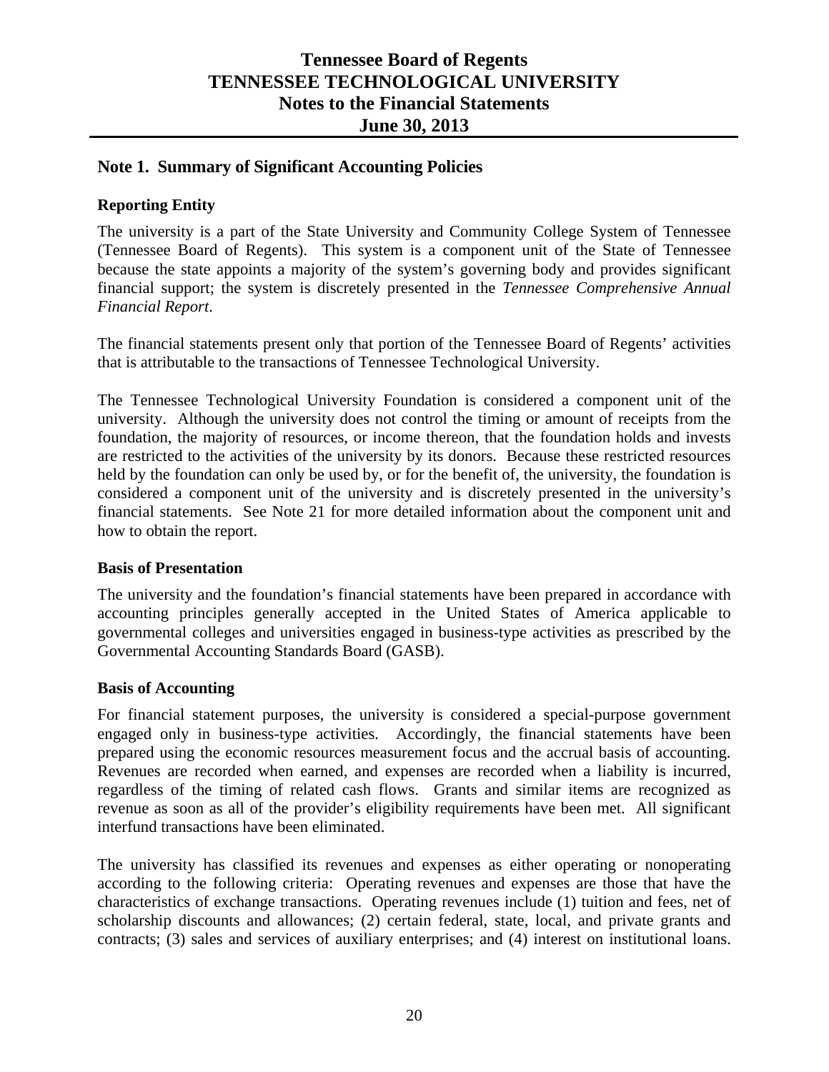# Tennessee Board of Regents
# TENNESSEE TECHNOLOGICAL UNIVERSITY
# Notes to the Financial Statements
# June 30, 2013

## Note 1. Summary of Significant Accounting Policies

### Reporting Entity

The university is a part of the State University and Community College System of Tennessee (Tennessee Board of Regents). This system is a component unit of the State of Tennessee because the state appoints a majority of the system's governing body and provides significant financial support; the system is discretely presented in the *Tennessee Comprehensive Annual Financial Report*.

The financial statements present only that portion of the Tennessee Board of Regents' activities that is attributable to the transactions of Tennessee Technological University.

The Tennessee Technological University Foundation is considered a component unit of the university. Although the university does not control the timing or amount of receipts from the foundation, the majority of resources, or income thereon, that the foundation holds and invests are restricted to the activities of the university by its donors. Because these restricted resources held by the foundation can only be used by, or for the benefit of, the university, the foundation is considered a component unit of the university and is discretely presented in the university's financial statements. See Note 21 for more detailed information about the component unit and how to obtain the report.

### Basis of Presentation

The university and the foundation's financial statements have been prepared in accordance with accounting principles generally accepted in the United States of America applicable to governmental colleges and universities engaged in business-type activities as prescribed by the Governmental Accounting Standards Board (GASB).

### Basis of Accounting

For financial statement purposes, the university is considered a special-purpose government engaged only in business-type activities. Accordingly, the financial statements have been prepared using the economic resources measurement focus and the accrual basis of accounting. Revenues are recorded when earned, and expenses are recorded when a liability is incurred, regardless of the timing of related cash flows. Grants and similar items are recognized as revenue as soon as all of the provider's eligibility requirements have been met. All significant interfund transactions have been eliminated.

The university has classified its revenues and expenses as either operating or nonoperating according to the following criteria: Operating revenues and expenses are those that have the characteristics of exchange transactions. Operating revenues include (1) tuition and fees, net of scholarship discounts and allowances; (2) certain federal, state, local, and private grants and contracts; (3) sales and services of auxiliary enterprises; and (4) interest on institutional loans.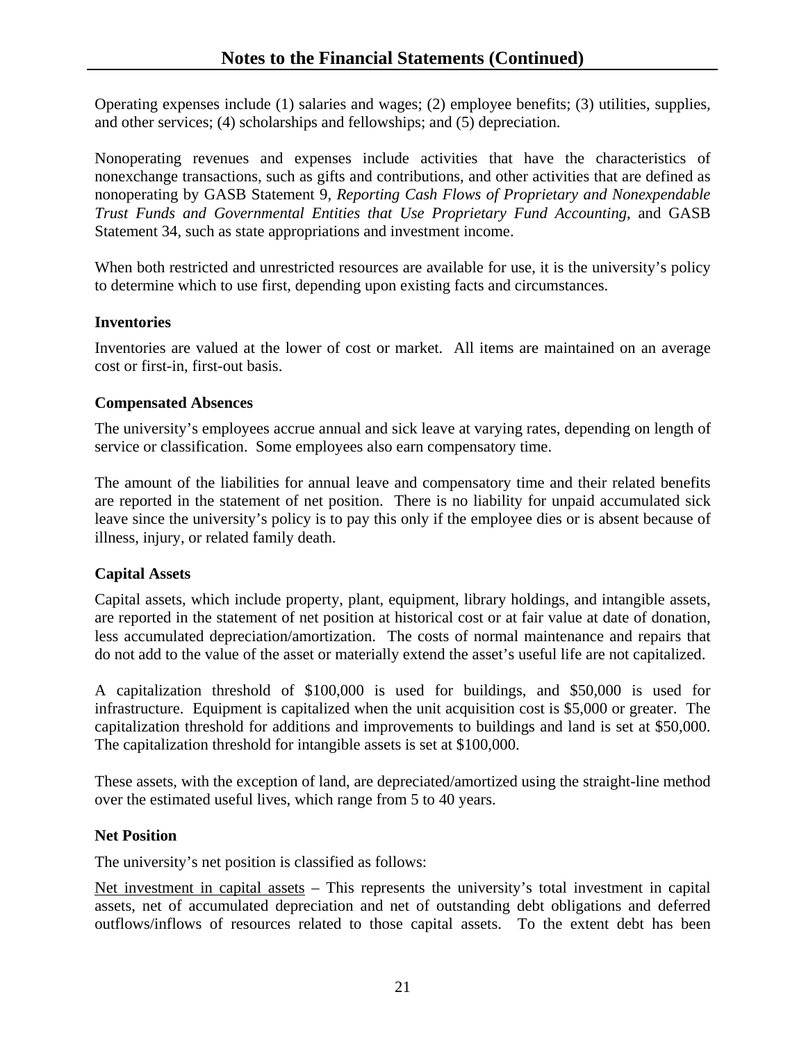## Notes to the Financial Statements (Continued)

Operating expenses include (1) salaries and wages; (2) employee benefits; (3) utilities, supplies, and other services; (4) scholarships and fellowships; and (5) depreciation.

Nonoperating revenues and expenses include activities that have the characteristics of nonexchange transactions, such as gifts and contributions, and other activities that are defined as nonoperating by GASB Statement 9, *Reporting Cash Flows of Proprietary and Nonexpendable Trust Funds and Governmental Entities that Use Proprietary Fund Accounting*, and GASB Statement 34, such as state appropriations and investment income.

When both restricted and unrestricted resources are available for use, it is the university's policy to determine which to use first, depending upon existing facts and circumstances.

**Inventories**

Inventories are valued at the lower of cost or market. All items are maintained on an average cost or first-in, first-out basis.

**Compensated Absences**

The university's employees accrue annual and sick leave at varying rates, depending on length of service or classification. Some employees also earn compensatory time.

The amount of the liabilities for annual leave and compensatory time and their related benefits are reported in the statement of net position. There is no liability for unpaid accumulated sick leave since the university's policy is to pay this only if the employee dies or is absent because of illness, injury, or related family death.

**Capital Assets**

Capital assets, which include property, plant, equipment, library holdings, and intangible assets, are reported in the statement of net position at historical cost or at fair value at date of donation, less accumulated depreciation/amortization. The costs of normal maintenance and repairs that do not add to the value of the asset or materially extend the asset's useful life are not capitalized.

A capitalization threshold of $100,000 is used for buildings, and $50,000 is used for infrastructure. Equipment is capitalized when the unit acquisition cost is $5,000 or greater. The capitalization threshold for additions and improvements to buildings and land is set at $50,000. The capitalization threshold for intangible assets is set at $100,000.

These assets, with the exception of land, are depreciated/amortized using the straight-line method over the estimated useful lives, which range from 5 to 40 years.

**Net Position**

The university's net position is classified as follows:

<u>Net investment in capital assets</u> – This represents the university's total investment in capital assets, net of accumulated depreciation and net of outstanding debt obligations and deferred outflows/inflows of resources related to those capital assets. To the extent debt has been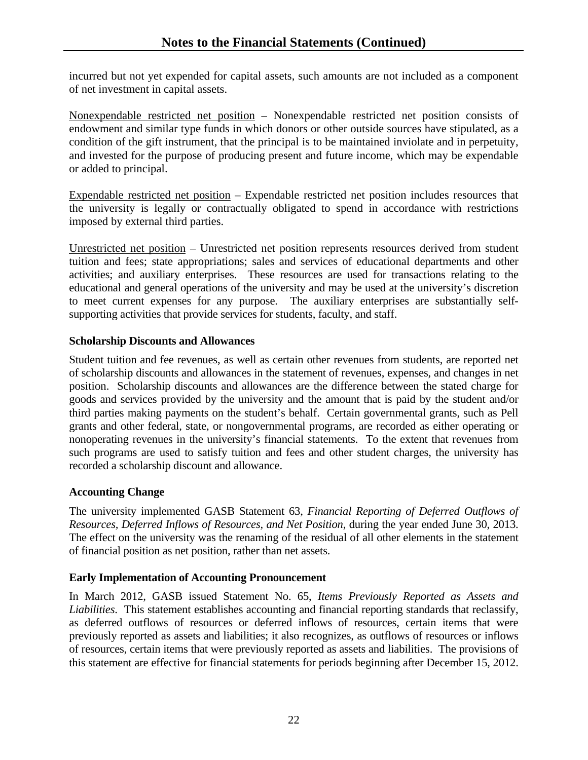incurred but not yet expended for capital assets, such amounts are not included as a component of net investment in capital assets.

Nonexpendable restricted net position – Nonexpendable restricted net position consists of endowment and similar type funds in which donors or other outside sources have stipulated, as a condition of the gift instrument, that the principal is to be maintained inviolate and in perpetuity, and invested for the purpose of producing present and future income, which may be expendable or added to principal.

Expendable restricted net position – Expendable restricted net position includes resources that the university is legally or contractually obligated to spend in accordance with restrictions imposed by external third parties.

Unrestricted net position – Unrestricted net position represents resources derived from student tuition and fees; state appropriations; sales and services of educational departments and other activities; and auxiliary enterprises. These resources are used for transactions relating to the educational and general operations of the university and may be used at the university's discretion to meet current expenses for any purpose. The auxiliary enterprises are substantially self-supporting activities that provide services for students, faculty, and staff.

**Scholarship Discounts and Allowances**

Student tuition and fee revenues, as well as certain other revenues from students, are reported net of scholarship discounts and allowances in the statement of revenues, expenses, and changes in net position. Scholarship discounts and allowances are the difference between the stated charge for goods and services provided by the university and the amount that is paid by the student and/or third parties making payments on the student's behalf. Certain governmental grants, such as Pell grants and other federal, state, or nongovernmental programs, are recorded as either operating or nonoperating revenues in the university's financial statements. To the extent that revenues from such programs are used to satisfy tuition and fees and other student charges, the university has recorded a scholarship discount and allowance.

**Accounting Change**

The university implemented GASB Statement 63, *Financial Reporting of Deferred Outflows of Resources, Deferred Inflows of Resources, and Net Position*, during the year ended June 30, 2013. The effect on the university was the renaming of the residual of all other elements in the statement of financial position as net position, rather than net assets.

**Early Implementation of Accounting Pronouncement**

In March 2012, GASB issued Statement No. 65, *Items Previously Reported as Assets and Liabilities.* This statement establishes accounting and financial reporting standards that reclassify, as deferred outflows of resources or deferred inflows of resources, certain items that were previously reported as assets and liabilities; it also recognizes, as outflows of resources or inflows of resources, certain items that were previously reported as assets and liabilities. The provisions of this statement are effective for financial statements for periods beginning after December 15, 2012.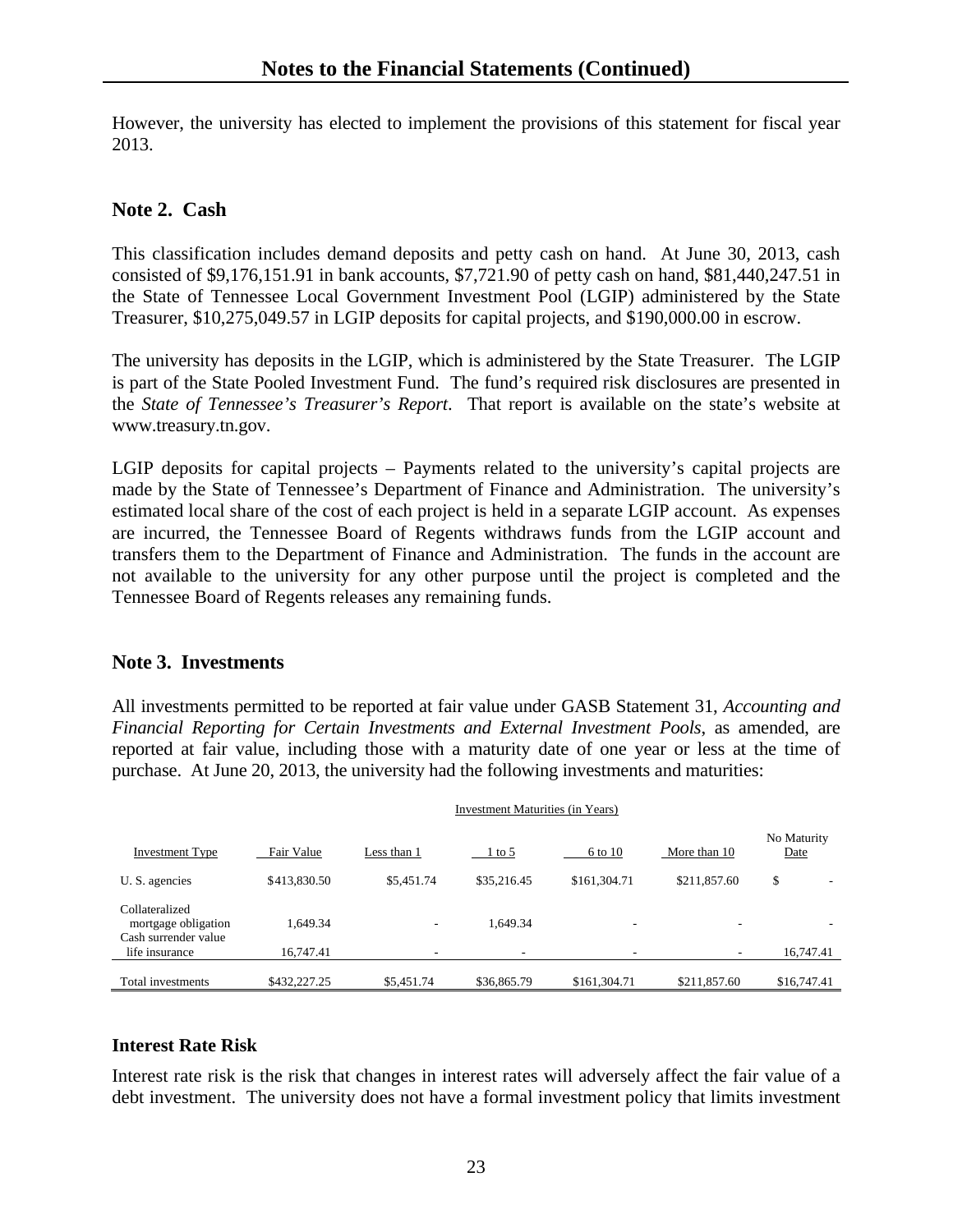# Notes to the Financial Statements (Continued)

However, the university has elected to implement the provisions of this statement for fiscal year 2013.

## Note 2. Cash

This classification includes demand deposits and petty cash on hand. At June 30, 2013, cash consisted of $9,176,151.91 in bank accounts, $7,721.90 of petty cash on hand, $81,440,247.51 in the State of Tennessee Local Government Investment Pool (LGIP) administered by the State Treasurer, $10,275,049.57 in LGIP deposits for capital projects, and $190,000.00 in escrow.

The university has deposits in the LGIP, which is administered by the State Treasurer. The LGIP is part of the State Pooled Investment Fund. The fund's required risk disclosures are presented in the *State of Tennessee's Treasurer's Report*. That report is available on the state's website at www.treasury.tn.gov.

LGIP deposits for capital projects – Payments related to the university's capital projects are made by the State of Tennessee's Department of Finance and Administration. The university's estimated local share of the cost of each project is held in a separate LGIP account. As expenses are incurred, the Tennessee Board of Regents withdraws funds from the LGIP account and transfers them to the Department of Finance and Administration. The funds in the account are not available to the university for any other purpose until the project is completed and the Tennessee Board of Regents releases any remaining funds.

## Note 3. Investments

All investments permitted to be reported at fair value under GASB Statement 31, *Accounting and Financial Reporting for Certain Investments and External Investment Pools*, as amended, are reported at fair value, including those with a maturity date of one year or less at the time of purchase. At June 20, 2013, the university had the following investments and maturities:

| | | Investment Maturities (in Years) | | | | |
|---|---|---|---|---|---|---|
| Investment Type | Fair Value | Less than 1 | 1 to 5 | 6 to 10 | More than 10 | No Maturity Date |
| U. S. agencies | $413,830.50 | $5,451.74 | $35,216.45 | $161,304.71 | $211,857.60 | $ - |
| Collateralized mortgage obligation | 1,649.34 | - | 1,649.34 | - | - | - |
| Cash surrender value life insurance | 16,747.41 | - | - | - | - | 16,747.41 |
| Total investments | $432,227.25 | $5,451.74 | $36,865.79 | $161,304.71 | $211,857.60 | $16,747.41 |

### Interest Rate Risk

Interest rate risk is the risk that changes in interest rates will adversely affect the fair value of a debt investment. The university does not have a formal investment policy that limits investment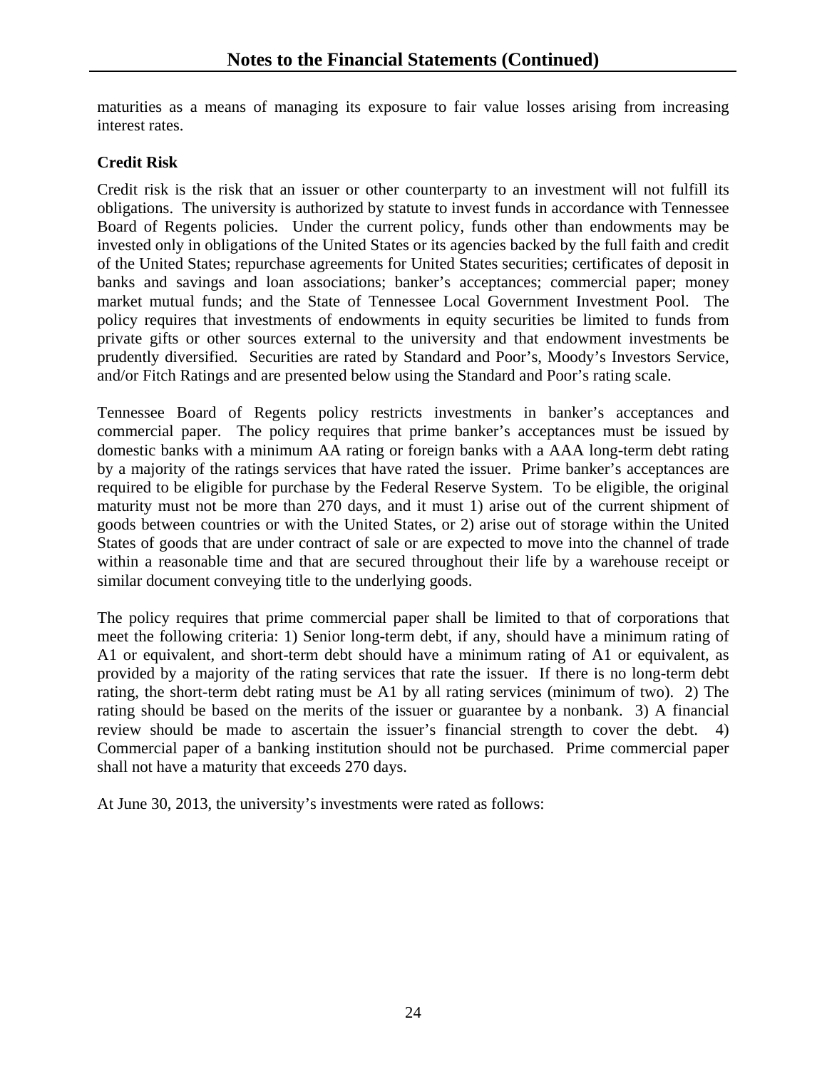maturities as a means of managing its exposure to fair value losses arising from increasing interest rates.

**Credit Risk**

Credit risk is the risk that an issuer or other counterparty to an investment will not fulfill its obligations. The university is authorized by statute to invest funds in accordance with Tennessee Board of Regents policies. Under the current policy, funds other than endowments may be invested only in obligations of the United States or its agencies backed by the full faith and credit of the United States; repurchase agreements for United States securities; certificates of deposit in banks and savings and loan associations; banker's acceptances; commercial paper; money market mutual funds; and the State of Tennessee Local Government Investment Pool. The policy requires that investments of endowments in equity securities be limited to funds from private gifts or other sources external to the university and that endowment investments be prudently diversified. Securities are rated by Standard and Poor's, Moody's Investors Service, and/or Fitch Ratings and are presented below using the Standard and Poor's rating scale.

Tennessee Board of Regents policy restricts investments in banker's acceptances and commercial paper. The policy requires that prime banker's acceptances must be issued by domestic banks with a minimum AA rating or foreign banks with a AAA long-term debt rating by a majority of the ratings services that have rated the issuer. Prime banker's acceptances are required to be eligible for purchase by the Federal Reserve System. To be eligible, the original maturity must not be more than 270 days, and it must 1) arise out of the current shipment of goods between countries or with the United States, or 2) arise out of storage within the United States of goods that are under contract of sale or are expected to move into the channel of trade within a reasonable time and that are secured throughout their life by a warehouse receipt or similar document conveying title to the underlying goods.

The policy requires that prime commercial paper shall be limited to that of corporations that meet the following criteria: 1) Senior long-term debt, if any, should have a minimum rating of A1 or equivalent, and short-term debt should have a minimum rating of A1 or equivalent, as provided by a majority of the rating services that rate the issuer. If there is no long-term debt rating, the short-term debt rating must be A1 by all rating services (minimum of two). 2) The rating should be based on the merits of the issuer or guarantee by a nonbank. 3) A financial review should be made to ascertain the issuer's financial strength to cover the debt. 4) Commercial paper of a banking institution should not be purchased. Prime commercial paper shall not have a maturity that exceeds 270 days.

At June 30, 2013, the university's investments were rated as follows: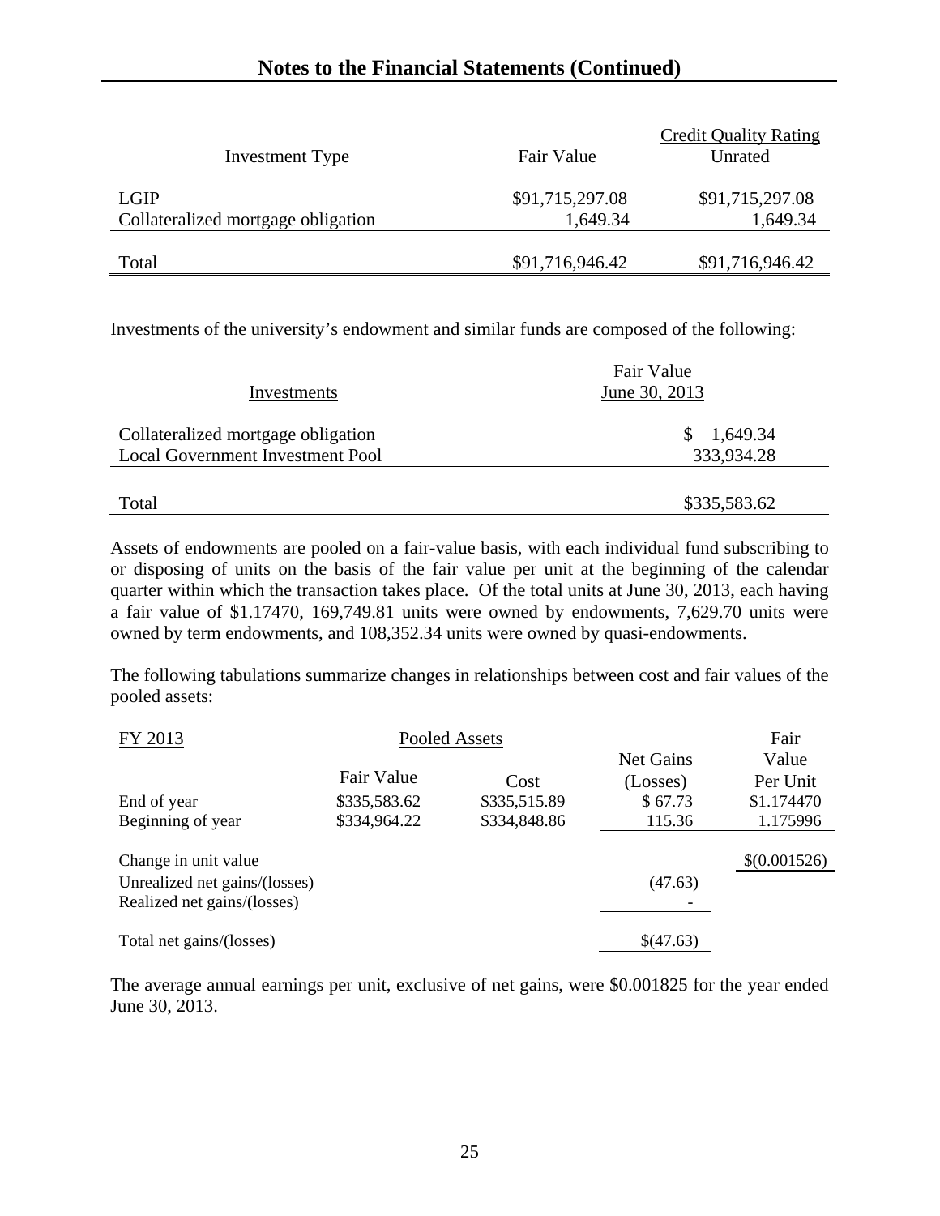## Notes to the Financial Statements (Continued)

| Investment Type | Fair Value | Credit Quality Rating Unrated |
|---|---|---|
| LGIP | $91,715,297.08 | $91,715,297.08 |
| Collateralized mortgage obligation | 1,649.34 | 1,649.34 |
| Total | $91,716,946.42 | $91,716,946.42 |

Investments of the university's endowment and similar funds are composed of the following:

| Investments | Fair Value June 30, 2013 |
|---|---|
| Collateralized mortgage obligation | $ 1,649.34 |
| Local Government Investment Pool | 333,934.28 |
| Total | $335,583.62 |

Assets of endowments are pooled on a fair-value basis, with each individual fund subscribing to or disposing of units on the basis of the fair value per unit at the beginning of the calendar quarter within which the transaction takes place. Of the total units at June 30, 2013, each having a fair value of $1.17470, 169,749.81 units were owned by endowments, 7,629.70 units were owned by term endowments, and 108,352.34 units were owned by quasi-endowments.

The following tabulations summarize changes in relationships between cost and fair values of the pooled assets:

| FY 2013 | Pooled Assets | | | |
|---|---|---|---|---|
| | Fair Value | Cost | Net Gains (Losses) | Fair Value Per Unit |
| End of year | $335,583.62 | $335,515.89 | $ 67.73 | $1.174470 |
| Beginning of year | $334,964.22 | $334,848.86 | 115.36 | 1.175996 |
| Change in unit value | | | | $(0.001526) |
| Unrealized net gains/(losses) | | | (47.63) | |
| Realized net gains/(losses) | | | - | |
| Total net gains/(losses) | | | $(47.63) | |

The average annual earnings per unit, exclusive of net gains, were $0.001825 for the year ended June 30, 2013.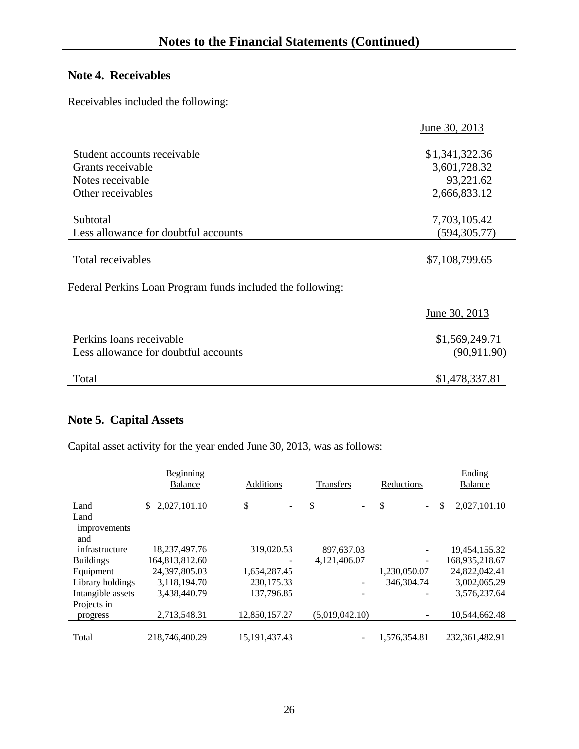## Notes to the Financial Statements (Continued)

### Note 4. Receivables

Receivables included the following:

| | June 30, 2013 |
|---|---|
| Student accounts receivable | $1,341,322.36 |
| Grants receivable | 3,601,728.32 |
| Notes receivable | 93,221.62 |
| Other receivables | 2,666,833.12 |
| Subtotal | 7,703,105.42 |
| Less allowance for doubtful accounts | (594,305.77) |
| Total receivables | $7,108,799.65 |

Federal Perkins Loan Program funds included the following:

| | June 30, 2013 |
|---|---|
| Perkins loans receivable | $1,569,249.71 |
| Less allowance for doubtful accounts | (90,911.90) |
| Total | $1,478,337.81 |

### Note 5. Capital Assets

Capital asset activity for the year ended June 30, 2013, was as follows:

| | Beginning Balance | Additions | Transfers | Reductions | Ending Balance |
|---|---|---|---|---|---|
| Land | $ 2,027,101.10 | $ - | $ - | $ - | $ 2,027,101.10 |
| Land improvements and infrastructure | 18,237,497.76 | 319,020.53 | 897,637.03 | - | 19,454,155.32 |
| Buildings | 164,813,812.60 | - | 4,121,406.07 | - | 168,935,218.67 |
| Equipment | 24,397,805.03 | 1,654,287.45 | | 1,230,050.07 | 24,822,042.41 |
| Library holdings | 3,118,194.70 | 230,175.33 | - | 346,304.74 | 3,002,065.29 |
| Intangible assets | 3,438,440.79 | 137,796.85 | - | - | 3,576,237.64 |
| Projects in progress | 2,713,548.31 | 12,850,157.27 | (5,019,042.10) | - | 10,544,662.48 |
| Total | 218,746,400.29 | 15,191,437.43 | - | 1,576,354.81 | 232,361,482.91 |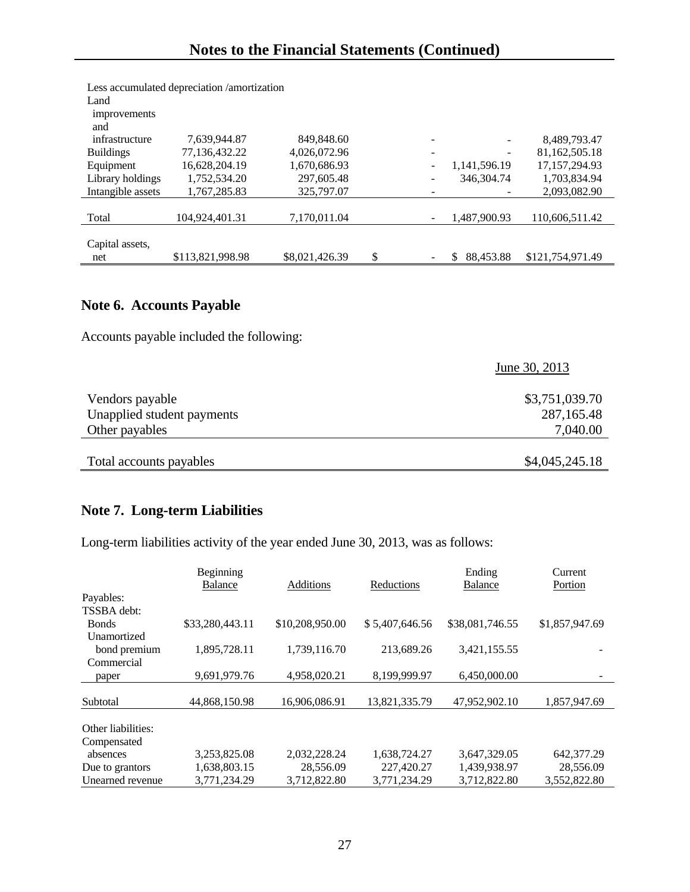## Notes to the Financial Statements (Continued)

| | | | | | |
|---|---|---|---|---|---|
| Less accumulated depreciation /amortization | | | | | |
| Land improvements and infrastructure | 7,639,944.87 | 849,848.60 | - | - | 8,489,793.47 |
| Buildings | 77,136,432.22 | 4,026,072.96 | - | - | 81,162,505.18 |
| Equipment | 16,628,204.19 | 1,670,686.93 | - | 1,141,596.19 | 17,157,294.93 |
| Library holdings | 1,752,534.20 | 297,605.48 | - | 346,304.74 | 1,703,834.94 |
| Intangible assets | 1,767,285.83 | 325,797.07 | - | - | 2,093,082.90 |
| Total | 104,924,401.31 | 7,170,011.04 | - | 1,487,900.93 | 110,606,511.42 |
| Capital assets, net | $113,821,998.98 | $8,021,426.39 | $ - | $ 88,453.88 | $121,754,971.49 |

### Note 6. Accounts Payable

Accounts payable included the following:

| | June 30, 2013 |
|---|---|
| Vendors payable | $3,751,039.70 |
| Unapplied student payments | 287,165.48 |
| Other payables | 7,040.00 |
| Total accounts payables | $4,045,245.18 |

### Note 7. Long-term Liabilities

Long-term liabilities activity of the year ended June 30, 2013, was as follows:

| | Beginning Balance | Additions | Reductions | Ending Balance | Current Portion |
|---|---|---|---|---|---|
| Payables: | | | | | |
| TSSBA debt: | | | | | |
| Bonds | $33,280,443.11 | $10,208,950.00 | $ 5,407,646.56 | $38,081,746.55 | $1,857,947.69 |
| Unamortized bond premium | 1,895,728.11 | 1,739,116.70 | 213,689.26 | 3,421,155.55 | - |
| Commercial paper | 9,691,979.76 | 4,958,020.21 | 8,199,999.97 | 6,450,000.00 | - |
| Subtotal | 44,868,150.98 | 16,906,086.91 | 13,821,335.79 | 47,952,902.10 | 1,857,947.69 |
| Other liabilities: | | | | | |
| Compensated absences | 3,253,825.08 | 2,032,228.24 | 1,638,724.27 | 3,647,329.05 | 642,377.29 |
| Due to grantors | 1,638,803.15 | 28,556.09 | 227,420.27 | 1,439,938.97 | 28,556.09 |
| Unearned revenue | 3,771,234.29 | 3,712,822.80 | 3,771,234.29 | 3,712,822.80 | 3,552,822.80 |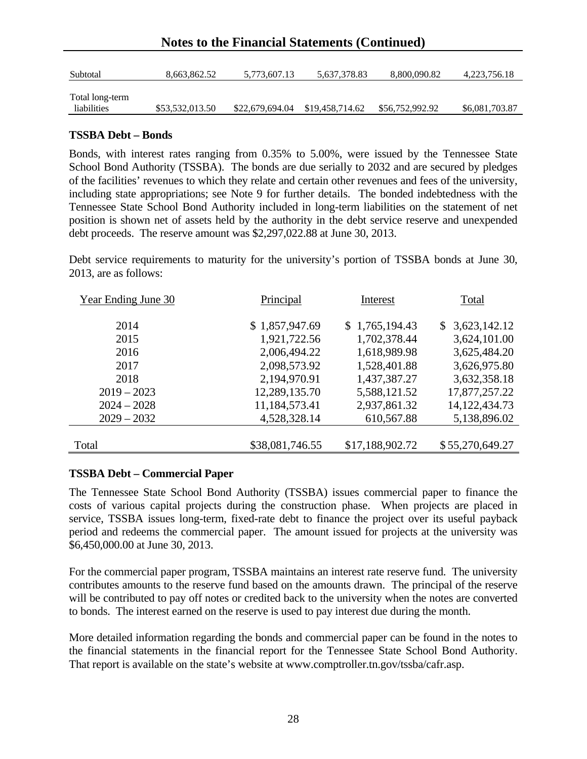| | | | | | |
|---|---|---|---|---|---|
| Subtotal | 8,663,862.52 | 5,773,607.13 | 5,637,378.83 | 8,800,090.82 | 4,223,756.18 |
| Total long-term liabilities | $53,532,013.50 | $22,679,694.04 | $19,458,714.62 | $56,752,992.92 | $6,081,703.87 |

**TSSBA Debt – Bonds**

Bonds, with interest rates ranging from 0.35% to 5.00%, were issued by the Tennessee State School Bond Authority (TSSBA). The bonds are due serially to 2032 and are secured by pledges of the facilities' revenues to which they relate and certain other revenues and fees of the university, including state appropriations; see Note 9 for further details. The bonded indebtedness with the Tennessee State School Bond Authority included in long-term liabilities on the statement of net position is shown net of assets held by the authority in the debt service reserve and unexpended debt proceeds. The reserve amount was $2,297,022.88 at June 30, 2013.

Debt service requirements to maturity for the university's portion of TSSBA bonds at June 30, 2013, are as follows:

| Year Ending June 30 | Principal | Interest | Total |
|---|---|---|---|
| 2014 | $ 1,857,947.69 | $ 1,765,194.43 | $ 3,623,142.12 |
| 2015 | 1,921,722.56 | 1,702,378.44 | 3,624,101.00 |
| 2016 | 2,006,494.22 | 1,618,989.98 | 3,625,484.20 |
| 2017 | 2,098,573.92 | 1,528,401.88 | 3,626,975.80 |
| 2018 | 2,194,970.91 | 1,437,387.27 | 3,632,358.18 |
| 2019 – 2023 | 12,289,135.70 | 5,588,121.52 | 17,877,257.22 |
| 2024 – 2028 | 11,184,573.41 | 2,937,861.32 | 14,122,434.73 |
| 2029 – 2032 | 4,528,328.14 | 610,567.88 | 5,138,896.02 |
| Total | $38,081,746.55 | $17,188,902.72 | $ 55,270,649.27 |

**TSSBA Debt – Commercial Paper**

The Tennessee State School Bond Authority (TSSBA) issues commercial paper to finance the costs of various capital projects during the construction phase. When projects are placed in service, TSSBA issues long-term, fixed-rate debt to finance the project over its useful payback period and redeems the commercial paper. The amount issued for projects at the university was $6,450,000.00 at June 30, 2013.

For the commercial paper program, TSSBA maintains an interest rate reserve fund. The university contributes amounts to the reserve fund based on the amounts drawn. The principal of the reserve will be contributed to pay off notes or credited back to the university when the notes are converted to bonds. The interest earned on the reserve is used to pay interest due during the month.

More detailed information regarding the bonds and commercial paper can be found in the notes to the financial statements in the financial report for the Tennessee State School Bond Authority. That report is available on the state's website at www.comptroller.tn.gov/tssba/cafr.asp.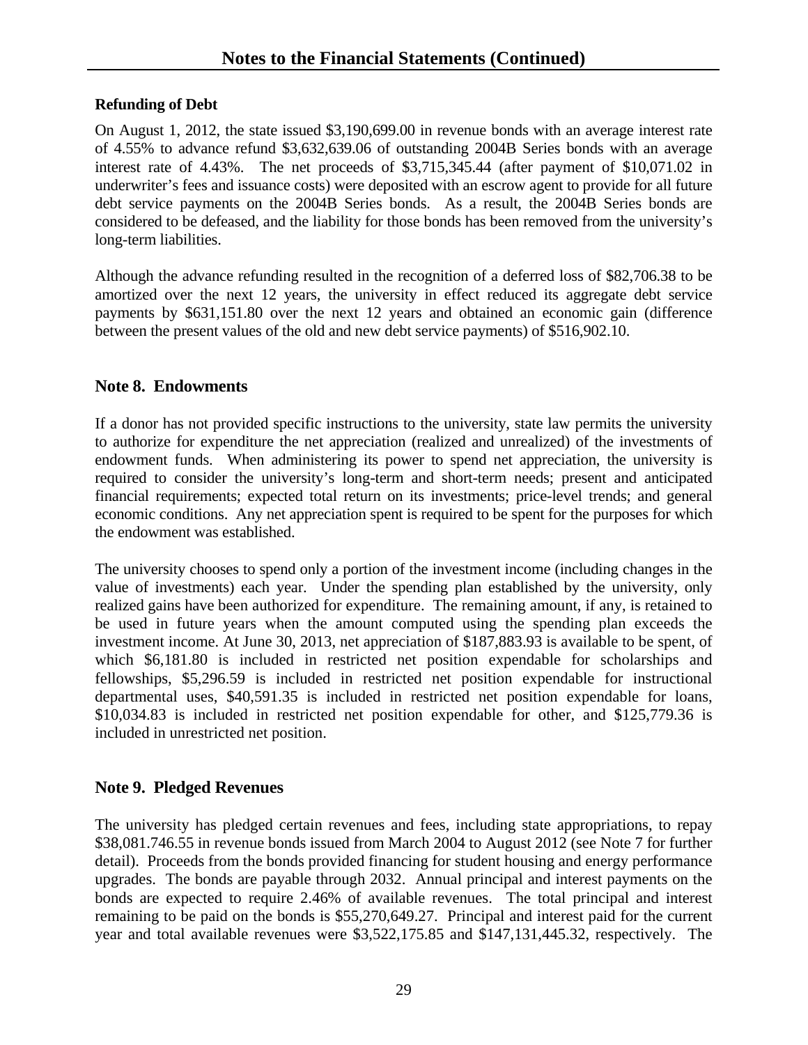## Notes to the Financial Statements (Continued)

**Refunding of Debt**

On August 1, 2012, the state issued $3,190,699.00 in revenue bonds with an average interest rate of 4.55% to advance refund $3,632,639.06 of outstanding 2004B Series bonds with an average interest rate of 4.43%. The net proceeds of $3,715,345.44 (after payment of $10,071.02 in underwriter's fees and issuance costs) were deposited with an escrow agent to provide for all future debt service payments on the 2004B Series bonds. As a result, the 2004B Series bonds are considered to be defeased, and the liability for those bonds has been removed from the university's long-term liabilities.

Although the advance refunding resulted in the recognition of a deferred loss of $82,706.38 to be amortized over the next 12 years, the university in effect reduced its aggregate debt service payments by $631,151.80 over the next 12 years and obtained an economic gain (difference between the present values of the old and new debt service payments) of $516,902.10.

### Note 8. Endowments

If a donor has not provided specific instructions to the university, state law permits the university to authorize for expenditure the net appreciation (realized and unrealized) of the investments of endowment funds. When administering its power to spend net appreciation, the university is required to consider the university's long-term and short-term needs; present and anticipated financial requirements; expected total return on its investments; price-level trends; and general economic conditions. Any net appreciation spent is required to be spent for the purposes for which the endowment was established.

The university chooses to spend only a portion of the investment income (including changes in the value of investments) each year. Under the spending plan established by the university, only realized gains have been authorized for expenditure. The remaining amount, if any, is retained to be used in future years when the amount computed using the spending plan exceeds the investment income. At June 30, 2013, net appreciation of $187,883.93 is available to be spent, of which $6,181.80 is included in restricted net position expendable for scholarships and fellowships, $5,296.59 is included in restricted net position expendable for instructional departmental uses, $40,591.35 is included in restricted net position expendable for loans, $10,034.83 is included in restricted net position expendable for other, and $125,779.36 is included in unrestricted net position.

### Note 9. Pledged Revenues

The university has pledged certain revenues and fees, including state appropriations, to repay $38,081.746.55 in revenue bonds issued from March 2004 to August 2012 (see Note 7 for further detail). Proceeds from the bonds provided financing for student housing and energy performance upgrades. The bonds are payable through 2032. Annual principal and interest payments on the bonds are expected to require 2.46% of available revenues. The total principal and interest remaining to be paid on the bonds is $55,270,649.27. Principal and interest paid for the current year and total available revenues were $3,522,175.85 and $147,131,445.32, respectively. The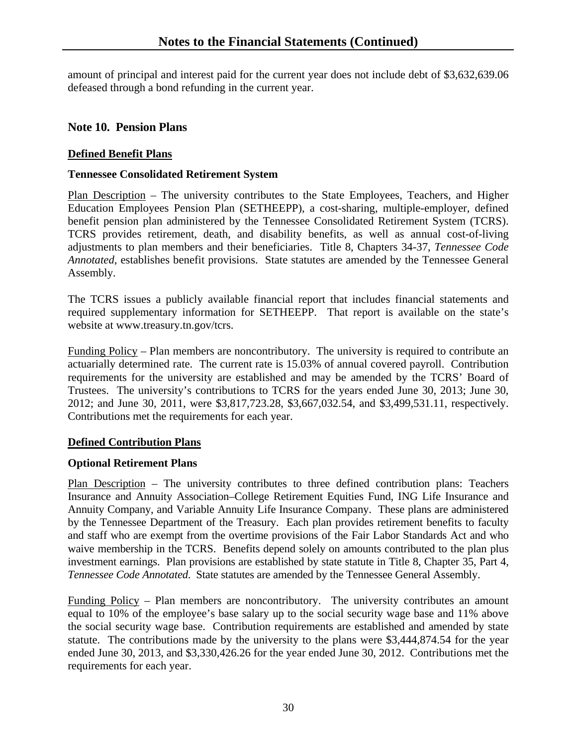amount of principal and interest paid for the current year does not include debt of $3,632,639.06 defeased through a bond refunding in the current year.

## Note 10. Pension Plans

### Defined Benefit Plans

#### Tennessee Consolidated Retirement System

Plan Description – The university contributes to the State Employees, Teachers, and Higher Education Employees Pension Plan (SETHEEPP), a cost-sharing, multiple-employer, defined benefit pension plan administered by the Tennessee Consolidated Retirement System (TCRS). TCRS provides retirement, death, and disability benefits, as well as annual cost-of-living adjustments to plan members and their beneficiaries. Title 8, Chapters 34-37, *Tennessee Code Annotated*, establishes benefit provisions. State statutes are amended by the Tennessee General Assembly.

The TCRS issues a publicly available financial report that includes financial statements and required supplementary information for SETHEEPP. That report is available on the state's website at www.treasury.tn.gov/tcrs.

Funding Policy – Plan members are noncontributory. The university is required to contribute an actuarially determined rate. The current rate is 15.03% of annual covered payroll. Contribution requirements for the university are established and may be amended by the TCRS' Board of Trustees. The university's contributions to TCRS for the years ended June 30, 2013; June 30, 2012; and June 30, 2011, were $3,817,723.28, $3,667,032.54, and $3,499,531.11, respectively. Contributions met the requirements for each year.

### Defined Contribution Plans

#### Optional Retirement Plans

Plan Description – The university contributes to three defined contribution plans: Teachers Insurance and Annuity Association–College Retirement Equities Fund, ING Life Insurance and Annuity Company, and Variable Annuity Life Insurance Company. These plans are administered by the Tennessee Department of the Treasury. Each plan provides retirement benefits to faculty and staff who are exempt from the overtime provisions of the Fair Labor Standards Act and who waive membership in the TCRS. Benefits depend solely on amounts contributed to the plan plus investment earnings. Plan provisions are established by state statute in Title 8, Chapter 35, Part 4, *Tennessee Code Annotated*. State statutes are amended by the Tennessee General Assembly.

Funding Policy – Plan members are noncontributory. The university contributes an amount equal to 10% of the employee's base salary up to the social security wage base and 11% above the social security wage base. Contribution requirements are established and amended by state statute. The contributions made by the university to the plans were $3,444,874.54 for the year ended June 30, 2013, and $3,330,426.26 for the year ended June 30, 2012. Contributions met the requirements for each year.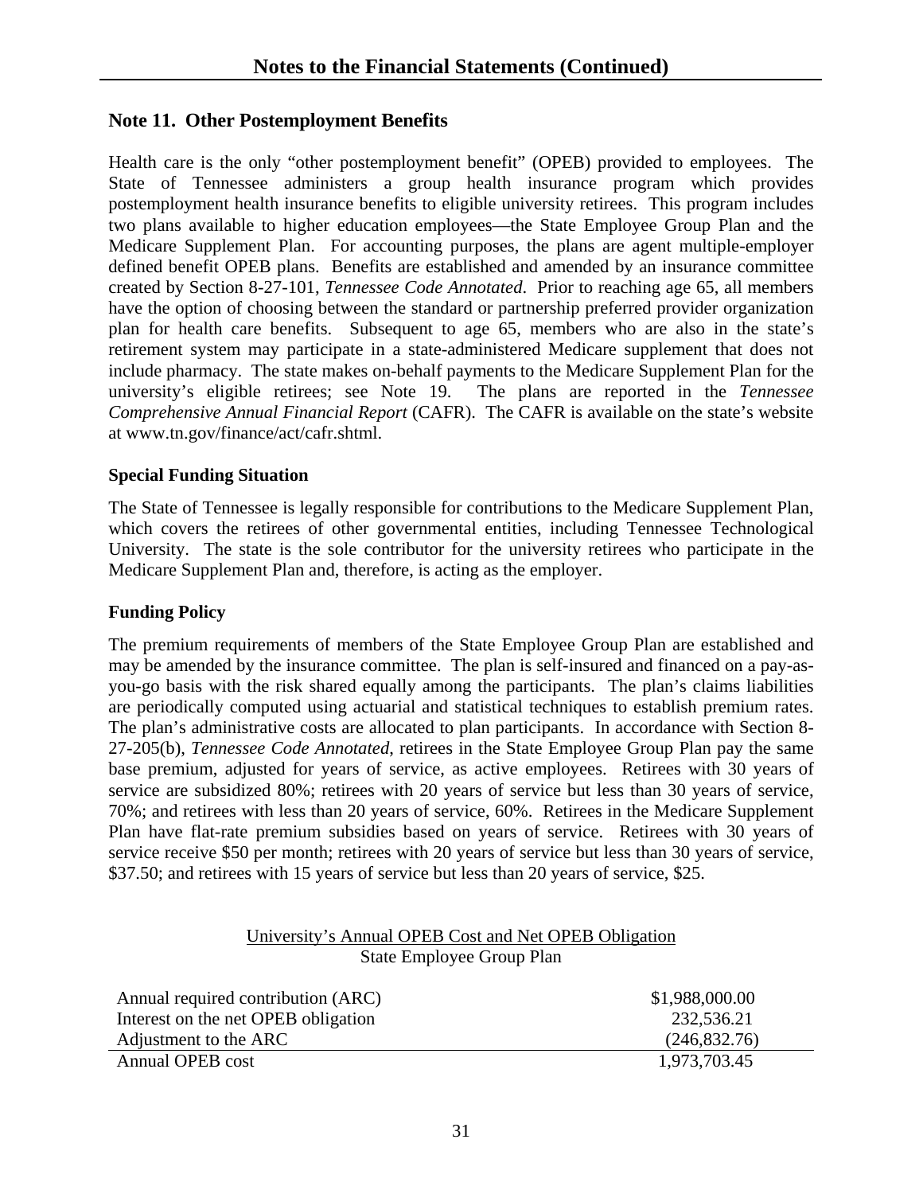## Notes to the Financial Statements (Continued)

### Note 11. Other Postemployment Benefits

Health care is the only "other postemployment benefit" (OPEB) provided to employees. The State of Tennessee administers a group health insurance program which provides postemployment health insurance benefits to eligible university retirees. This program includes two plans available to higher education employees—the State Employee Group Plan and the Medicare Supplement Plan. For accounting purposes, the plans are agent multiple-employer defined benefit OPEB plans. Benefits are established and amended by an insurance committee created by Section 8-27-101, *Tennessee Code Annotated*. Prior to reaching age 65, all members have the option of choosing between the standard or partnership preferred provider organization plan for health care benefits. Subsequent to age 65, members who are also in the state's retirement system may participate in a state-administered Medicare supplement that does not include pharmacy. The state makes on-behalf payments to the Medicare Supplement Plan for the university's eligible retirees; see Note 19. The plans are reported in the *Tennessee Comprehensive Annual Financial Report* (CAFR). The CAFR is available on the state's website at www.tn.gov/finance/act/cafr.shtml.

#### Special Funding Situation

The State of Tennessee is legally responsible for contributions to the Medicare Supplement Plan, which covers the retirees of other governmental entities, including Tennessee Technological University. The state is the sole contributor for the university retirees who participate in the Medicare Supplement Plan and, therefore, is acting as the employer.

#### Funding Policy

The premium requirements of members of the State Employee Group Plan are established and may be amended by the insurance committee. The plan is self-insured and financed on a pay-as-you-go basis with the risk shared equally among the participants. The plan's claims liabilities are periodically computed using actuarial and statistical techniques to establish premium rates. The plan's administrative costs are allocated to plan participants. In accordance with Section 8-27-205(b), *Tennessee Code Annotated*, retirees in the State Employee Group Plan pay the same base premium, adjusted for years of service, as active employees. Retirees with 30 years of service are subsidized 80%; retirees with 20 years of service but less than 30 years of service, 70%; and retirees with less than 20 years of service, 60%. Retirees in the Medicare Supplement Plan have flat-rate premium subsidies based on years of service. Retirees with 30 years of service receive \$50 per month; retirees with 20 years of service but less than 30 years of service, \$37.50; and retirees with 15 years of service but less than 20 years of service, \$25.

University's Annual OPEB Cost and Net OPEB Obligation
State Employee Group Plan

| | |
|---|---|
| Annual required contribution (ARC) | $1,988,000.00 |
| Interest on the net OPEB obligation | 232,536.21 |
| Adjustment to the ARC | (246,832.76) |
| Annual OPEB cost | 1,973,703.45 |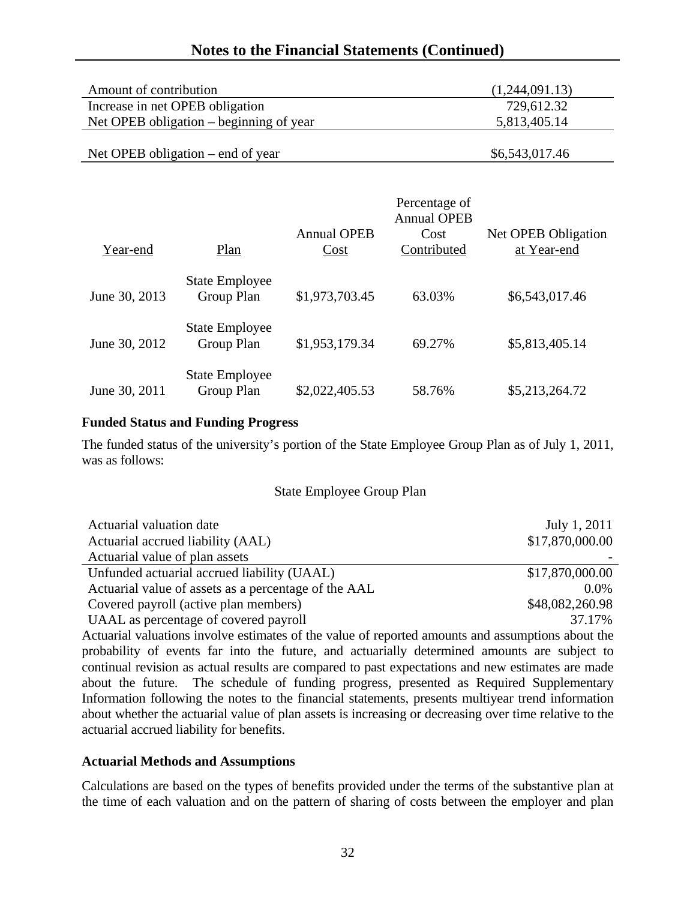## Notes to the Financial Statements (Continued)

| | |
|---|---|
| Amount of contribution | (1,244,091.13) |
| Increase in net OPEB obligation | 729,612.32 |
| Net OPEB obligation – beginning of year | 5,813,405.14 |
| Net OPEB obligation – end of year | $6,543,017.46 |

| Year-end | Plan | Annual OPEB Cost | Percentage of Annual OPEB Cost Contributed | Net OPEB Obligation at Year-end |
|---|---|---|---|---|
| June 30, 2013 | State Employee Group Plan | $1,973,703.45 | 63.03% | $6,543,017.46 |
| June 30, 2012 | State Employee Group Plan | $1,953,179.34 | 69.27% | $5,813,405.14 |
| June 30, 2011 | State Employee Group Plan | $2,022,405.53 | 58.76% | $5,213,264.72 |

**Funded Status and Funding Progress**

The funded status of the university's portion of the State Employee Group Plan as of July 1, 2011, was as follows:

State Employee Group Plan

| | |
|---|---|
| Actuarial valuation date | July 1, 2011 |
| Actuarial accrued liability (AAL) | $17,870,000.00 |
| Actuarial value of plan assets | - |
| Unfunded actuarial accrued liability (UAAL) | $17,870,000.00 |
| Actuarial value of assets as a percentage of the AAL | 0.0% |
| Covered payroll (active plan members) | $48,082,260.98 |
| UAAL as percentage of covered payroll | 37.17% |

Actuarial valuations involve estimates of the value of reported amounts and assumptions about the probability of events far into the future, and actuarially determined amounts are subject to continual revision as actual results are compared to past expectations and new estimates are made about the future. The schedule of funding progress, presented as Required Supplementary Information following the notes to the financial statements, presents multiyear trend information about whether the actuarial value of plan assets is increasing or decreasing over time relative to the actuarial accrued liability for benefits.

**Actuarial Methods and Assumptions**

Calculations are based on the types of benefits provided under the terms of the substantive plan at the time of each valuation and on the pattern of sharing of costs between the employer and plan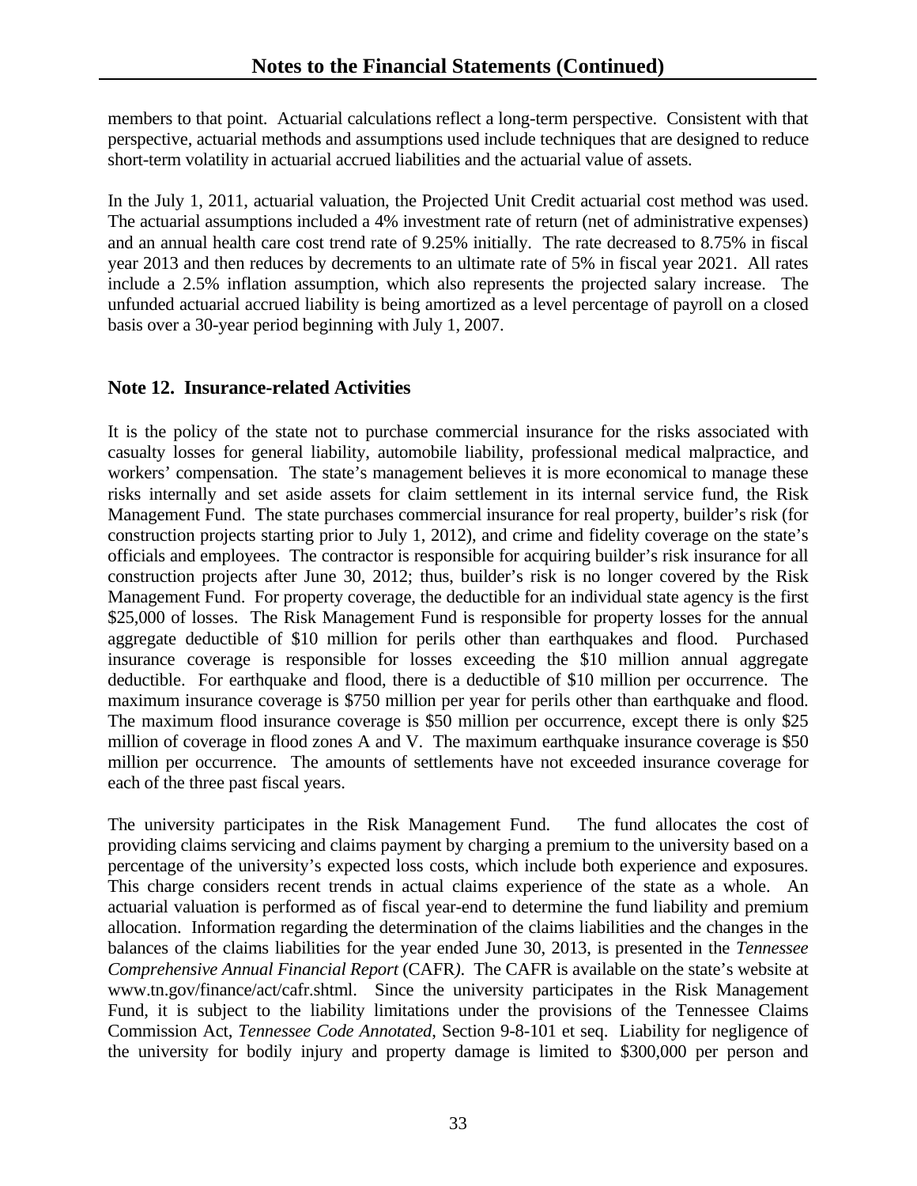members to that point. Actuarial calculations reflect a long-term perspective. Consistent with that perspective, actuarial methods and assumptions used include techniques that are designed to reduce short-term volatility in actuarial accrued liabilities and the actuarial value of assets.

In the July 1, 2011, actuarial valuation, the Projected Unit Credit actuarial cost method was used. The actuarial assumptions included a 4% investment rate of return (net of administrative expenses) and an annual health care cost trend rate of 9.25% initially. The rate decreased to 8.75% in fiscal year 2013 and then reduces by decrements to an ultimate rate of 5% in fiscal year 2021. All rates include a 2.5% inflation assumption, which also represents the projected salary increase. The unfunded actuarial accrued liability is being amortized as a level percentage of payroll on a closed basis over a 30-year period beginning with July 1, 2007.

## Note 12. Insurance-related Activities

It is the policy of the state not to purchase commercial insurance for the risks associated with casualty losses for general liability, automobile liability, professional medical malpractice, and workers' compensation. The state's management believes it is more economical to manage these risks internally and set aside assets for claim settlement in its internal service fund, the Risk Management Fund. The state purchases commercial insurance for real property, builder's risk (for construction projects starting prior to July 1, 2012), and crime and fidelity coverage on the state's officials and employees. The contractor is responsible for acquiring builder's risk insurance for all construction projects after June 30, 2012; thus, builder's risk is no longer covered by the Risk Management Fund. For property coverage, the deductible for an individual state agency is the first \$25,000 of losses. The Risk Management Fund is responsible for property losses for the annual aggregate deductible of \$10 million for perils other than earthquakes and flood. Purchased insurance coverage is responsible for losses exceeding the \$10 million annual aggregate deductible. For earthquake and flood, there is a deductible of \$10 million per occurrence. The maximum insurance coverage is \$750 million per year for perils other than earthquake and flood. The maximum flood insurance coverage is \$50 million per occurrence, except there is only \$25 million of coverage in flood zones A and V. The maximum earthquake insurance coverage is \$50 million per occurrence. The amounts of settlements have not exceeded insurance coverage for each of the three past fiscal years.

The university participates in the Risk Management Fund. The fund allocates the cost of providing claims servicing and claims payment by charging a premium to the university based on a percentage of the university's expected loss costs, which include both experience and exposures. This charge considers recent trends in actual claims experience of the state as a whole. An actuarial valuation is performed as of fiscal year-end to determine the fund liability and premium allocation. Information regarding the determination of the claims liabilities and the changes in the balances of the claims liabilities for the year ended June 30, 2013, is presented in the *Tennessee Comprehensive Annual Financial Report* (CAFR). The CAFR is available on the state's website at www.tn.gov/finance/act/cafr.shtml. Since the university participates in the Risk Management Fund, it is subject to the liability limitations under the provisions of the Tennessee Claims Commission Act, *Tennessee Code Annotated*, Section 9-8-101 et seq. Liability for negligence of the university for bodily injury and property damage is limited to \$300,000 per person and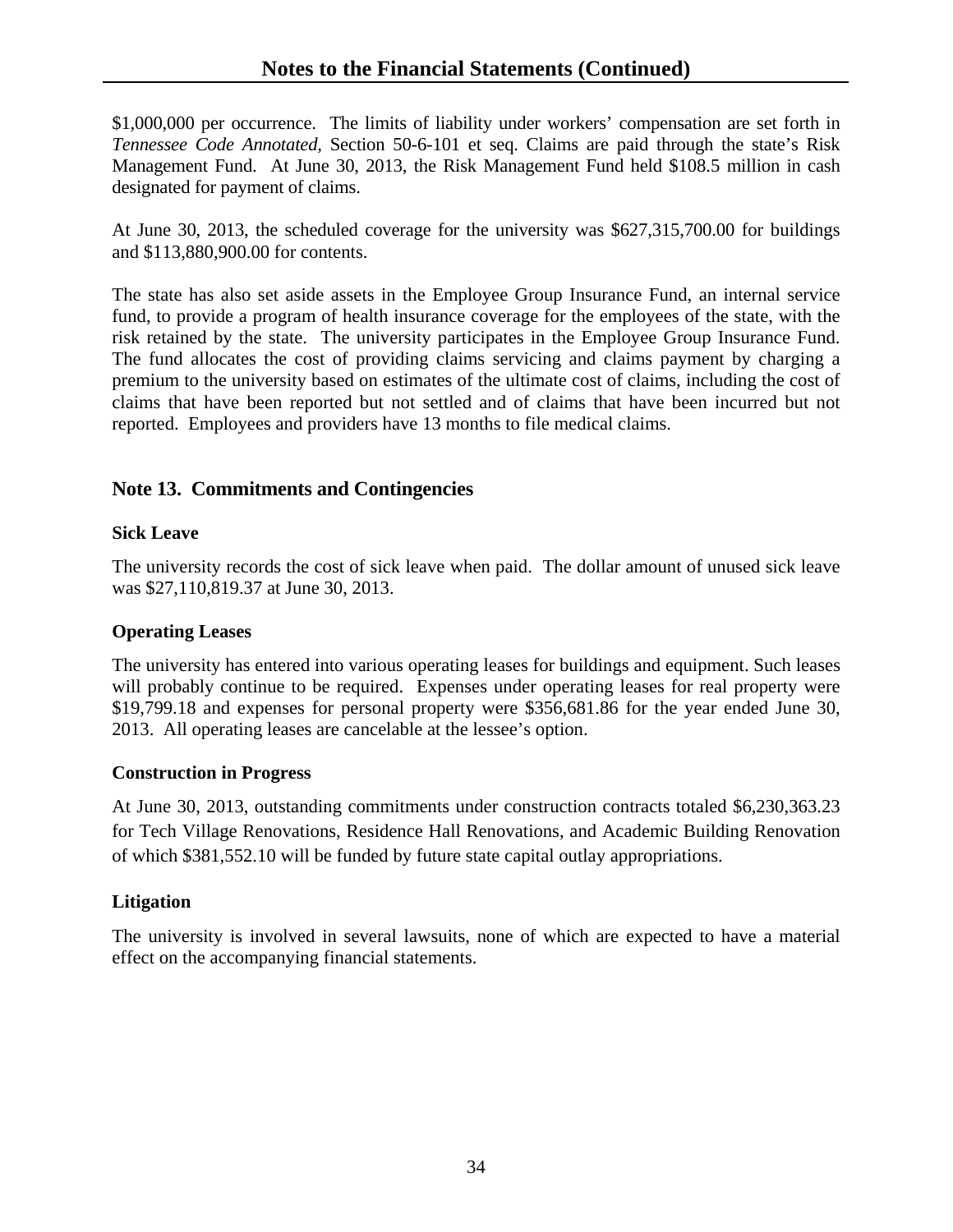$1,000,000 per occurrence. The limits of liability under workers' compensation are set forth in *Tennessee Code Annotated*, Section 50-6-101 et seq. Claims are paid through the state's Risk Management Fund. At June 30, 2013, the Risk Management Fund held $108.5 million in cash designated for payment of claims.

At June 30, 2013, the scheduled coverage for the university was $627,315,700.00 for buildings and $113,880,900.00 for contents.

The state has also set aside assets in the Employee Group Insurance Fund, an internal service fund, to provide a program of health insurance coverage for the employees of the state, with the risk retained by the state. The university participates in the Employee Group Insurance Fund. The fund allocates the cost of providing claims servicing and claims payment by charging a premium to the university based on estimates of the ultimate cost of claims, including the cost of claims that have been reported but not settled and of claims that have been incurred but not reported. Employees and providers have 13 months to file medical claims.

## Note 13. Commitments and Contingencies

### Sick Leave

The university records the cost of sick leave when paid. The dollar amount of unused sick leave was $27,110,819.37 at June 30, 2013.

### Operating Leases

The university has entered into various operating leases for buildings and equipment. Such leases will probably continue to be required. Expenses under operating leases for real property were $19,799.18 and expenses for personal property were $356,681.86 for the year ended June 30, 2013. All operating leases are cancelable at the lessee's option.

### Construction in Progress

At June 30, 2013, outstanding commitments under construction contracts totaled $6,230,363.23 for Tech Village Renovations, Residence Hall Renovations, and Academic Building Renovation of which $381,552.10 will be funded by future state capital outlay appropriations.

### Litigation

The university is involved in several lawsuits, none of which are expected to have a material effect on the accompanying financial statements.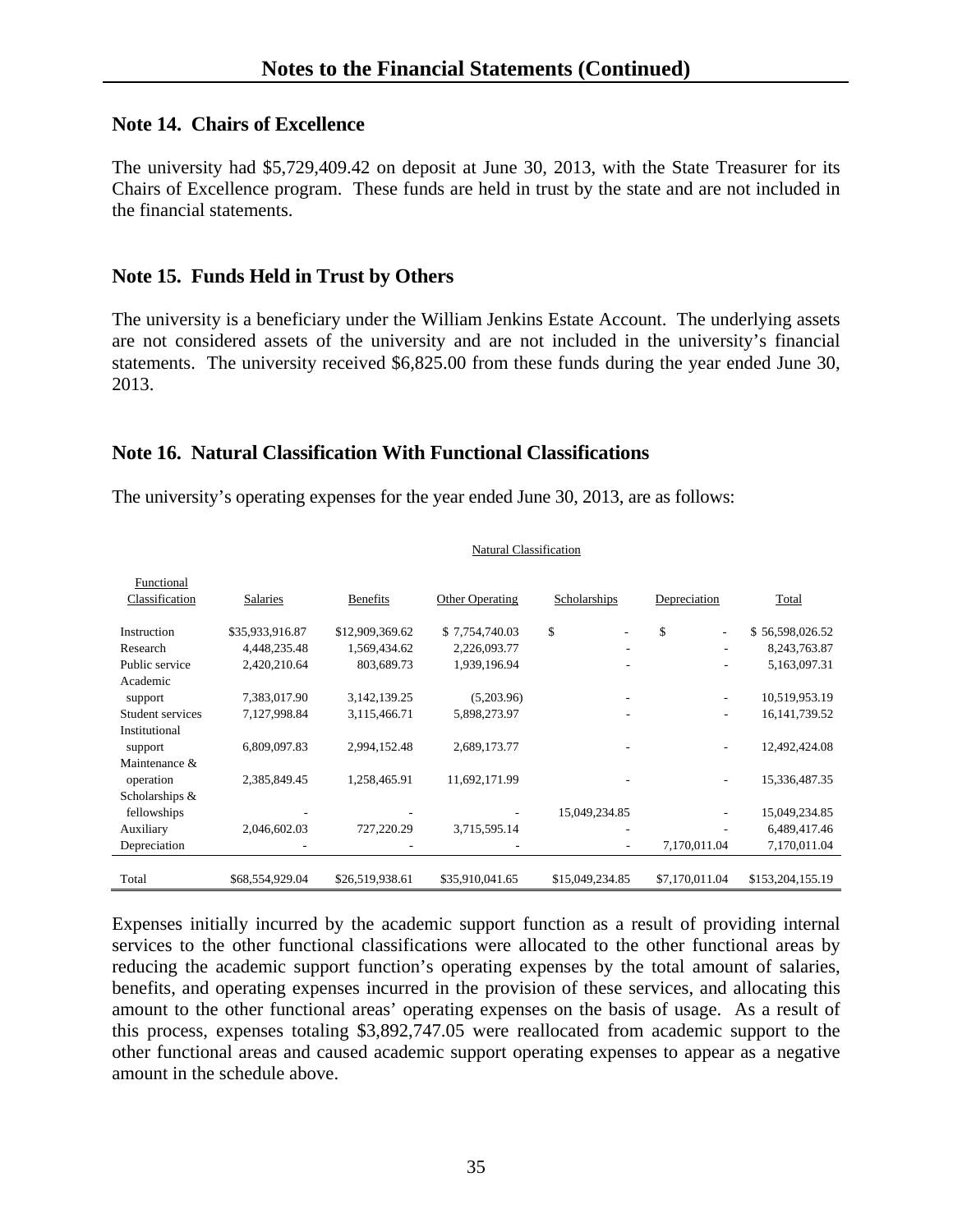## Notes to the Financial Statements (Continued)

### Note 14. Chairs of Excellence

The university had $5,729,409.42 on deposit at June 30, 2013, with the State Treasurer for its Chairs of Excellence program. These funds are held in trust by the state and are not included in the financial statements.

### Note 15. Funds Held in Trust by Others

The university is a beneficiary under the William Jenkins Estate Account. The underlying assets are not considered assets of the university and are not included in the university's financial statements. The university received $6,825.00 from these funds during the year ended June 30, 2013.

### Note 16. Natural Classification With Functional Classifications

The university's operating expenses for the year ended June 30, 2013, are as follows:

| | Natural Classification | | | | | |
|---|---|---|---|---|---|---|
| Functional Classification | Salaries | Benefits | Other Operating | Scholarships | Depreciation | Total |
| Instruction | $35,933,916.87 | $12,909,369.62 | $ 7,754,740.03 | $ - | $ - | $ 56,598,026.52 |
| Research | 4,448,235.48 | 1,569,434.62 | 2,226,093.77 | - | - | 8,243,763.87 |
| Public service | 2,420,210.64 | 803,689.73 | 1,939,196.94 | - | - | 5,163,097.31 |
| Academic support | 7,383,017.90 | 3,142,139.25 | (5,203.96) | - | - | 10,519,953.19 |
| Student services | 7,127,998.84 | 3,115,466.71 | 5,898,273.97 | - | - | 16,141,739.52 |
| Institutional support | 6,809,097.83 | 2,994,152.48 | 2,689,173.77 | - | - | 12,492,424.08 |
| Maintenance & operation | 2,385,849.45 | 1,258,465.91 | 11,692,171.99 | - | - | 15,336,487.35 |
| Scholarships & fellowships | - | - | - | 15,049,234.85 | - | 15,049,234.85 |
| Auxiliary | 2,046,602.03 | 727,220.29 | 3,715,595.14 | - | - | 6,489,417.46 |
| Depreciation | - | - | - | - | 7,170,011.04 | 7,170,011.04 |
| Total | $68,554,929.04 | $26,519,938.61 | $35,910,041.65 | $15,049,234.85 | $7,170,011.04 | $153,204,155.19 |

Expenses initially incurred by the academic support function as a result of providing internal services to the other functional classifications were allocated to the other functional areas by reducing the academic support function's operating expenses by the total amount of salaries, benefits, and operating expenses incurred in the provision of these services, and allocating this amount to the other functional areas' operating expenses on the basis of usage. As a result of this process, expenses totaling $3,892,747.05 were reallocated from academic support to the other functional areas and caused academic support operating expenses to appear as a negative amount in the schedule above.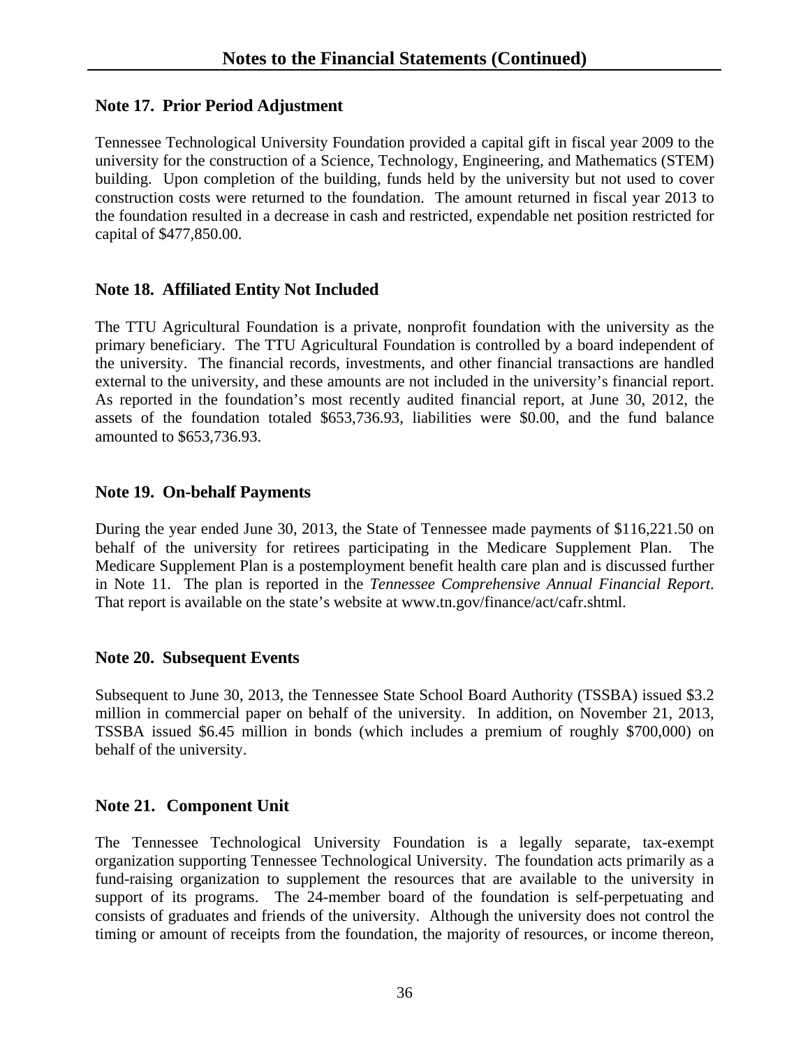## Note 17. Prior Period Adjustment

Tennessee Technological University Foundation provided a capital gift in fiscal year 2009 to the university for the construction of a Science, Technology, Engineering, and Mathematics (STEM) building. Upon completion of the building, funds held by the university but not used to cover construction costs were returned to the foundation. The amount returned in fiscal year 2013 to the foundation resulted in a decrease in cash and restricted, expendable net position restricted for capital of $477,850.00.

## Note 18. Affiliated Entity Not Included

The TTU Agricultural Foundation is a private, nonprofit foundation with the university as the primary beneficiary. The TTU Agricultural Foundation is controlled by a board independent of the university. The financial records, investments, and other financial transactions are handled external to the university, and these amounts are not included in the university's financial report. As reported in the foundation's most recently audited financial report, at June 30, 2012, the assets of the foundation totaled $653,736.93, liabilities were $0.00, and the fund balance amounted to $653,736.93.

## Note 19. On-behalf Payments

During the year ended June 30, 2013, the State of Tennessee made payments of $116,221.50 on behalf of the university for retirees participating in the Medicare Supplement Plan. The Medicare Supplement Plan is a postemployment benefit health care plan and is discussed further in Note 11. The plan is reported in the *Tennessee Comprehensive Annual Financial Report*. That report is available on the state's website at www.tn.gov/finance/act/cafr.shtml.

## Note 20. Subsequent Events

Subsequent to June 30, 2013, the Tennessee State School Board Authority (TSSBA) issued $3.2 million in commercial paper on behalf of the university. In addition, on November 21, 2013, TSSBA issued $6.45 million in bonds (which includes a premium of roughly $700,000) on behalf of the university.

## Note 21. Component Unit

The Tennessee Technological University Foundation is a legally separate, tax-exempt organization supporting Tennessee Technological University. The foundation acts primarily as a fund-raising organization to supplement the resources that are available to the university in support of its programs. The 24-member board of the foundation is self-perpetuating and consists of graduates and friends of the university. Although the university does not control the timing or amount of receipts from the foundation, the majority of resources, or income thereon,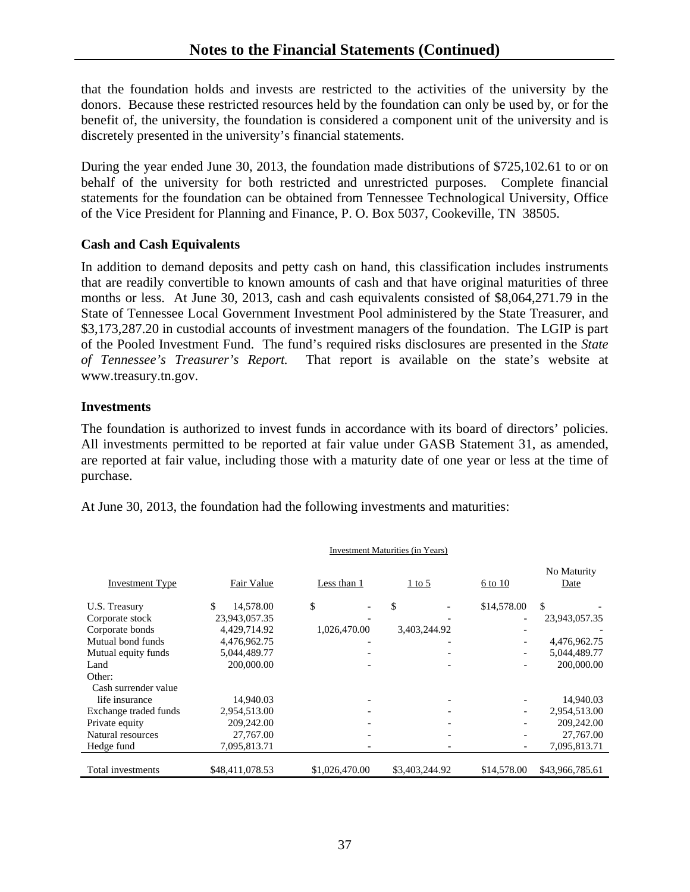## Notes to the Financial Statements (Continued)

that the foundation holds and invests are restricted to the activities of the university by the donors. Because these restricted resources held by the foundation can only be used by, or for the benefit of, the university, the foundation is considered a component unit of the university and is discretely presented in the university's financial statements.

During the year ended June 30, 2013, the foundation made distributions of $725,102.61 to or on behalf of the university for both restricted and unrestricted purposes. Complete financial statements for the foundation can be obtained from Tennessee Technological University, Office of the Vice President for Planning and Finance, P. O. Box 5037, Cookeville, TN 38505.

### Cash and Cash Equivalents

In addition to demand deposits and petty cash on hand, this classification includes instruments that are readily convertible to known amounts of cash and that have original maturities of three months or less. At June 30, 2013, cash and cash equivalents consisted of $8,064,271.79 in the State of Tennessee Local Government Investment Pool administered by the State Treasurer, and $3,173,287.20 in custodial accounts of investment managers of the foundation. The LGIP is part of the Pooled Investment Fund. The fund's required risks disclosures are presented in the *State of Tennessee's Treasurer's Report.* That report is available on the state's website at www.treasury.tn.gov.

### Investments

The foundation is authorized to invest funds in accordance with its board of directors' policies. All investments permitted to be reported at fair value under GASB Statement 31, as amended, are reported at fair value, including those with a maturity date of one year or less at the time of purchase.

At June 30, 2013, the foundation had the following investments and maturities:

| | | Investment Maturities (in Years) | | | |
|---|---|---|---|---|---|
| Investment Type | Fair Value | Less than 1 | 1 to 5 | 6 to 10 | No Maturity Date |
| U.S. Treasury | $ 14,578.00 | $ - | $ - | $14,578.00 | $ - |
| Corporate stock | 23,943,057.35 | - | - | - | 23,943,057.35 |
| Corporate bonds | 4,429,714.92 | 1,026,470.00 | 3,403,244.92 | - | - |
| Mutual bond funds | 4,476,962.75 | - | - | - | 4,476,962.75 |
| Mutual equity funds | 5,044,489.77 | - | - | - | 5,044,489.77 |
| Land | 200,000.00 | - | - | - | 200,000.00 |
| Other: | | | | | |
| Cash surrender value life insurance | 14,940.03 | - | - | - | 14,940.03 |
| Exchange traded funds | 2,954,513.00 | - | - | - | 2,954,513.00 |
| Private equity | 209,242.00 | - | - | - | 209,242.00 |
| Natural resources | 27,767.00 | - | - | - | 27,767.00 |
| Hedge fund | 7,095,813.71 | - | - | - | 7,095,813.71 |
| Total investments | $48,411,078.53 | $1,026,470.00 | $3,403,244.92 | $14,578.00 | $43,966,785.61 |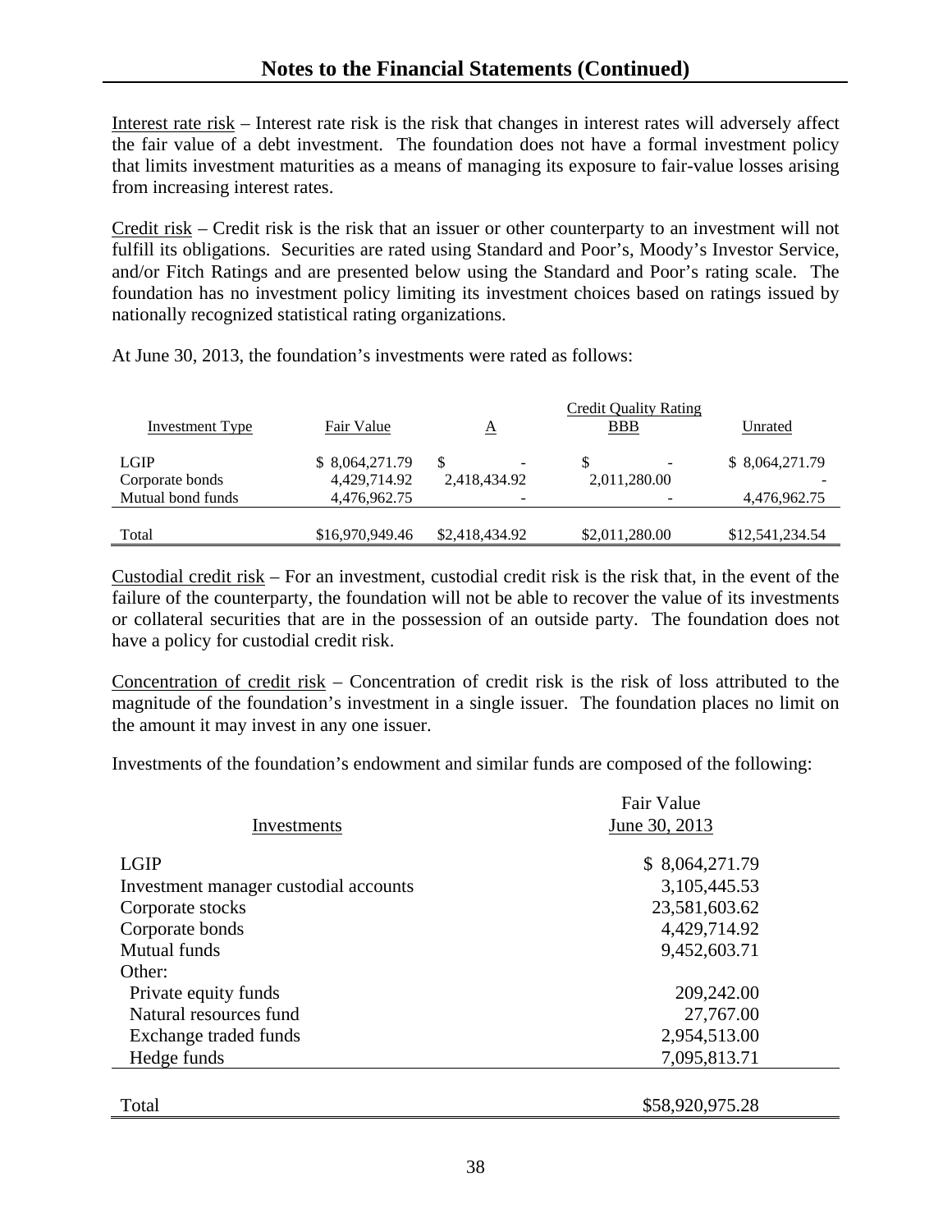## Notes to the Financial Statements (Continued)

Interest rate risk – Interest rate risk is the risk that changes in interest rates will adversely affect the fair value of a debt investment. The foundation does not have a formal investment policy that limits investment maturities as a means of managing its exposure to fair-value losses arising from increasing interest rates.

Credit risk – Credit risk is the risk that an issuer or other counterparty to an investment will not fulfill its obligations. Securities are rated using Standard and Poor's, Moody's Investor Service, and/or Fitch Ratings and are presented below using the Standard and Poor's rating scale. The foundation has no investment policy limiting its investment choices based on ratings issued by nationally recognized statistical rating organizations.

At June 30, 2013, the foundation's investments were rated as follows:

| | | Credit Quality Rating | | |
|---|---|---|---|---|
| Investment Type | Fair Value | A | BBB | Unrated |
| LGIP | $ 8,064,271.79 | $ - | $ - | $ 8,064,271.79 |
| Corporate bonds | 4,429,714.92 | 2,418,434.92 | 2,011,280.00 | - |
| Mutual bond funds | 4,476,962.75 | - | - | 4,476,962.75 |
| Total | $16,970,949.46 | $2,418,434.92 | $2,011,280.00 | $12,541,234.54 |

Custodial credit risk – For an investment, custodial credit risk is the risk that, in the event of the failure of the counterparty, the foundation will not be able to recover the value of its investments or collateral securities that are in the possession of an outside party. The foundation does not have a policy for custodial credit risk.

Concentration of credit risk – Concentration of credit risk is the risk of loss attributed to the magnitude of the foundation's investment in a single issuer. The foundation places no limit on the amount it may invest in any one issuer.

Investments of the foundation's endowment and similar funds are composed of the following:

| Investments | Fair Value June 30, 2013 |
|---|---|
| LGIP | $ 8,064,271.79 |
| Investment manager custodial accounts | 3,105,445.53 |
| Corporate stocks | 23,581,603.62 |
| Corporate bonds | 4,429,714.92 |
| Mutual funds | 9,452,603.71 |
| Other: | |
| Private equity funds | 209,242.00 |
| Natural resources fund | 27,767.00 |
| Exchange traded funds | 2,954,513.00 |
| Hedge funds | 7,095,813.71 |
| Total | $58,920,975.28 |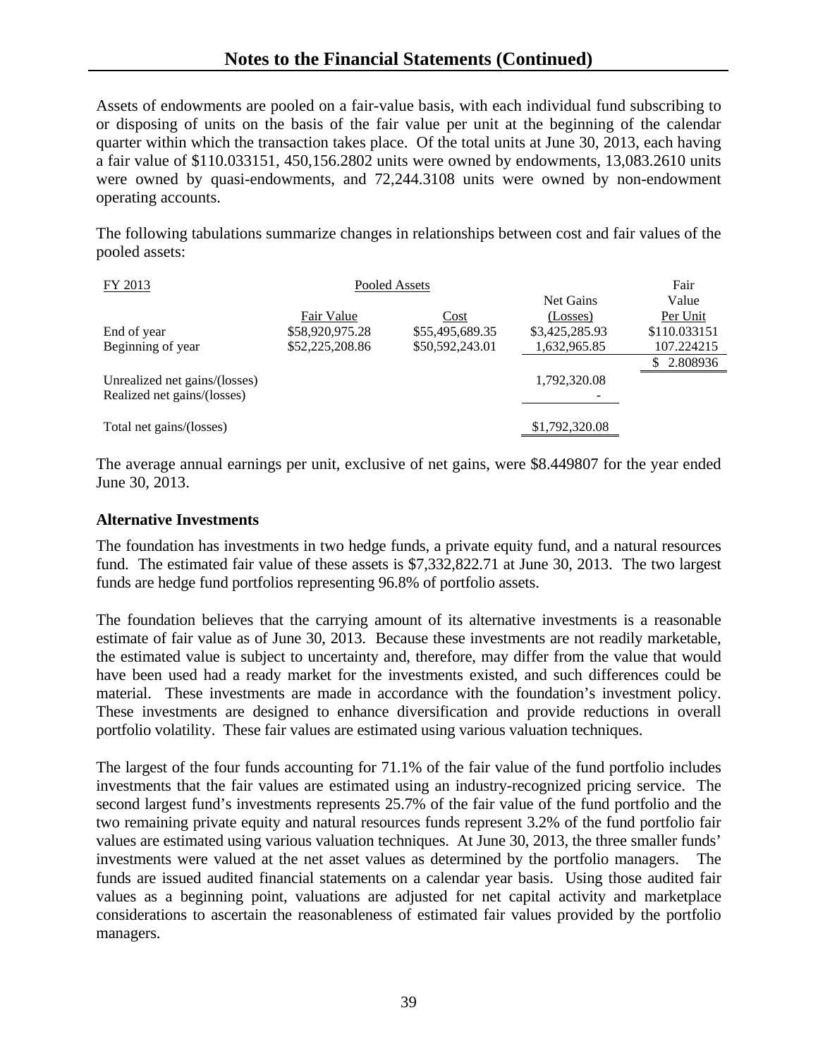## Notes to the Financial Statements (Continued)

Assets of endowments are pooled on a fair-value basis, with each individual fund subscribing to or disposing of units on the basis of the fair value per unit at the beginning of the calendar quarter within which the transaction takes place. Of the total units at June 30, 2013, each having a fair value of $110.033151, 450,156.2802 units were owned by endowments, 13,083.2610 units were owned by quasi-endowments, and 72,244.3108 units were owned by non-endowment operating accounts.

The following tabulations summarize changes in relationships between cost and fair values of the pooled assets:

| FY 2013 | Pooled Assets | | | Fair |
|---|---|---|---|---|
| | | | Net Gains | Value |
| | Fair Value | Cost | (Losses) | Per Unit |
| End of year | $58,920,975.28 | $55,495,689.35 | $3,425,285.93 | $110.033151 |
| Beginning of year | $52,225,208.86 | $50,592,243.01 | 1,632,965.85 | 107.224215 |
| | | | | $ 2.808936 |
| Unrealized net gains/(losses) | | | 1,792,320.08 | |
| Realized net gains/(losses) | | | - | |
| Total net gains/(losses) | | | $1,792,320.08 | |

The average annual earnings per unit, exclusive of net gains, were $8.449807 for the year ended June 30, 2013.

**Alternative Investments**

The foundation has investments in two hedge funds, a private equity fund, and a natural resources fund. The estimated fair value of these assets is $7,332,822.71 at June 30, 2013. The two largest funds are hedge fund portfolios representing 96.8% of portfolio assets.

The foundation believes that the carrying amount of its alternative investments is a reasonable estimate of fair value as of June 30, 2013. Because these investments are not readily marketable, the estimated value is subject to uncertainty and, therefore, may differ from the value that would have been used had a ready market for the investments existed, and such differences could be material. These investments are made in accordance with the foundation's investment policy. These investments are designed to enhance diversification and provide reductions in overall portfolio volatility. These fair values are estimated using various valuation techniques.

The largest of the four funds accounting for 71.1% of the fair value of the fund portfolio includes investments that the fair values are estimated using an industry-recognized pricing service. The second largest fund's investments represents 25.7% of the fair value of the fund portfolio and the two remaining private equity and natural resources funds represent 3.2% of the fund portfolio fair values are estimated using various valuation techniques. At June 30, 2013, the three smaller funds' investments were valued at the net asset values as determined by the portfolio managers. The funds are issued audited financial statements on a calendar year basis. Using those audited fair values as a beginning point, valuations are adjusted for net capital activity and marketplace considerations to ascertain the reasonableness of estimated fair values provided by the portfolio managers.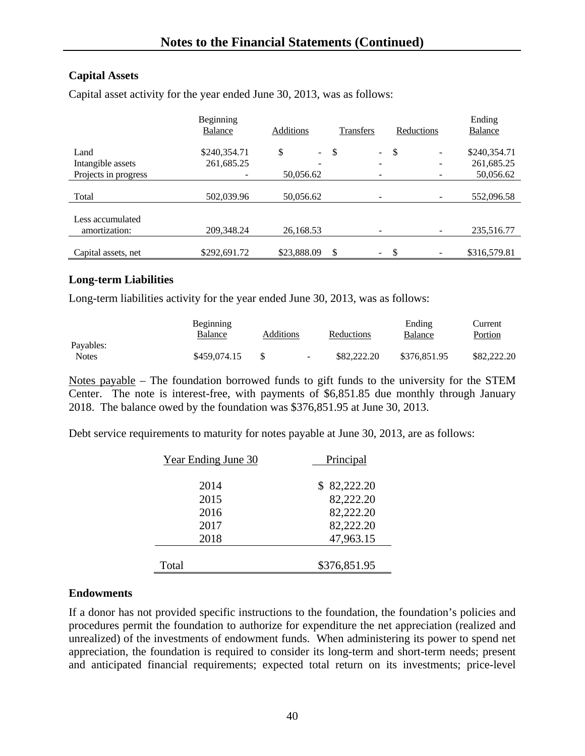## Capital Assets

Capital asset activity for the year ended June 30, 2013, was as follows:

| | Beginning Balance | Additions | Transfers | Reductions | Ending Balance |
|---|---|---|---|---|---|
| Land | $240,354.71 | $ - | $ - | $ - | $240,354.71 |
| Intangible assets | 261,685.25 | - | - | - | 261,685.25 |
| Projects in progress | - | 50,056.62 | - | - | 50,056.62 |
| Total | 502,039.96 | 50,056.62 | - | - | 552,096.58 |
| Less accumulated amortization: | 209,348.24 | 26,168.53 | - | - | 235,516.77 |
| Capital assets, net | $292,691.72 | $23,888.09 | $ - | $ - | $316,579.81 |

## Long-term Liabilities

Long-term liabilities activity for the year ended June 30, 2013, was as follows:

| | Beginning Balance | Additions | Reductions | Ending Balance | Current Portion |
|---|---|---|---|---|---|
| Payables: | | | | | |
| Notes | $459,074.15 | $ - | $82,222.20 | $376,851.95 | $82,222.20 |

Notes payable – The foundation borrowed funds to gift funds to the university for the STEM Center. The note is interest-free, with payments of $6,851.85 due monthly through January 2018. The balance owed by the foundation was $376,851.95 at June 30, 2013.

Debt service requirements to maturity for notes payable at June 30, 2013, are as follows:

| Year Ending June 30 | Principal |
|---|---|
| 2014 | $ 82,222.20 |
| 2015 | 82,222.20 |
| 2016 | 82,222.20 |
| 2017 | 82,222.20 |
| 2018 | 47,963.15 |
| Total | $376,851.95 |

## Endowments

If a donor has not provided specific instructions to the foundation, the foundation's policies and procedures permit the foundation to authorize for expenditure the net appreciation (realized and unrealized) of the investments of endowment funds. When administering its power to spend net appreciation, the foundation is required to consider its long-term and short-term needs; present and anticipated financial requirements; expected total return on its investments; price-level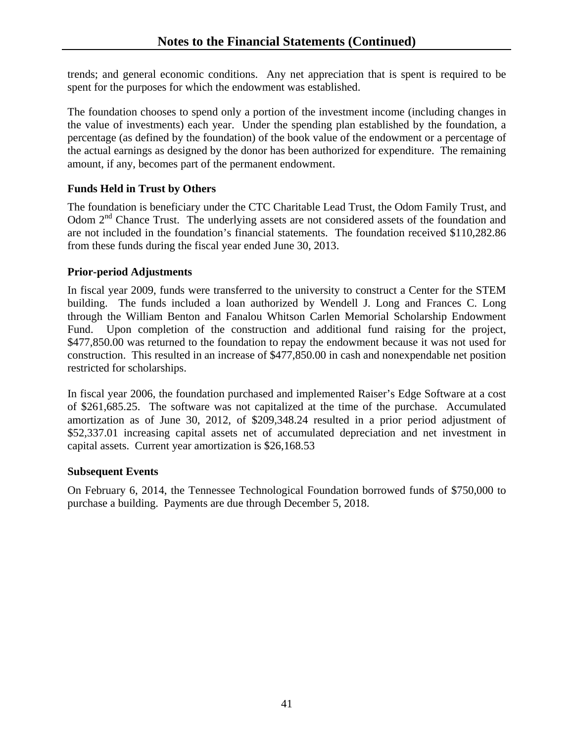trends; and general economic conditions. Any net appreciation that is spent is required to be spent for the purposes for which the endowment was established.

The foundation chooses to spend only a portion of the investment income (including changes in the value of investments) each year. Under the spending plan established by the foundation, a percentage (as defined by the foundation) of the book value of the endowment or a percentage of the actual earnings as designed by the donor has been authorized for expenditure. The remaining amount, if any, becomes part of the permanent endowment.

**Funds Held in Trust by Others**

The foundation is beneficiary under the CTC Charitable Lead Trust, the Odom Family Trust, and Odom 2nd Chance Trust. The underlying assets are not considered assets of the foundation and are not included in the foundation's financial statements. The foundation received $110,282.86 from these funds during the fiscal year ended June 30, 2013.

**Prior-period Adjustments**

In fiscal year 2009, funds were transferred to the university to construct a Center for the STEM building. The funds included a loan authorized by Wendell J. Long and Frances C. Long through the William Benton and Fanalou Whitson Carlen Memorial Scholarship Endowment Fund. Upon completion of the construction and additional fund raising for the project, $477,850.00 was returned to the foundation to repay the endowment because it was not used for construction. This resulted in an increase of $477,850.00 in cash and nonexpendable net position restricted for scholarships.

In fiscal year 2006, the foundation purchased and implemented Raiser's Edge Software at a cost of $261,685.25. The software was not capitalized at the time of the purchase. Accumulated amortization as of June 30, 2012, of $209,348.24 resulted in a prior period adjustment of $52,337.01 increasing capital assets net of accumulated depreciation and net investment in capital assets. Current year amortization is $26,168.53

**Subsequent Events**

On February 6, 2014, the Tennessee Technological Foundation borrowed funds of $750,000 to purchase a building. Payments are due through December 5, 2018.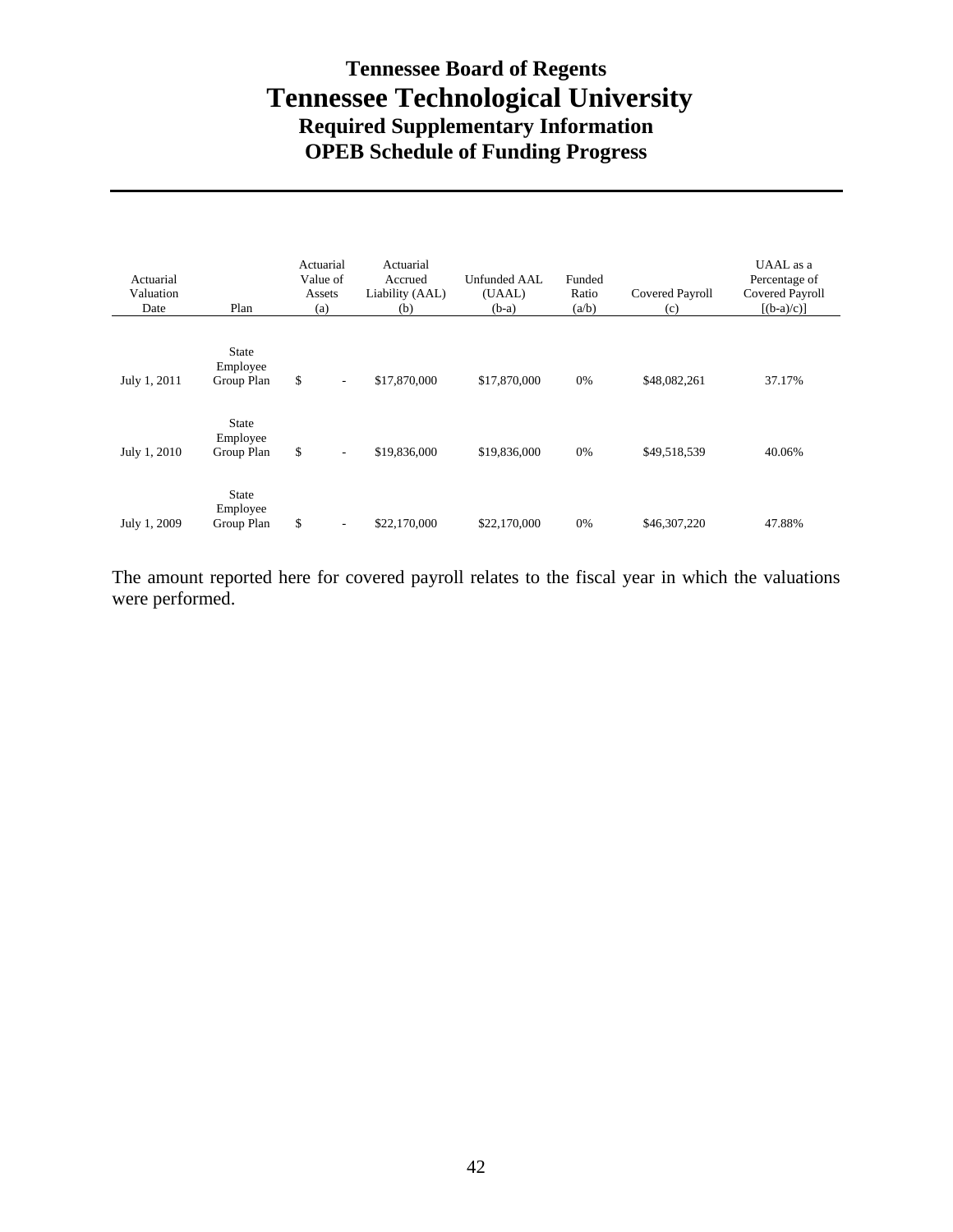# Tennessee Board of Regents
# Tennessee Technological University
## Required Supplementary Information
## OPEB Schedule of Funding Progress

| Actuarial Valuation Date | Plan | Actuarial Value of Assets (a) | Actuarial Accrued Liability (AAL) (b) | Unfunded AAL (UAAL) (b-a) | Funded Ratio (a/b) | Covered Payroll (c) | UAAL as a Percentage of Covered Payroll [(b-a)/c)] |
|---|---|---|---|---|---|---|---|
| July 1, 2011 | State Employee Group Plan | $ - | $17,870,000 | $17,870,000 | 0% | $48,082,261 | 37.17% |
| July 1, 2010 | State Employee Group Plan | $ - | $19,836,000 | $19,836,000 | 0% | $49,518,539 | 40.06% |
| July 1, 2009 | State Employee Group Plan | $ - | $22,170,000 | $22,170,000 | 0% | $46,307,220 | 47.88% |

The amount reported here for covered payroll relates to the fiscal year in which the valuations were performed.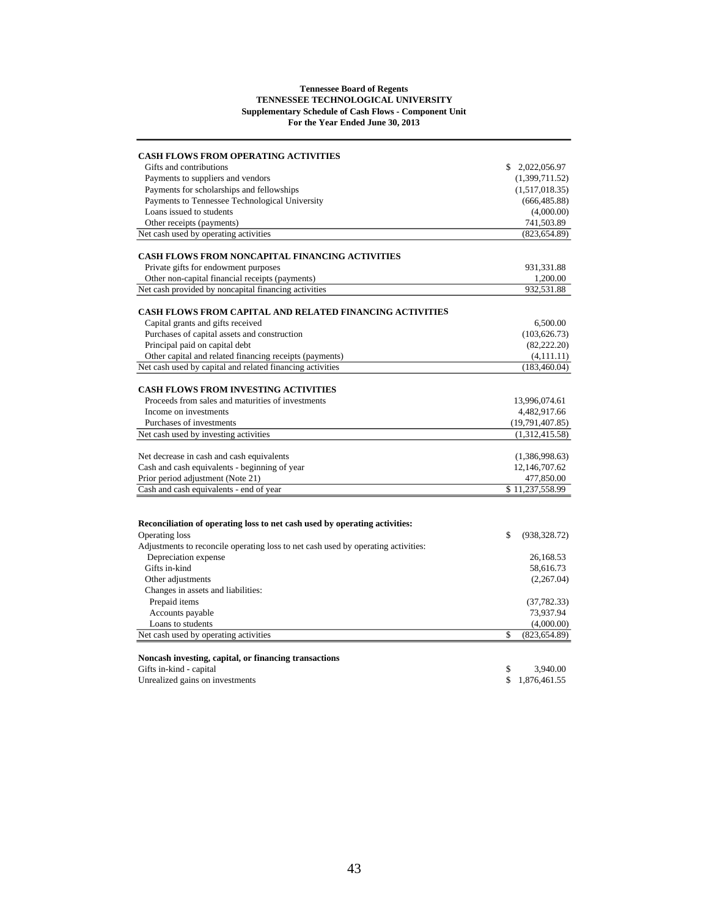**Tennessee Board of Regents**
**TENNESSEE TECHNOLOGICAL UNIVERSITY**
**Supplementary Schedule of Cash Flows - Component Unit**
**For the Year Ended June 30, 2013**

| | |
|---|---|
| **CASH FLOWS FROM OPERATING ACTIVITIES** | |
| Gifts and contributions | $ 2,022,056.97 |
| Payments to suppliers and vendors | (1,399,711.52) |
| Payments for scholarships and fellowships | (1,517,018.35) |
| Payments to Tennessee Technological University | (666,485.88) |
| Loans issued to students | (4,000.00) |
| Other receipts (payments) | 741,503.89 |
| Net cash used by operating activities | (823,654.89) |
| **CASH FLOWS FROM NONCAPITAL FINANCING ACTIVITIES** | |
| Private gifts for endowment purposes | 931,331.88 |
| Other non-capital financial receipts (payments) | 1,200.00 |
| Net cash provided by noncapital financing activities | 932,531.88 |
| **CASH FLOWS FROM CAPITAL AND RELATED FINANCING ACTIVITIES** | |
| Capital grants and gifts received | 6,500.00 |
| Purchases of capital assets and construction | (103,626.73) |
| Principal paid on capital debt | (82,222.20) |
| Other capital and related financing receipts (payments) | (4,111.11) |
| Net cash used by capital and related financing activities | (183,460.04) |
| **CASH FLOWS FROM INVESTING ACTIVITIES** | |
| Proceeds from sales and maturities of investments | 13,996,074.61 |
| Income on investments | 4,482,917.66 |
| Purchases of investments | (19,791,407.85) |
| Net cash used by investing activities | (1,312,415.58) |
| Net decrease in cash and cash equivalents | (1,386,998.63) |
| Cash and cash equivalents - beginning of year | 12,146,707.62 |
| Prior period adjustment (Note 21) | 477,850.00 |
| Cash and cash equivalents - end of year | $ 11,237,558.99 |

| | |
|---|---|
| **Reconciliation of operating loss to net cash used by operating activities:** | |
| Operating loss | $ (938,328.72) |
| Adjustments to reconcile operating loss to net cash used by operating activities: | |
| Depreciation expense | 26,168.53 |
| Gifts in-kind | 58,616.73 |
| Other adjustments | (2,267.04) |
| Changes in assets and liabilities: | |
| Prepaid items | (37,782.33) |
| Accounts payable | 73,937.94 |
| Loans to students | (4,000.00) |
| Net cash used by operating activities | $ (823,654.89) |

| | |
|---|---|
| **Noncash investing, capital, or financing transactions** | |
| Gifts in-kind - capital | $ 3,940.00 |
| Unrealized gains on investments | $ 1,876,461.55 |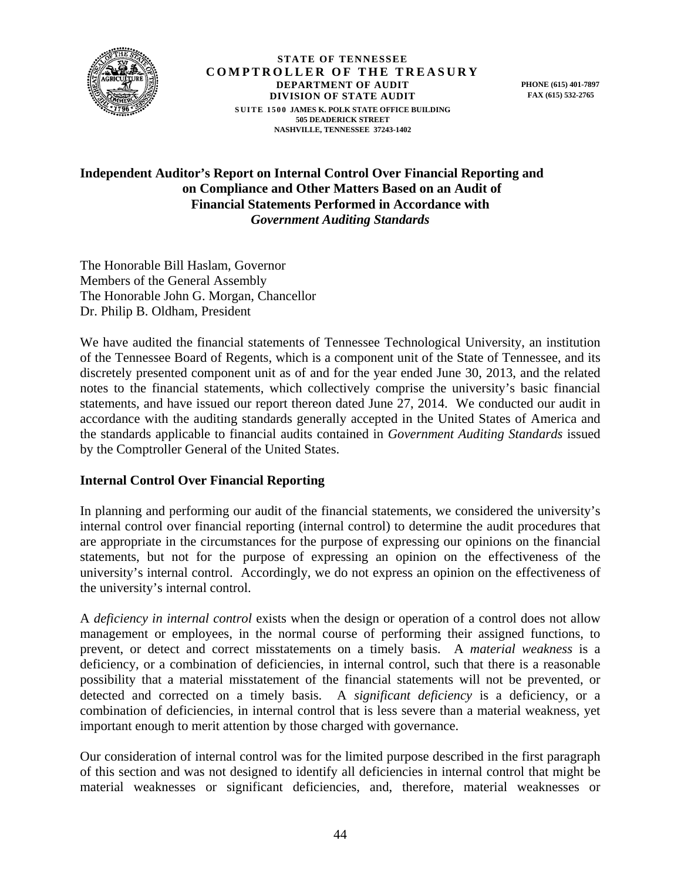STATE OF TENNESSEE
COMPTROLLER OF THE TREASURY
DEPARTMENT OF AUDIT
DIVISION OF STATE AUDIT
SUITE 1500 JAMES K. POLK STATE OFFICE BUILDING
505 DEADERICK STREET
NASHVILLE, TENNESSEE 37243-1402

PHONE (615) 401-7897
FAX (615) 532-2765

## Independent Auditor's Report on Internal Control Over Financial Reporting and on Compliance and Other Matters Based on an Audit of Financial Statements Performed in Accordance with *Government Auditing Standards*

The Honorable Bill Haslam, Governor
Members of the General Assembly
The Honorable John G. Morgan, Chancellor
Dr. Philip B. Oldham, President

We have audited the financial statements of Tennessee Technological University, an institution of the Tennessee Board of Regents, which is a component unit of the State of Tennessee, and its discretely presented component unit as of and for the year ended June 30, 2013, and the related notes to the financial statements, which collectively comprise the university's basic financial statements, and have issued our report thereon dated June 27, 2014. We conducted our audit in accordance with the auditing standards generally accepted in the United States of America and the standards applicable to financial audits contained in *Government Auditing Standards* issued by the Comptroller General of the United States.

### Internal Control Over Financial Reporting

In planning and performing our audit of the financial statements, we considered the university's internal control over financial reporting (internal control) to determine the audit procedures that are appropriate in the circumstances for the purpose of expressing our opinions on the financial statements, but not for the purpose of expressing an opinion on the effectiveness of the university's internal control. Accordingly, we do not express an opinion on the effectiveness of the university's internal control.

A *deficiency in internal control* exists when the design or operation of a control does not allow management or employees, in the normal course of performing their assigned functions, to prevent, or detect and correct misstatements on a timely basis. A *material weakness* is a deficiency, or a combination of deficiencies, in internal control, such that there is a reasonable possibility that a material misstatement of the financial statements will not be prevented, or detected and corrected on a timely basis. A *significant deficiency* is a deficiency, or a combination of deficiencies, in internal control that is less severe than a material weakness, yet important enough to merit attention by those charged with governance.

Our consideration of internal control was for the limited purpose described in the first paragraph of this section and was not designed to identify all deficiencies in internal control that might be material weaknesses or significant deficiencies, and, therefore, material weaknesses or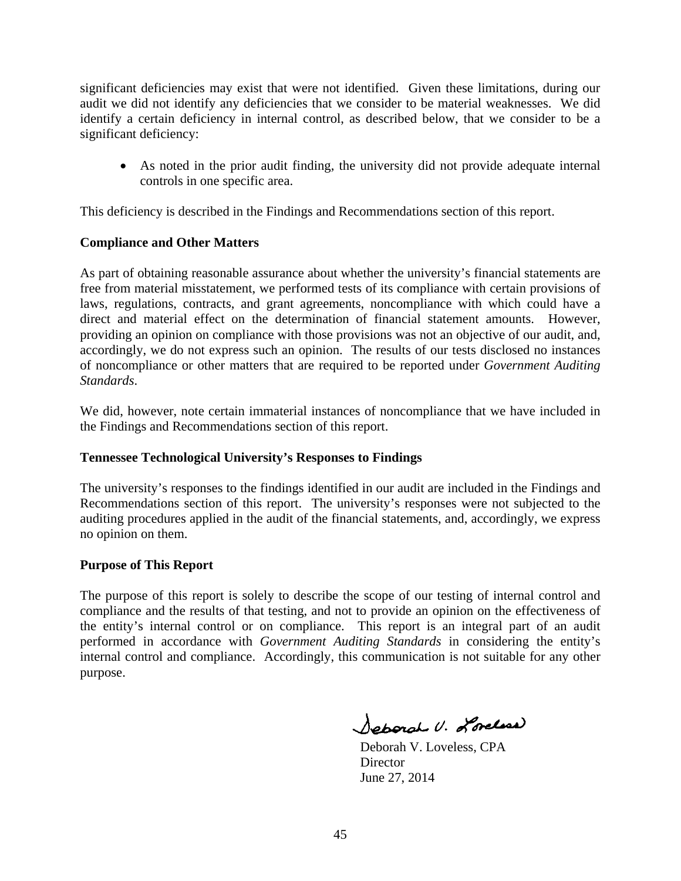significant deficiencies may exist that were not identified. Given these limitations, during our audit we did not identify any deficiencies that we consider to be material weaknesses. We did identify a certain deficiency in internal control, as described below, that we consider to be a significant deficiency:

- As noted in the prior audit finding, the university did not provide adequate internal controls in one specific area.

This deficiency is described in the Findings and Recommendations section of this report.

**Compliance and Other Matters**

As part of obtaining reasonable assurance about whether the university's financial statements are free from material misstatement, we performed tests of its compliance with certain provisions of laws, regulations, contracts, and grant agreements, noncompliance with which could have a direct and material effect on the determination of financial statement amounts. However, providing an opinion on compliance with those provisions was not an objective of our audit, and, accordingly, we do not express such an opinion. The results of our tests disclosed no instances of noncompliance or other matters that are required to be reported under *Government Auditing Standards*.

We did, however, note certain immaterial instances of noncompliance that we have included in the Findings and Recommendations section of this report.

**Tennessee Technological University's Responses to Findings**

The university's responses to the findings identified in our audit are included in the Findings and Recommendations section of this report. The university's responses were not subjected to the auditing procedures applied in the audit of the financial statements, and, accordingly, we express no opinion on them.

**Purpose of This Report**

The purpose of this report is solely to describe the scope of our testing of internal control and compliance and the results of that testing, and not to provide an opinion on the effectiveness of the entity's internal control or on compliance. This report is an integral part of an audit performed in accordance with *Government Auditing Standards* in considering the entity's internal control and compliance. Accordingly, this communication is not suitable for any other purpose.

Deborah V. Loveless

Deborah V. Loveless, CPA
Director
June 27, 2014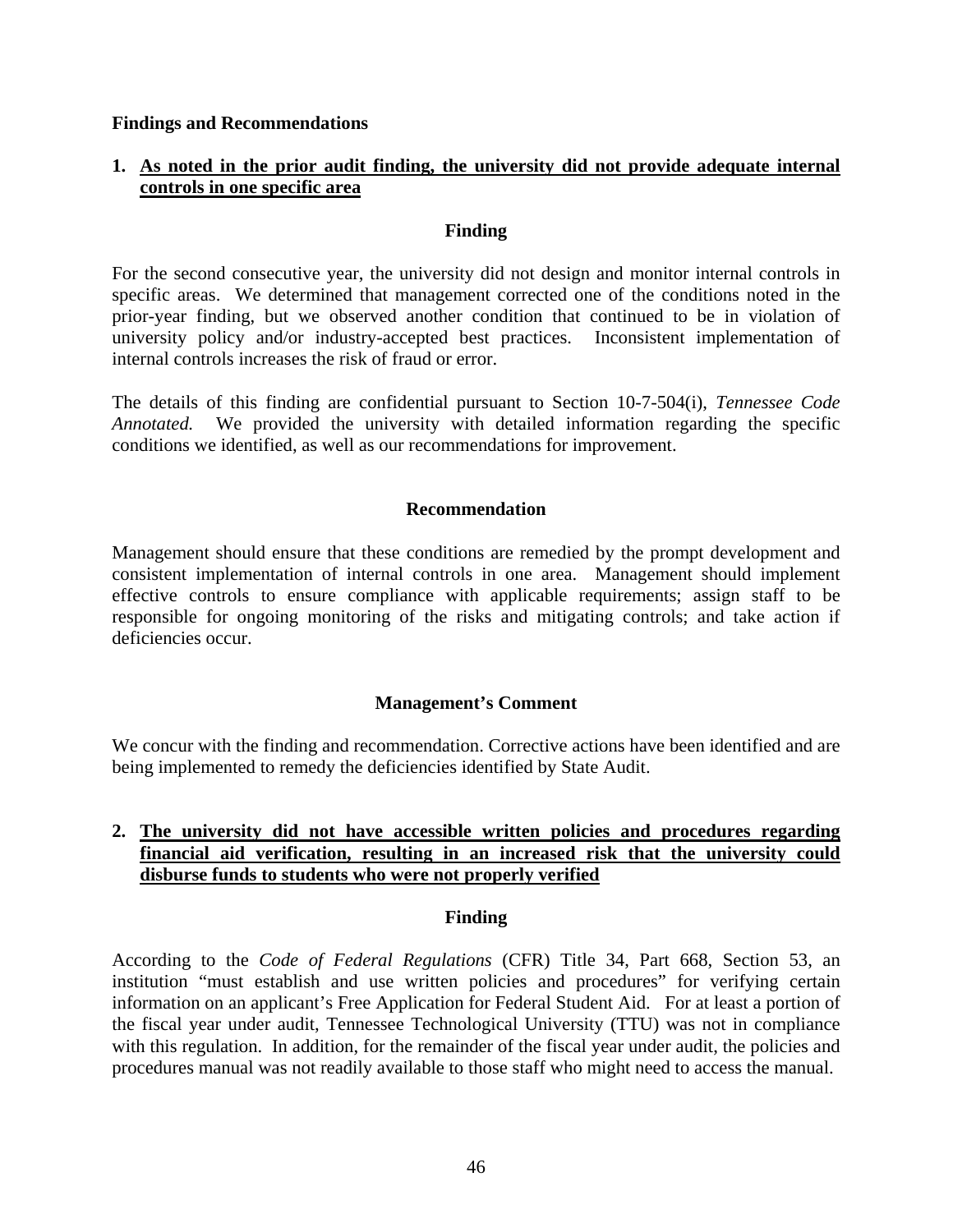## Findings and Recommendations

### 1. As noted in the prior audit finding, the university did not provide adequate internal controls in one specific area

#### Finding

For the second consecutive year, the university did not design and monitor internal controls in specific areas. We determined that management corrected one of the conditions noted in the prior-year finding, but we observed another condition that continued to be in violation of university policy and/or industry-accepted best practices. Inconsistent implementation of internal controls increases the risk of fraud or error.

The details of this finding are confidential pursuant to Section 10-7-504(i), *Tennessee Code Annotated.* We provided the university with detailed information regarding the specific conditions we identified, as well as our recommendations for improvement.

#### Recommendation

Management should ensure that these conditions are remedied by the prompt development and consistent implementation of internal controls in one area. Management should implement effective controls to ensure compliance with applicable requirements; assign staff to be responsible for ongoing monitoring of the risks and mitigating controls; and take action if deficiencies occur.

#### Management's Comment

We concur with the finding and recommendation. Corrective actions have been identified and are being implemented to remedy the deficiencies identified by State Audit.

### 2. The university did not have accessible written policies and procedures regarding financial aid verification, resulting in an increased risk that the university could disburse funds to students who were not properly verified

#### Finding

According to the *Code of Federal Regulations* (CFR) Title 34, Part 668, Section 53, an institution "must establish and use written policies and procedures" for verifying certain information on an applicant's Free Application for Federal Student Aid. For at least a portion of the fiscal year under audit, Tennessee Technological University (TTU) was not in compliance with this regulation. In addition, for the remainder of the fiscal year under audit, the policies and procedures manual was not readily available to those staff who might need to access the manual.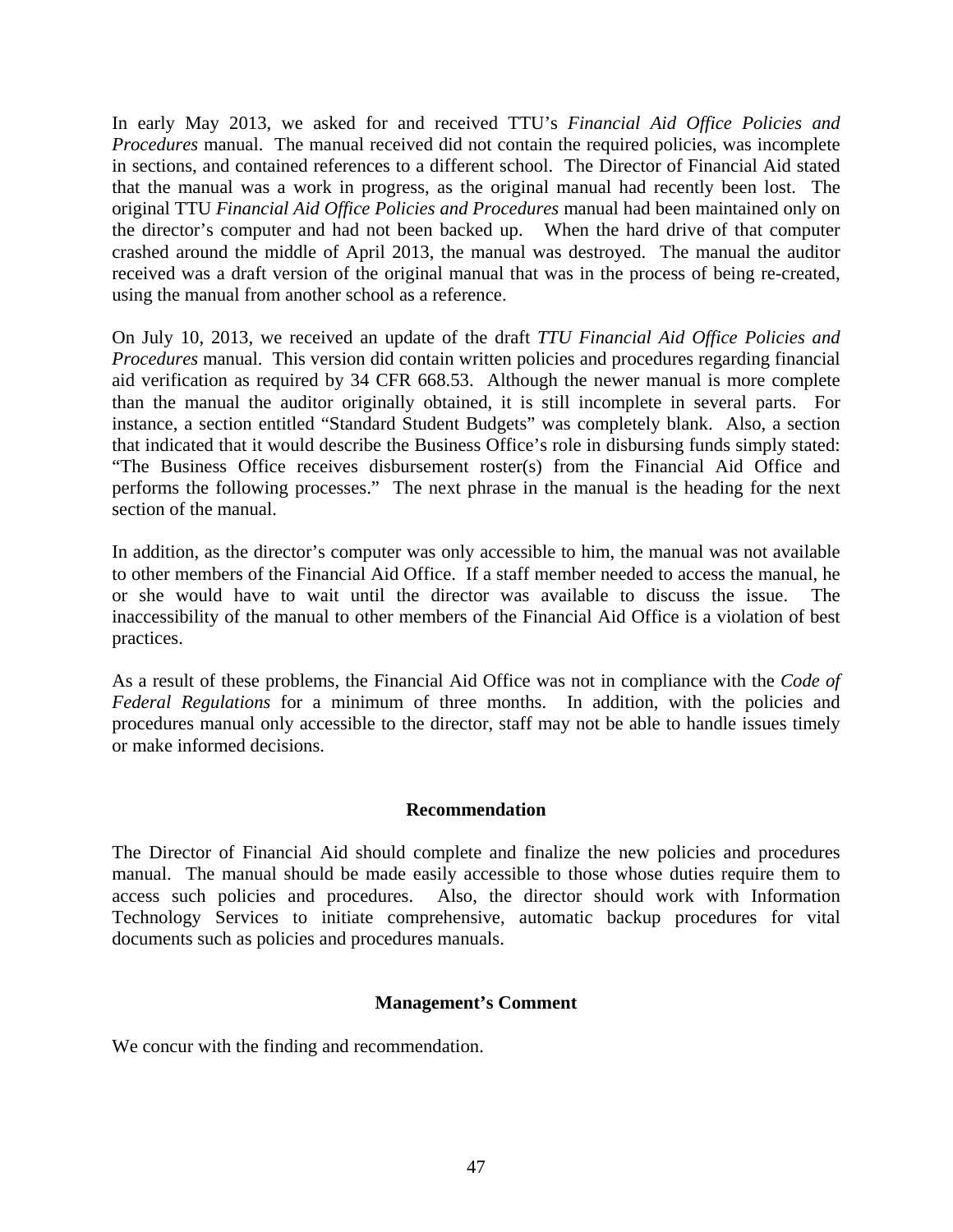In early May 2013, we asked for and received TTU's *Financial Aid Office Policies and Procedures* manual. The manual received did not contain the required policies, was incomplete in sections, and contained references to a different school. The Director of Financial Aid stated that the manual was a work in progress, as the original manual had recently been lost. The original TTU *Financial Aid Office Policies and Procedures* manual had been maintained only on the director's computer and had not been backed up. When the hard drive of that computer crashed around the middle of April 2013, the manual was destroyed. The manual the auditor received was a draft version of the original manual that was in the process of being re-created, using the manual from another school as a reference.

On July 10, 2013, we received an update of the draft *TTU Financial Aid Office Policies and Procedures* manual. This version did contain written policies and procedures regarding financial aid verification as required by 34 CFR 668.53. Although the newer manual is more complete than the manual the auditor originally obtained, it is still incomplete in several parts. For instance, a section entitled "Standard Student Budgets" was completely blank. Also, a section that indicated that it would describe the Business Office's role in disbursing funds simply stated: "The Business Office receives disbursement roster(s) from the Financial Aid Office and performs the following processes." The next phrase in the manual is the heading for the next section of the manual.

In addition, as the director's computer was only accessible to him, the manual was not available to other members of the Financial Aid Office. If a staff member needed to access the manual, he or she would have to wait until the director was available to discuss the issue. The inaccessibility of the manual to other members of the Financial Aid Office is a violation of best practices.

As a result of these problems, the Financial Aid Office was not in compliance with the *Code of Federal Regulations* for a minimum of three months. In addition, with the policies and procedures manual only accessible to the director, staff may not be able to handle issues timely or make informed decisions.

**Recommendation**

The Director of Financial Aid should complete and finalize the new policies and procedures manual. The manual should be made easily accessible to those whose duties require them to access such policies and procedures. Also, the director should work with Information Technology Services to initiate comprehensive, automatic backup procedures for vital documents such as policies and procedures manuals.

**Management's Comment**

We concur with the finding and recommendation.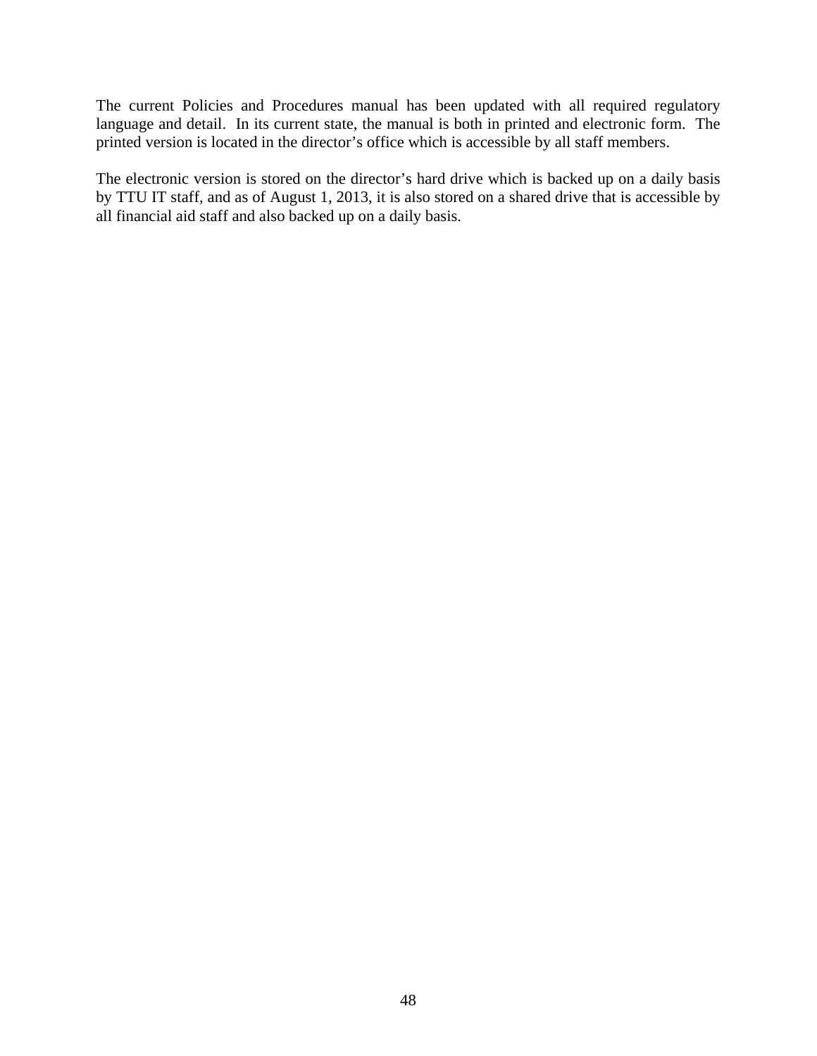The current Policies and Procedures manual has been updated with all required regulatory language and detail. In its current state, the manual is both in printed and electronic form. The printed version is located in the director's office which is accessible by all staff members.

The electronic version is stored on the director's hard drive which is backed up on a daily basis by TTU IT staff, and as of August 1, 2013, it is also stored on a shared drive that is accessible by all financial aid staff and also backed up on a daily basis.